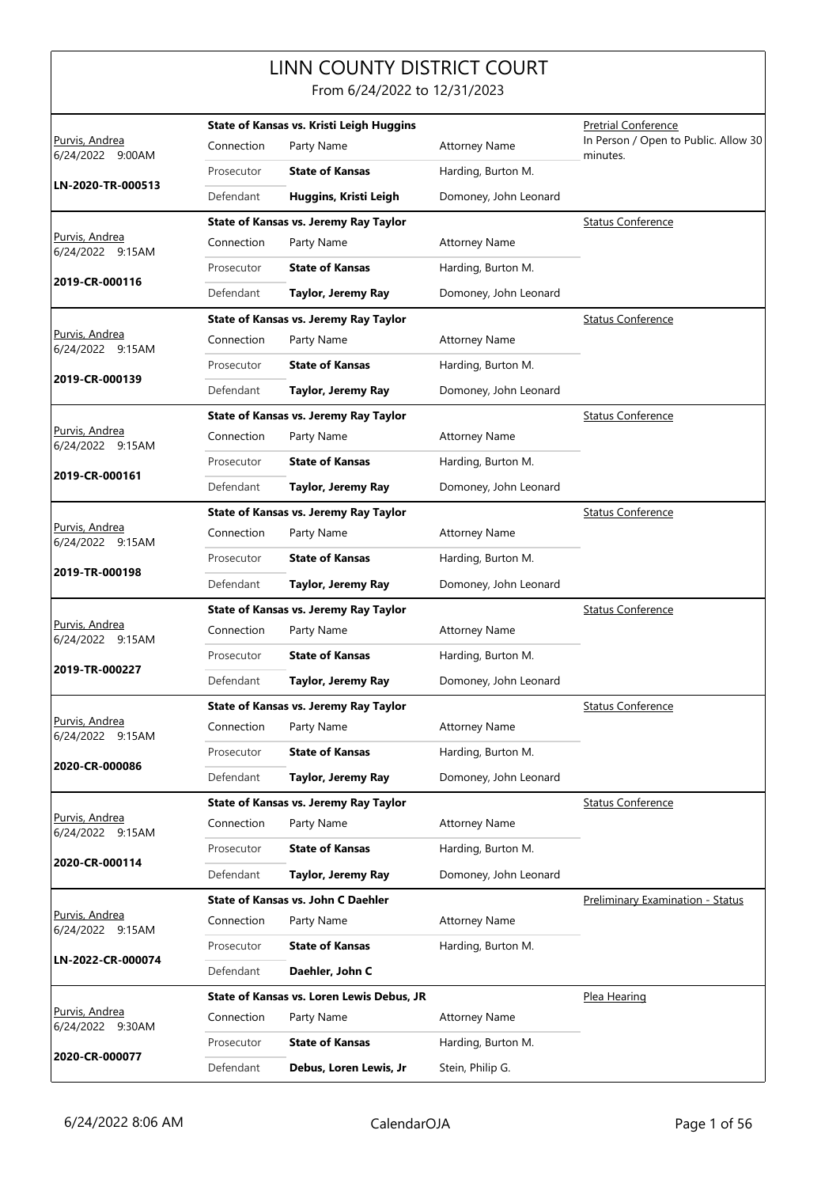# LINN COUNTY DISTRICT COURT

From 6/24/2022 to 12/31/2023

---

**Purvis, Andrea**
6/24/2022 9:00AM
**LN-2020-TR-000513**

**State of Kansas vs. Kristi Leigh Huggins**

| Connection | Party Name | Attorney Name |
|---|---|---|
| Prosecutor | **State of Kansas** | Harding, Burton M. |
| Defendant | **Huggins, Kristi Leigh** | Domoney, John Leonard |

Pretrial Conference
In Person / Open to Public. Allow 30 minutes.

---

**Purvis, Andrea**
6/24/2022 9:15AM
**2019-CR-000116**

**State of Kansas vs. Jeremy Ray Taylor**

| Connection | Party Name | Attorney Name |
|---|---|---|
| Prosecutor | **State of Kansas** | Harding, Burton M. |
| Defendant | **Taylor, Jeremy Ray** | Domoney, John Leonard |

Status Conference

---

**Purvis, Andrea**
6/24/2022 9:15AM
**2019-CR-000139**

**State of Kansas vs. Jeremy Ray Taylor**

| Connection | Party Name | Attorney Name |
|---|---|---|
| Prosecutor | **State of Kansas** | Harding, Burton M. |
| Defendant | **Taylor, Jeremy Ray** | Domoney, John Leonard |

Status Conference

---

**Purvis, Andrea**
6/24/2022 9:15AM
**2019-CR-000161**

**State of Kansas vs. Jeremy Ray Taylor**

| Connection | Party Name | Attorney Name |
|---|---|---|
| Prosecutor | **State of Kansas** | Harding, Burton M. |
| Defendant | **Taylor, Jeremy Ray** | Domoney, John Leonard |

Status Conference

---

**Purvis, Andrea**
6/24/2022 9:15AM
**2019-TR-000198**

**State of Kansas vs. Jeremy Ray Taylor**

| Connection | Party Name | Attorney Name |
|---|---|---|
| Prosecutor | **State of Kansas** | Harding, Burton M. |
| Defendant | **Taylor, Jeremy Ray** | Domoney, John Leonard |

Status Conference

---

**Purvis, Andrea**
6/24/2022 9:15AM
**2019-TR-000227**

**State of Kansas vs. Jeremy Ray Taylor**

| Connection | Party Name | Attorney Name |
|---|---|---|
| Prosecutor | **State of Kansas** | Harding, Burton M. |
| Defendant | **Taylor, Jeremy Ray** | Domoney, John Leonard |

Status Conference

---

**Purvis, Andrea**
6/24/2022 9:15AM
**2020-CR-000086**

**State of Kansas vs. Jeremy Ray Taylor**

| Connection | Party Name | Attorney Name |
|---|---|---|
| Prosecutor | **State of Kansas** | Harding, Burton M. |
| Defendant | **Taylor, Jeremy Ray** | Domoney, John Leonard |

Status Conference

---

**Purvis, Andrea**
6/24/2022 9:15AM
**2020-CR-000114**

**State of Kansas vs. Jeremy Ray Taylor**

| Connection | Party Name | Attorney Name |
|---|---|---|
| Prosecutor | **State of Kansas** | Harding, Burton M. |
| Defendant | **Taylor, Jeremy Ray** | Domoney, John Leonard |

Status Conference

---

**Purvis, Andrea**
6/24/2022 9:15AM
**LN-2022-CR-000074**

**State of Kansas vs. John C Daehler**

| Connection | Party Name | Attorney Name |
|---|---|---|
| Prosecutor | **State of Kansas** | Harding, Burton M. |
| Defendant | **Daehler, John C** | |

Preliminary Examination - Status

---

**Purvis, Andrea**
6/24/2022 9:30AM
**2020-CR-000077**

**State of Kansas vs. Loren Lewis Debus, JR**

| Connection | Party Name | Attorney Name |
|---|---|---|
| Prosecutor | **State of Kansas** | Harding, Burton M. |
| Defendant | **Debus, Loren Lewis, Jr** | Stein, Philip G. |

Plea Hearing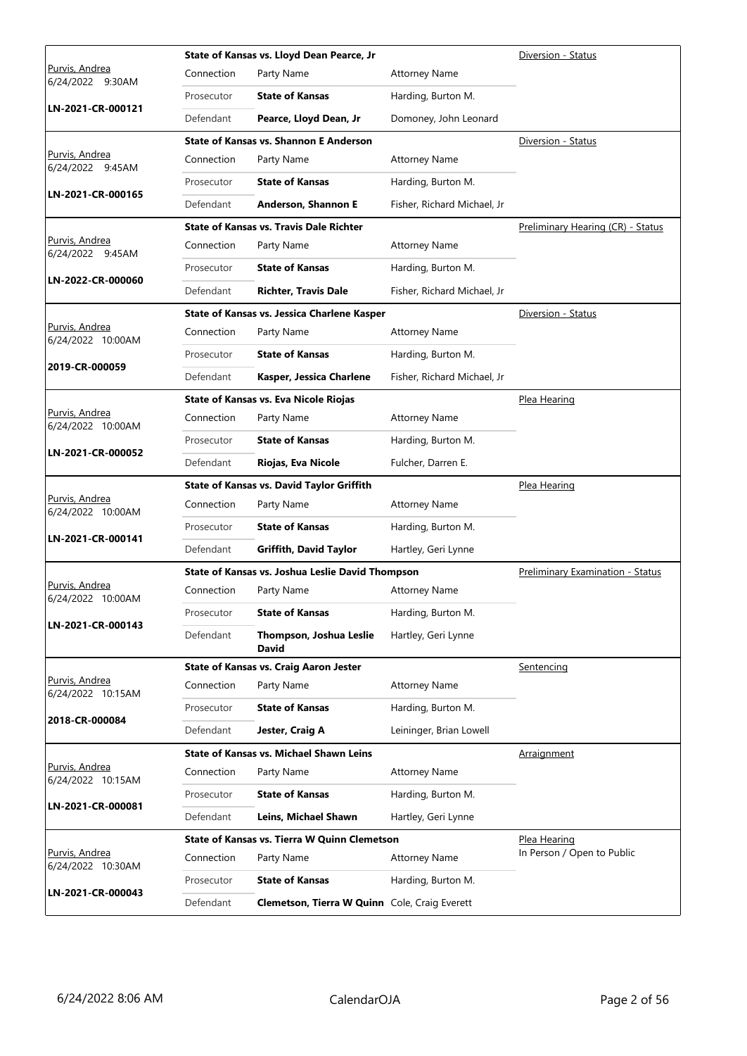| | | | | |
|---|---|---|---|---|
| Purvis, Andrea<br>6/24/2022 9:30AM<br><br>**LN-2021-CR-000121** | **State of Kansas vs. Lloyd Dean Pearce, Jr** | | | Diversion - Status |
| | Connection | Party Name | Attorney Name | |
| | Prosecutor | **State of Kansas** | Harding, Burton M. | |
| | Defendant | **Pearce, Lloyd Dean, Jr** | Domoney, John Leonard | |
| Purvis, Andrea<br>6/24/2022 9:45AM<br><br>**LN-2021-CR-000165** | **State of Kansas vs. Shannon E Anderson** | | | Diversion - Status |
| | Connection | Party Name | Attorney Name | |
| | Prosecutor | **State of Kansas** | Harding, Burton M. | |
| | Defendant | **Anderson, Shannon E** | Fisher, Richard Michael, Jr | |
| Purvis, Andrea<br>6/24/2022 9:45AM<br><br>**LN-2022-CR-000060** | **State of Kansas vs. Travis Dale Richter** | | | Preliminary Hearing (CR) - Status |
| | Connection | Party Name | Attorney Name | |
| | Prosecutor | **State of Kansas** | Harding, Burton M. | |
| | Defendant | **Richter, Travis Dale** | Fisher, Richard Michael, Jr | |
| Purvis, Andrea<br>6/24/2022 10:00AM<br><br>**2019-CR-000059** | **State of Kansas vs. Jessica Charlene Kasper** | | | Diversion - Status |
| | Connection | Party Name | Attorney Name | |
| | Prosecutor | **State of Kansas** | Harding, Burton M. | |
| | Defendant | **Kasper, Jessica Charlene** | Fisher, Richard Michael, Jr | |
| Purvis, Andrea<br>6/24/2022 10:00AM<br><br>**LN-2021-CR-000052** | **State of Kansas vs. Eva Nicole Riojas** | | | Plea Hearing |
| | Connection | Party Name | Attorney Name | |
| | Prosecutor | **State of Kansas** | Harding, Burton M. | |
| | Defendant | **Riojas, Eva Nicole** | Fulcher, Darren E. | |
| Purvis, Andrea<br>6/24/2022 10:00AM<br><br>**LN-2021-CR-000141** | **State of Kansas vs. David Taylor Griffith** | | | Plea Hearing |
| | Connection | Party Name | Attorney Name | |
| | Prosecutor | **State of Kansas** | Harding, Burton M. | |
| | Defendant | **Griffith, David Taylor** | Hartley, Geri Lynne | |
| Purvis, Andrea<br>6/24/2022 10:00AM<br><br>**LN-2021-CR-000143** | **State of Kansas vs. Joshua Leslie David Thompson** | | | Preliminary Examination - Status |
| | Connection | Party Name | Attorney Name | |
| | Prosecutor | **State of Kansas** | Harding, Burton M. | |
| | Defendant | **Thompson, Joshua Leslie David** | Hartley, Geri Lynne | |
| Purvis, Andrea<br>6/24/2022 10:15AM<br><br>**2018-CR-000084** | **State of Kansas vs. Craig Aaron Jester** | | | Sentencing |
| | Connection | Party Name | Attorney Name | |
| | Prosecutor | **State of Kansas** | Harding, Burton M. | |
| | Defendant | **Jester, Craig A** | Leininger, Brian Lowell | |
| Purvis, Andrea<br>6/24/2022 10:15AM<br><br>**LN-2021-CR-000081** | **State of Kansas vs. Michael Shawn Leins** | | | Arraignment |
| | Connection | Party Name | Attorney Name | |
| | Prosecutor | **State of Kansas** | Harding, Burton M. | |
| | Defendant | **Leins, Michael Shawn** | Hartley, Geri Lynne | |
| Purvis, Andrea<br>6/24/2022 10:30AM<br><br>**LN-2021-CR-000043** | **State of Kansas vs. Tierra W Quinn Clemetson** | | | Plea Hearing<br>In Person / Open to Public |
| | Connection | Party Name | Attorney Name | |
| | Prosecutor | **State of Kansas** | Harding, Burton M. | |
| | Defendant | **Clemetson, Tierra W Quinn** | Cole, Craig Everett | |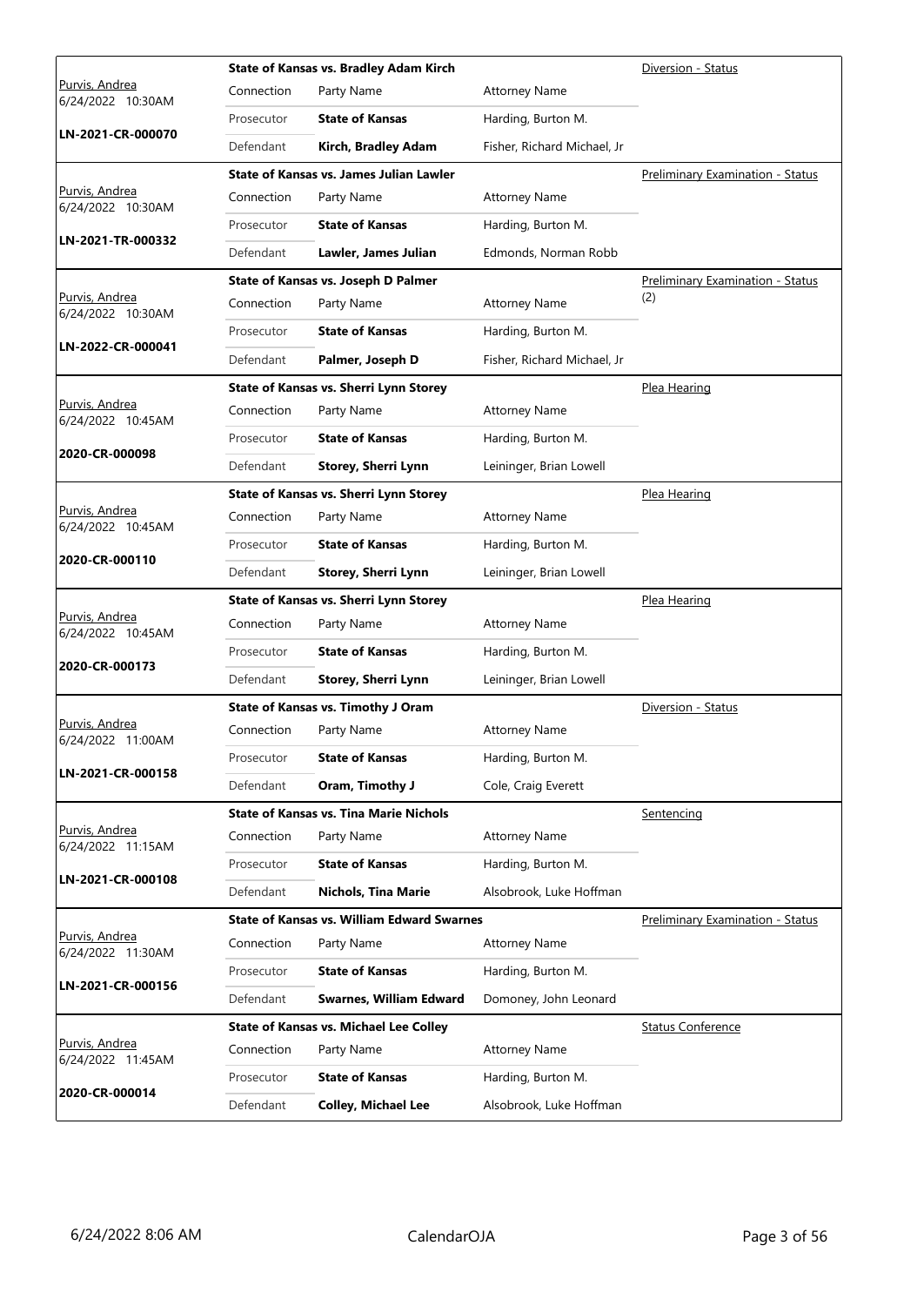| | | | | |
|---|---|---|---|---|
| Purvis, Andrea 6/24/2022 10:30AM **LN-2021-CR-000070** | **State of Kansas vs. Bradley Adam Kirch** | | | Diversion - Status |
| | Connection | Party Name | Attorney Name | |
| | Prosecutor | **State of Kansas** | Harding, Burton M. | |
| | Defendant | **Kirch, Bradley Adam** | Fisher, Richard Michael, Jr | |
| Purvis, Andrea 6/24/2022 10:30AM **LN-2021-TR-000332** | **State of Kansas vs. James Julian Lawler** | | | Preliminary Examination - Status |
| | Connection | Party Name | Attorney Name | |
| | Prosecutor | **State of Kansas** | Harding, Burton M. | |
| | Defendant | **Lawler, James Julian** | Edmonds, Norman Robb | |
| Purvis, Andrea 6/24/2022 10:30AM **LN-2022-CR-000041** | **State of Kansas vs. Joseph D Palmer** | | | Preliminary Examination - Status (2) |
| | Connection | Party Name | Attorney Name | |
| | Prosecutor | **State of Kansas** | Harding, Burton M. | |
| | Defendant | **Palmer, Joseph D** | Fisher, Richard Michael, Jr | |
| Purvis, Andrea 6/24/2022 10:45AM **2020-CR-000098** | **State of Kansas vs. Sherri Lynn Storey** | | | Plea Hearing |
| | Connection | Party Name | Attorney Name | |
| | Prosecutor | **State of Kansas** | Harding, Burton M. | |
| | Defendant | **Storey, Sherri Lynn** | Leininger, Brian Lowell | |
| Purvis, Andrea 6/24/2022 10:45AM **2020-CR-000110** | **State of Kansas vs. Sherri Lynn Storey** | | | Plea Hearing |
| | Connection | Party Name | Attorney Name | |
| | Prosecutor | **State of Kansas** | Harding, Burton M. | |
| | Defendant | **Storey, Sherri Lynn** | Leininger, Brian Lowell | |
| Purvis, Andrea 6/24/2022 10:45AM **2020-CR-000173** | **State of Kansas vs. Sherri Lynn Storey** | | | Plea Hearing |
| | Connection | Party Name | Attorney Name | |
| | Prosecutor | **State of Kansas** | Harding, Burton M. | |
| | Defendant | **Storey, Sherri Lynn** | Leininger, Brian Lowell | |
| Purvis, Andrea 6/24/2022 11:00AM **LN-2021-CR-000158** | **State of Kansas vs. Timothy J Oram** | | | Diversion - Status |
| | Connection | Party Name | Attorney Name | |
| | Prosecutor | **State of Kansas** | Harding, Burton M. | |
| | Defendant | **Oram, Timothy J** | Cole, Craig Everett | |
| Purvis, Andrea 6/24/2022 11:15AM **LN-2021-CR-000108** | **State of Kansas vs. Tina Marie Nichols** | | | Sentencing |
| | Connection | Party Name | Attorney Name | |
| | Prosecutor | **State of Kansas** | Harding, Burton M. | |
| | Defendant | **Nichols, Tina Marie** | Alsobrook, Luke Hoffman | |
| Purvis, Andrea 6/24/2022 11:30AM **LN-2021-CR-000156** | **State of Kansas vs. William Edward Swarnes** | | | Preliminary Examination - Status |
| | Connection | Party Name | Attorney Name | |
| | Prosecutor | **State of Kansas** | Harding, Burton M. | |
| | Defendant | **Swarnes, William Edward** | Domoney, John Leonard | |
| Purvis, Andrea 6/24/2022 11:45AM **2020-CR-000014** | **State of Kansas vs. Michael Lee Colley** | | | Status Conference |
| | Connection | Party Name | Attorney Name | |
| | Prosecutor | **State of Kansas** | Harding, Burton M. | |
| | Defendant | **Colley, Michael Lee** | Alsobrook, Luke Hoffman | |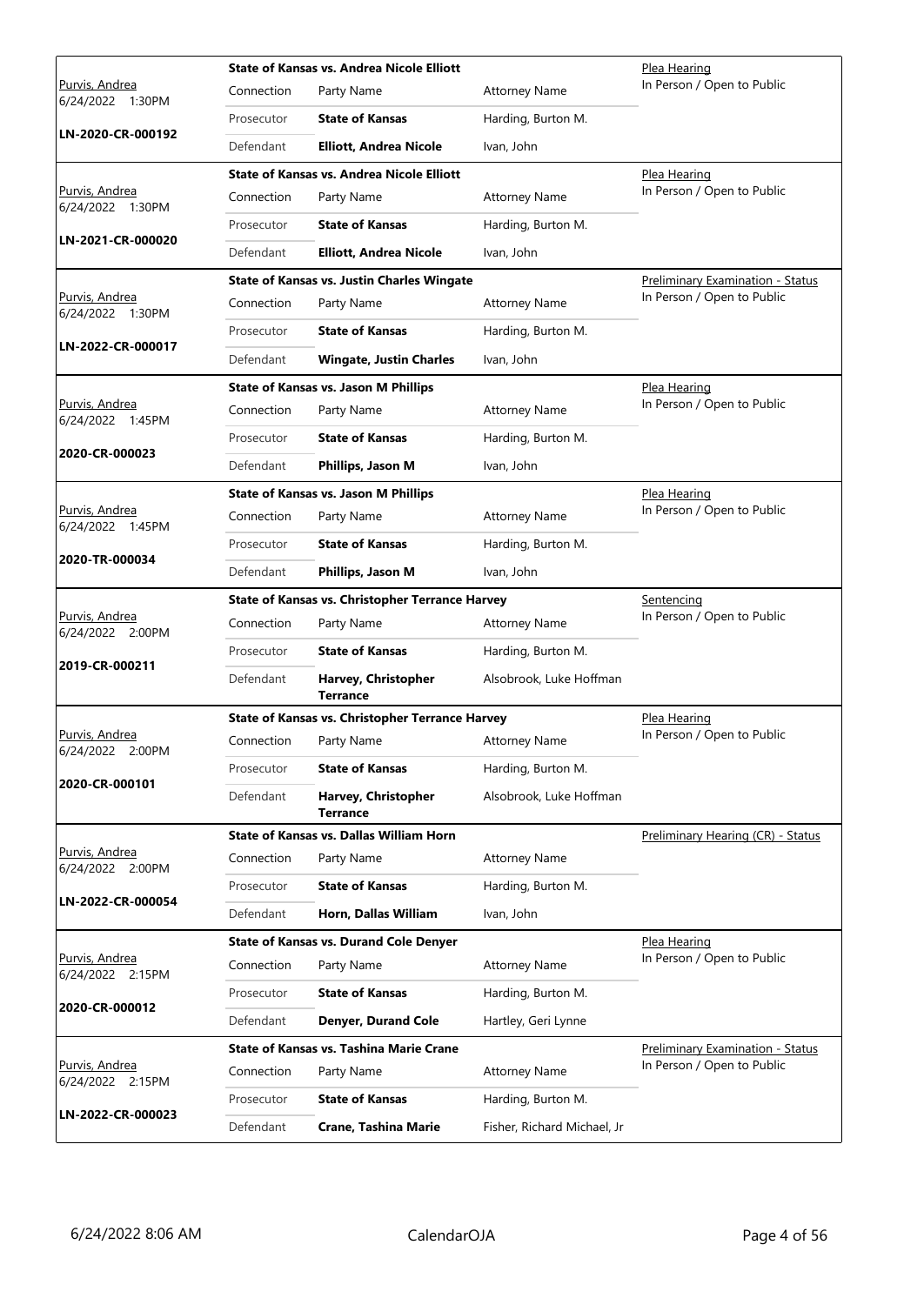| Judge / Date / Case | Case Title | Connection | Party Name | Attorney Name | Hearing Type |
|---|---|---|---|---|---|
| Purvis, Andrea 6/24/2022 1:30PM **LN-2020-CR-000192** | **State of Kansas vs. Andrea Nicole Elliott** | Prosecutor | **State of Kansas** | Harding, Burton M. | Plea Hearing In Person / Open to Public |
| | | Defendant | **Elliott, Andrea Nicole** | Ivan, John | |
| Purvis, Andrea 6/24/2022 1:30PM **LN-2021-CR-000020** | **State of Kansas vs. Andrea Nicole Elliott** | Prosecutor | **State of Kansas** | Harding, Burton M. | Plea Hearing In Person / Open to Public |
| | | Defendant | **Elliott, Andrea Nicole** | Ivan, John | |
| Purvis, Andrea 6/24/2022 1:30PM **LN-2022-CR-000017** | **State of Kansas vs. Justin Charles Wingate** | Prosecutor | **State of Kansas** | Harding, Burton M. | Preliminary Examination - Status In Person / Open to Public |
| | | Defendant | **Wingate, Justin Charles** | Ivan, John | |
| Purvis, Andrea 6/24/2022 1:45PM **2020-CR-000023** | **State of Kansas vs. Jason M Phillips** | Prosecutor | **State of Kansas** | Harding, Burton M. | Plea Hearing In Person / Open to Public |
| | | Defendant | **Phillips, Jason M** | Ivan, John | |
| Purvis, Andrea 6/24/2022 1:45PM **2020-TR-000034** | **State of Kansas vs. Jason M Phillips** | Prosecutor | **State of Kansas** | Harding, Burton M. | Plea Hearing In Person / Open to Public |
| | | Defendant | **Phillips, Jason M** | Ivan, John | |
| Purvis, Andrea 6/24/2022 2:00PM **2019-CR-000211** | **State of Kansas vs. Christopher Terrance Harvey** | Prosecutor | **State of Kansas** | Harding, Burton M. | Sentencing In Person / Open to Public |
| | | Defendant | **Harvey, Christopher Terrance** | Alsobrook, Luke Hoffman | |
| Purvis, Andrea 6/24/2022 2:00PM **2020-CR-000101** | **State of Kansas vs. Christopher Terrance Harvey** | Prosecutor | **State of Kansas** | Harding, Burton M. | Plea Hearing In Person / Open to Public |
| | | Defendant | **Harvey, Christopher Terrance** | Alsobrook, Luke Hoffman | |
| Purvis, Andrea 6/24/2022 2:00PM **LN-2022-CR-000054** | **State of Kansas vs. Dallas William Horn** | Prosecutor | **State of Kansas** | Harding, Burton M. | Preliminary Hearing (CR) - Status |
| | | Defendant | **Horn, Dallas William** | Ivan, John | |
| Purvis, Andrea 6/24/2022 2:15PM **2020-CR-000012** | **State of Kansas vs. Durand Cole Denyer** | Prosecutor | **State of Kansas** | Harding, Burton M. | Plea Hearing In Person / Open to Public |
| | | Defendant | **Denyer, Durand Cole** | Hartley, Geri Lynne | |
| Purvis, Andrea 6/24/2022 2:15PM **LN-2022-CR-000023** | **State of Kansas vs. Tashina Marie Crane** | Prosecutor | **State of Kansas** | Harding, Burton M. | Preliminary Examination - Status In Person / Open to Public |
| | | Defendant | **Crane, Tashina Marie** | Fisher, Richard Michael, Jr | |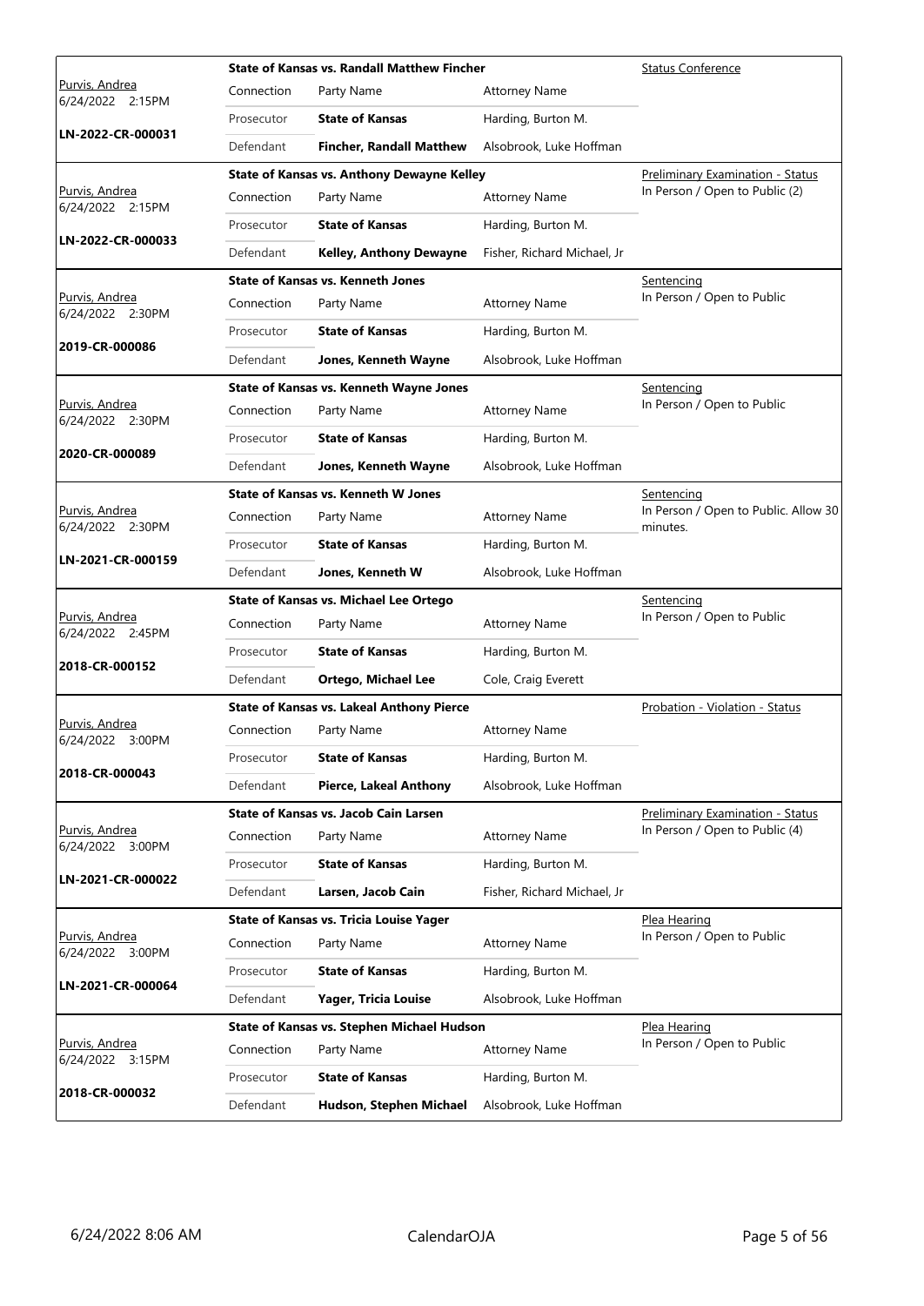| Judge / Date / Case | Case Title | Connection | Party Name | Attorney Name | Hearing |
|---|---|---|---|---|---|
| Purvis, Andrea 6/24/2022 2:15PM LN-2022-CR-000031 | State of Kansas vs. Randall Matthew Fincher | Prosecutor | **State of Kansas** | Harding, Burton M. | Status Conference |
| | | Defendant | **Fincher, Randall Matthew** | Alsobrook, Luke Hoffman | |
| Purvis, Andrea 6/24/2022 2:15PM LN-2022-CR-000033 | State of Kansas vs. Anthony Dewayne Kelley | Prosecutor | **State of Kansas** | Harding, Burton M. | Preliminary Examination - Status In Person / Open to Public (2) |
| | | Defendant | **Kelley, Anthony Dewayne** | Fisher, Richard Michael, Jr | |
| Purvis, Andrea 6/24/2022 2:30PM 2019-CR-000086 | State of Kansas vs. Kenneth Jones | Prosecutor | **State of Kansas** | Harding, Burton M. | Sentencing In Person / Open to Public |
| | | Defendant | **Jones, Kenneth Wayne** | Alsobrook, Luke Hoffman | |
| Purvis, Andrea 6/24/2022 2:30PM 2020-CR-000089 | State of Kansas vs. Kenneth Wayne Jones | Prosecutor | **State of Kansas** | Harding, Burton M. | Sentencing In Person / Open to Public |
| | | Defendant | **Jones, Kenneth Wayne** | Alsobrook, Luke Hoffman | |
| Purvis, Andrea 6/24/2022 2:30PM LN-2021-CR-000159 | State of Kansas vs. Kenneth W Jones | Prosecutor | **State of Kansas** | Harding, Burton M. | Sentencing In Person / Open to Public. Allow 30 minutes. |
| | | Defendant | **Jones, Kenneth W** | Alsobrook, Luke Hoffman | |
| Purvis, Andrea 6/24/2022 2:45PM 2018-CR-000152 | State of Kansas vs. Michael Lee Ortego | Prosecutor | **State of Kansas** | Harding, Burton M. | Sentencing In Person / Open to Public |
| | | Defendant | **Ortego, Michael Lee** | Cole, Craig Everett | |
| Purvis, Andrea 6/24/2022 3:00PM 2018-CR-000043 | State of Kansas vs. Lakeal Anthony Pierce | Prosecutor | **State of Kansas** | Harding, Burton M. | Probation - Violation - Status |
| | | Defendant | **Pierce, Lakeal Anthony** | Alsobrook, Luke Hoffman | |
| Purvis, Andrea 6/24/2022 3:00PM LN-2021-CR-000022 | State of Kansas vs. Jacob Cain Larsen | Prosecutor | **State of Kansas** | Harding, Burton M. | Preliminary Examination - Status In Person / Open to Public (4) |
| | | Defendant | **Larsen, Jacob Cain** | Fisher, Richard Michael, Jr | |
| Purvis, Andrea 6/24/2022 3:00PM LN-2021-CR-000064 | State of Kansas vs. Tricia Louise Yager | Prosecutor | **State of Kansas** | Harding, Burton M. | Plea Hearing In Person / Open to Public |
| | | Defendant | **Yager, Tricia Louise** | Alsobrook, Luke Hoffman | |
| Purvis, Andrea 6/24/2022 3:15PM 2018-CR-000032 | State of Kansas vs. Stephen Michael Hudson | Prosecutor | **State of Kansas** | Harding, Burton M. | Plea Hearing In Person / Open to Public |
| | | Defendant | **Hudson, Stephen Michael** | Alsobrook, Luke Hoffman | |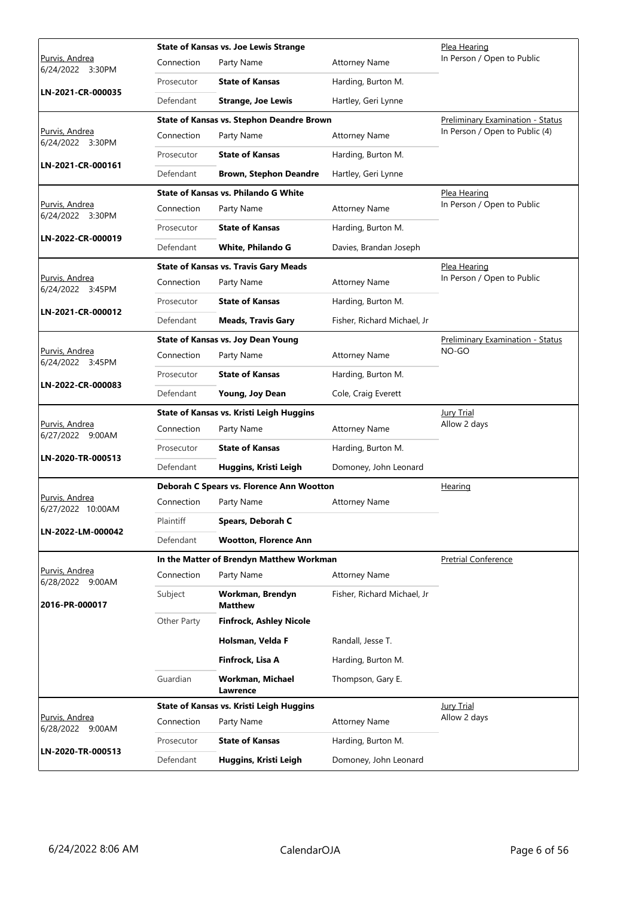| Judge / Date / Case | Connection | Party Name | Attorney Name | Hearing |
|---|---|---|---|---|
| Purvis, Andrea 6/24/2022 3:30PM **LN-2021-CR-000035** | **State of Kansas vs. Joe Lewis Strange** | | | Plea Hearing In Person / Open to Public |
| | Connection | Party Name | Attorney Name | |
| | Prosecutor | **State of Kansas** | Harding, Burton M. | |
| | Defendant | **Strange, Joe Lewis** | Hartley, Geri Lynne | |
| Purvis, Andrea 6/24/2022 3:30PM **LN-2021-CR-000161** | **State of Kansas vs. Stephon Deandre Brown** | | | Preliminary Examination - Status In Person / Open to Public (4) |
| | Connection | Party Name | Attorney Name | |
| | Prosecutor | **State of Kansas** | Harding, Burton M. | |
| | Defendant | **Brown, Stephon Deandre** | Hartley, Geri Lynne | |
| Purvis, Andrea 6/24/2022 3:30PM **LN-2022-CR-000019** | **State of Kansas vs. Philando G White** | | | Plea Hearing In Person / Open to Public |
| | Connection | Party Name | Attorney Name | |
| | Prosecutor | **State of Kansas** | Harding, Burton M. | |
| | Defendant | **White, Philando G** | Davies, Brandan Joseph | |
| Purvis, Andrea 6/24/2022 3:45PM **LN-2021-CR-000012** | **State of Kansas vs. Travis Gary Meads** | | | Plea Hearing In Person / Open to Public |
| | Connection | Party Name | Attorney Name | |
| | Prosecutor | **State of Kansas** | Harding, Burton M. | |
| | Defendant | **Meads, Travis Gary** | Fisher, Richard Michael, Jr | |
| Purvis, Andrea 6/24/2022 3:45PM **LN-2022-CR-000083** | **State of Kansas vs. Joy Dean Young** | | | Preliminary Examination - Status NO-GO |
| | Connection | Party Name | Attorney Name | |
| | Prosecutor | **State of Kansas** | Harding, Burton M. | |
| | Defendant | **Young, Joy Dean** | Cole, Craig Everett | |
| Purvis, Andrea 6/27/2022 9:00AM **LN-2020-TR-000513** | **State of Kansas vs. Kristi Leigh Huggins** | | | Jury Trial Allow 2 days |
| | Connection | Party Name | Attorney Name | |
| | Prosecutor | **State of Kansas** | Harding, Burton M. | |
| | Defendant | **Huggins, Kristi Leigh** | Domoney, John Leonard | |
| Purvis, Andrea 6/27/2022 10:00AM **LN-2022-LM-000042** | **Deborah C Spears vs. Florence Ann Wootton** | | | Hearing |
| | Connection | Party Name | Attorney Name | |
| | Plaintiff | **Spears, Deborah C** | | |
| | Defendant | **Wootton, Florence Ann** | | |
| Purvis, Andrea 6/28/2022 9:00AM **2016-PR-000017** | **In the Matter of Brendyn Matthew Workman** | | | Pretrial Conference |
| | Connection | Party Name | Attorney Name | |
| | Subject | **Workman, Brendyn Matthew** | Fisher, Richard Michael, Jr | |
| | Other Party | **Finfrock, Ashley Nicole** | | |
| | | **Holsman, Velda F** | Randall, Jesse T. | |
| | | **Finfrock, Lisa A** | Harding, Burton M. | |
| | Guardian | **Workman, Michael Lawrence** | Thompson, Gary E. | |
| Purvis, Andrea 6/28/2022 9:00AM **LN-2020-TR-000513** | **State of Kansas vs. Kristi Leigh Huggins** | | | Jury Trial Allow 2 days |
| | Connection | Party Name | Attorney Name | |
| | Prosecutor | **State of Kansas** | Harding, Burton M. | |
| | Defendant | **Huggins, Kristi Leigh** | Domoney, John Leonard | |

6/24/2022 8:06 AM CalendarOJA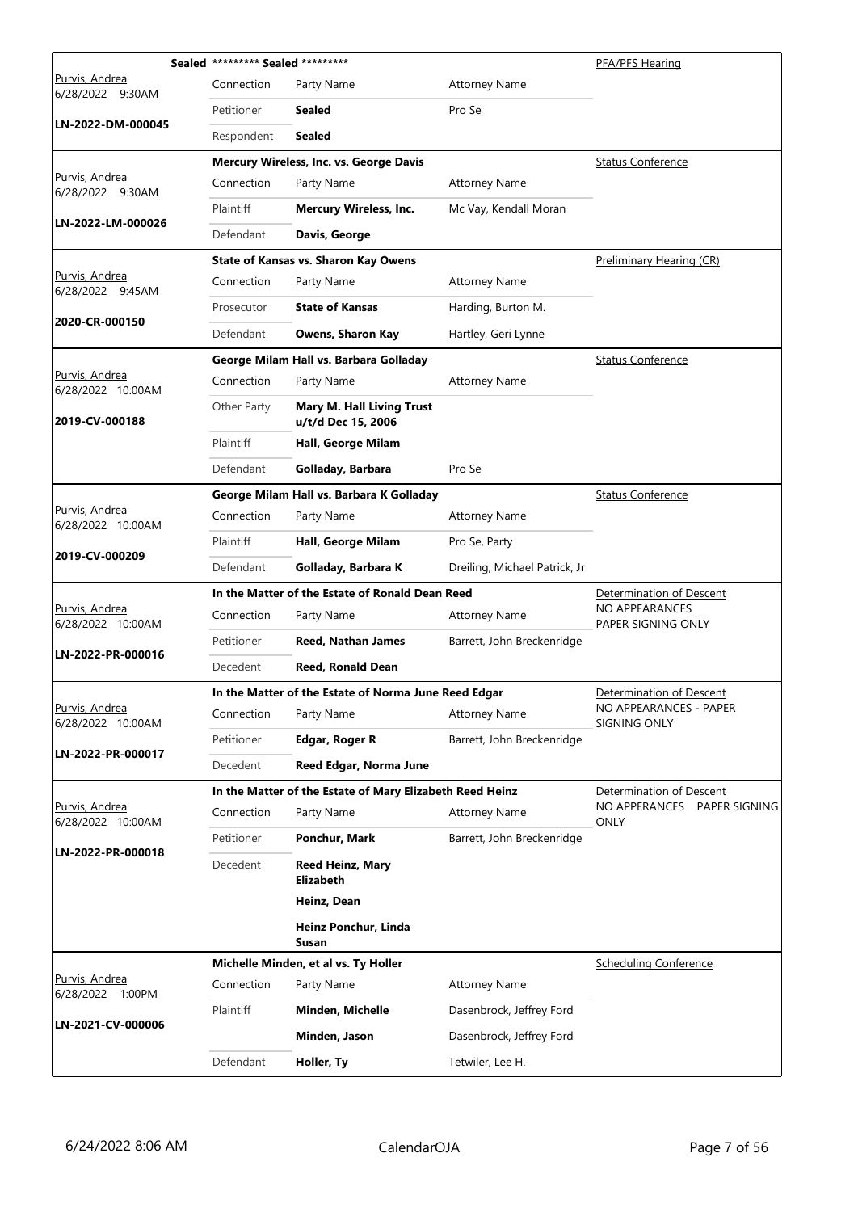| | | | | |
|---|---|---|---|---|
| | **Sealed** | ********* Sealed ********* | | PFA/PFS Hearing |
| Purvis, Andrea 6/28/2022 9:30AM | Connection | Party Name | Attorney Name | |
| | Petitioner | **Sealed** | Pro Se | |
| **LN-2022-DM-000045** | Respondent | **Sealed** | | |
| | | **Mercury Wireless, Inc. vs. George Davis** | | Status Conference |
| Purvis, Andrea 6/28/2022 9:30AM | Connection | Party Name | Attorney Name | |
| | Plaintiff | **Mercury Wireless, Inc.** | Mc Vay, Kendall Moran | |
| **LN-2022-LM-000026** | Defendant | **Davis, George** | | |
| | | **State of Kansas vs. Sharon Kay Owens** | | Preliminary Hearing (CR) |
| Purvis, Andrea 6/28/2022 9:45AM | Connection | Party Name | Attorney Name | |
| | Prosecutor | **State of Kansas** | Harding, Burton M. | |
| **2020-CR-000150** | Defendant | **Owens, Sharon Kay** | Hartley, Geri Lynne | |
| | | **George Milam Hall vs. Barbara Golladay** | | Status Conference |
| Purvis, Andrea 6/28/2022 10:00AM | Connection | Party Name | Attorney Name | |
| **2019-CV-000188** | Other Party | **Mary M. Hall Living Trust u/t/d Dec 15, 2006** | | |
| | Plaintiff | **Hall, George Milam** | | |
| | Defendant | **Golladay, Barbara** | Pro Se | |
| | | **George Milam Hall vs. Barbara K Golladay** | | Status Conference |
| Purvis, Andrea 6/28/2022 10:00AM | Connection | Party Name | Attorney Name | |
| | Plaintiff | **Hall, George Milam** | Pro Se, Party | |
| **2019-CV-000209** | Defendant | **Golladay, Barbara K** | Dreiling, Michael Patrick, Jr | |
| | | **In the Matter of the Estate of Ronald Dean Reed** | | Determination of Descent NO APPEARANCES PAPER SIGNING ONLY |
| Purvis, Andrea 6/28/2022 10:00AM | Connection | Party Name | Attorney Name | |
| | Petitioner | **Reed, Nathan James** | Barrett, John Breckenridge | |
| **LN-2022-PR-000016** | Decedent | **Reed, Ronald Dean** | | |
| | | **In the Matter of the Estate of Norma June Reed Edgar** | | Determination of Descent NO APPEARANCES - PAPER SIGNING ONLY |
| Purvis, Andrea 6/28/2022 10:00AM | Connection | Party Name | Attorney Name | |
| | Petitioner | **Edgar, Roger R** | Barrett, John Breckenridge | |
| **LN-2022-PR-000017** | Decedent | **Reed Edgar, Norma June** | | |
| | | **In the Matter of the Estate of Mary Elizabeth Reed Heinz** | | Determination of Descent NO APPERANCES PAPER SIGNING ONLY |
| Purvis, Andrea 6/28/2022 10:00AM | Connection | Party Name | Attorney Name | |
| | Petitioner | **Ponchur, Mark** | Barrett, John Breckenridge | |
| **LN-2022-PR-000018** | Decedent | **Reed Heinz, Mary Elizabeth** | | |
| | | **Heinz, Dean** | | |
| | | **Heinz Ponchur, Linda Susan** | | |
| | | **Michelle Minden, et al vs. Ty Holler** | | Scheduling Conference |
| Purvis, Andrea 6/28/2022 1:00PM | Connection | Party Name | Attorney Name | |
| | Plaintiff | **Minden, Michelle** | Dasenbrock, Jeffrey Ford | |
| **LN-2021-CV-000006** | | **Minden, Jason** | Dasenbrock, Jeffrey Ford | |
| | Defendant | **Holler, Ty** | Tetwiler, Lee H. | |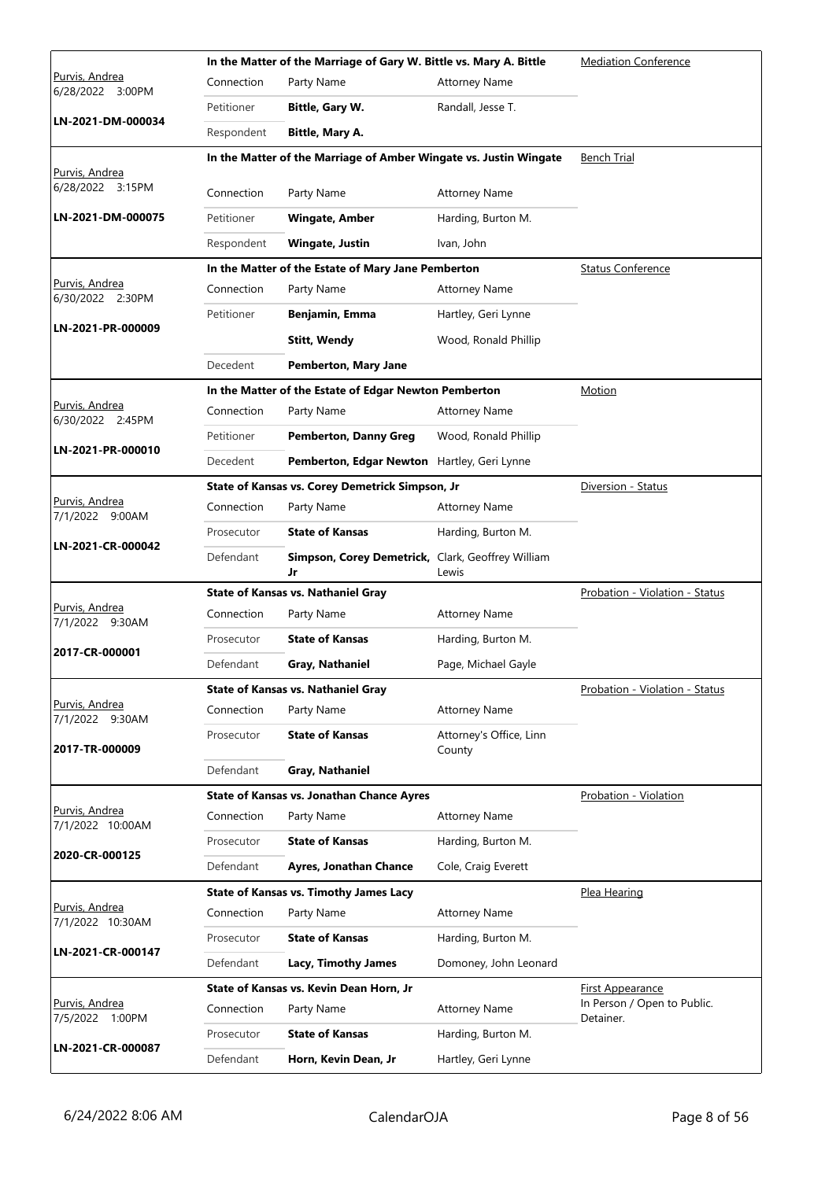| | | | | |
|---|---|---|---|---|
| Purvis, Andrea<br>6/28/2022 3:00PM<br>**LN-2021-DM-000034** | **In the Matter of the Marriage of Gary W. Bittle vs. Mary A. Bittle** | | | Mediation Conference |
| | Connection | Party Name | Attorney Name | |
| | Petitioner | **Bittle, Gary W.** | Randall, Jesse T. | |
| | Respondent | **Bittle, Mary A.** | | |
| Purvis, Andrea<br>6/28/2022 3:15PM<br>**LN-2021-DM-000075** | **In the Matter of the Marriage of Amber Wingate vs. Justin Wingate** | | | Bench Trial |
| | Connection | Party Name | Attorney Name | |
| | Petitioner | **Wingate, Amber** | Harding, Burton M. | |
| | Respondent | **Wingate, Justin** | Ivan, John | |
| Purvis, Andrea<br>6/30/2022 2:30PM<br>**LN-2021-PR-000009** | **In the Matter of the Estate of Mary Jane Pemberton** | | | Status Conference |
| | Connection | Party Name | Attorney Name | |
| | Petitioner | **Benjamin, Emma** | Hartley, Geri Lynne | |
| | | **Stitt, Wendy** | Wood, Ronald Phillip | |
| | Decedent | **Pemberton, Mary Jane** | | |
| Purvis, Andrea<br>6/30/2022 2:45PM<br>**LN-2021-PR-000010** | **In the Matter of the Estate of Edgar Newton Pemberton** | | | Motion |
| | Connection | Party Name | Attorney Name | |
| | Petitioner | **Pemberton, Danny Greg** | Wood, Ronald Phillip | |
| | Decedent | **Pemberton, Edgar Newton** | Hartley, Geri Lynne | |
| Purvis, Andrea<br>7/1/2022 9:00AM<br>**LN-2021-CR-000042** | **State of Kansas vs. Corey Demetrick Simpson, Jr** | | | Diversion - Status |
| | Connection | Party Name | Attorney Name | |
| | Prosecutor | **State of Kansas** | Harding, Burton M. | |
| | Defendant | **Simpson, Corey Demetrick, Jr** | Clark, Geoffrey William Lewis | |
| Purvis, Andrea<br>7/1/2022 9:30AM<br>**2017-CR-000001** | **State of Kansas vs. Nathaniel Gray** | | | Probation - Violation - Status |
| | Connection | Party Name | Attorney Name | |
| | Prosecutor | **State of Kansas** | Harding, Burton M. | |
| | Defendant | **Gray, Nathaniel** | Page, Michael Gayle | |
| Purvis, Andrea<br>7/1/2022 9:30AM<br>**2017-TR-000009** | **State of Kansas vs. Nathaniel Gray** | | | Probation - Violation - Status |
| | Connection | Party Name | Attorney Name | |
| | Prosecutor | **State of Kansas** | Attorney's Office, Linn County | |
| | Defendant | **Gray, Nathaniel** | | |
| Purvis, Andrea<br>7/1/2022 10:00AM<br>**2020-CR-000125** | **State of Kansas vs. Jonathan Chance Ayres** | | | Probation - Violation |
| | Connection | Party Name | Attorney Name | |
| | Prosecutor | **State of Kansas** | Harding, Burton M. | |
| | Defendant | **Ayres, Jonathan Chance** | Cole, Craig Everett | |
| Purvis, Andrea<br>7/1/2022 10:30AM<br>**LN-2021-CR-000147** | **State of Kansas vs. Timothy James Lacy** | | | Plea Hearing |
| | Connection | Party Name | Attorney Name | |
| | Prosecutor | **State of Kansas** | Harding, Burton M. | |
| | Defendant | **Lacy, Timothy James** | Domoney, John Leonard | |
| Purvis, Andrea<br>7/5/2022 1:00PM<br>**LN-2021-CR-000087** | **State of Kansas vs. Kevin Dean Horn, Jr** | | | First Appearance<br>In Person / Open to Public. Detainer. |
| | Connection | Party Name | Attorney Name | |
| | Prosecutor | **State of Kansas** | Harding, Burton M. | |
| | Defendant | **Horn, Kevin Dean, Jr** | Hartley, Geri Lynne | |

6/24/2022 8:06 AM CalendarOJA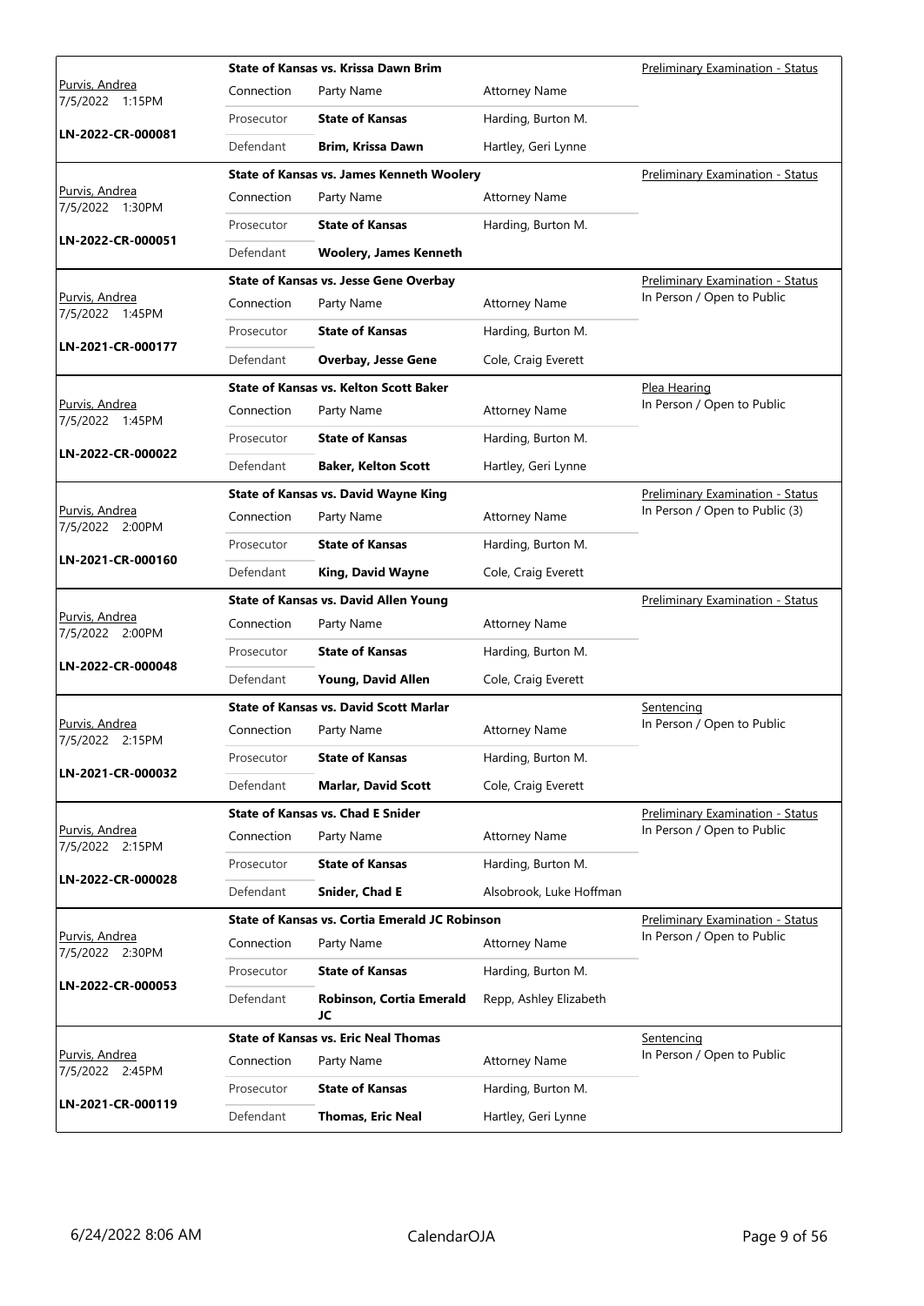| Judge / Date / Case | Connection | Party Name | Attorney Name | Hearing Type |
|---|---|---|---|---|
| Purvis, Andrea 7/5/2022 1:15PM LN-2022-CR-000081 | **State of Kansas vs. Krissa Dawn Brim** | | | Preliminary Examination - Status |
| | Prosecutor | **State of Kansas** | Harding, Burton M. | |
| | Defendant | **Brim, Krissa Dawn** | Hartley, Geri Lynne | |
| Purvis, Andrea 7/5/2022 1:30PM LN-2022-CR-000051 | **State of Kansas vs. James Kenneth Woolery** | | | Preliminary Examination - Status |
| | Prosecutor | **State of Kansas** | Harding, Burton M. | |
| | Defendant | **Woolery, James Kenneth** | | |
| Purvis, Andrea 7/5/2022 1:45PM LN-2021-CR-000177 | **State of Kansas vs. Jesse Gene Overbay** | | | Preliminary Examination - Status In Person / Open to Public |
| | Prosecutor | **State of Kansas** | Harding, Burton M. | |
| | Defendant | **Overbay, Jesse Gene** | Cole, Craig Everett | |
| Purvis, Andrea 7/5/2022 1:45PM LN-2022-CR-000022 | **State of Kansas vs. Kelton Scott Baker** | | | Plea Hearing In Person / Open to Public |
| | Prosecutor | **State of Kansas** | Harding, Burton M. | |
| | Defendant | **Baker, Kelton Scott** | Hartley, Geri Lynne | |
| Purvis, Andrea 7/5/2022 2:00PM LN-2021-CR-000160 | **State of Kansas vs. David Wayne King** | | | Preliminary Examination - Status In Person / Open to Public (3) |
| | Prosecutor | **State of Kansas** | Harding, Burton M. | |
| | Defendant | **King, David Wayne** | Cole, Craig Everett | |
| Purvis, Andrea 7/5/2022 2:00PM LN-2022-CR-000048 | **State of Kansas vs. David Allen Young** | | | Preliminary Examination - Status |
| | Prosecutor | **State of Kansas** | Harding, Burton M. | |
| | Defendant | **Young, David Allen** | Cole, Craig Everett | |
| Purvis, Andrea 7/5/2022 2:15PM LN-2021-CR-000032 | **State of Kansas vs. David Scott Marlar** | | | Sentencing In Person / Open to Public |
| | Prosecutor | **State of Kansas** | Harding, Burton M. | |
| | Defendant | **Marlar, David Scott** | Cole, Craig Everett | |
| Purvis, Andrea 7/5/2022 2:15PM LN-2022-CR-000028 | **State of Kansas vs. Chad E Snider** | | | Preliminary Examination - Status In Person / Open to Public |
| | Prosecutor | **State of Kansas** | Harding, Burton M. | |
| | Defendant | **Snider, Chad E** | Alsobrook, Luke Hoffman | |
| Purvis, Andrea 7/5/2022 2:30PM LN-2022-CR-000053 | **State of Kansas vs. Cortia Emerald JC Robinson** | | | Preliminary Examination - Status In Person / Open to Public |
| | Prosecutor | **State of Kansas** | Harding, Burton M. | |
| | Defendant | **Robinson, Cortia Emerald JC** | Repp, Ashley Elizabeth | |
| Purvis, Andrea 7/5/2022 2:45PM LN-2021-CR-000119 | **State of Kansas vs. Eric Neal Thomas** | | | Sentencing In Person / Open to Public |
| | Prosecutor | **State of Kansas** | Harding, Burton M. | |
| | Defendant | **Thomas, Eric Neal** | Hartley, Geri Lynne | |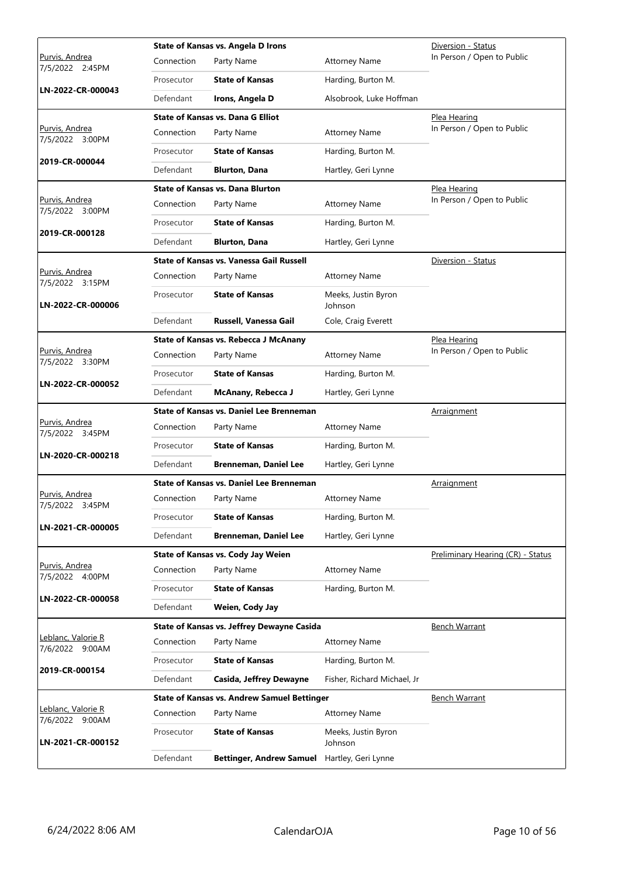| Judge / Date / Case | Case Title | | | Hearing Type |
|---|---|---|---|---|
| Purvis, Andrea<br>7/5/2022 2:45PM<br>**LN-2022-CR-000043** | **State of Kansas vs. Angela D Irons** | | | Diversion - Status<br>In Person / Open to Public |
| | Connection | Party Name | Attorney Name | |
| | Prosecutor | **State of Kansas** | Harding, Burton M. | |
| | Defendant | **Irons, Angela D** | Alsobrook, Luke Hoffman | |
| Purvis, Andrea<br>7/5/2022 3:00PM<br>**2019-CR-000044** | **State of Kansas vs. Dana G Elliot** | | | Plea Hearing<br>In Person / Open to Public |
| | Connection | Party Name | Attorney Name | |
| | Prosecutor | **State of Kansas** | Harding, Burton M. | |
| | Defendant | **Blurton, Dana** | Hartley, Geri Lynne | |
| Purvis, Andrea<br>7/5/2022 3:00PM<br>**2019-CR-000128** | **State of Kansas vs. Dana Blurton** | | | Plea Hearing<br>In Person / Open to Public |
| | Connection | Party Name | Attorney Name | |
| | Prosecutor | **State of Kansas** | Harding, Burton M. | |
| | Defendant | **Blurton, Dana** | Hartley, Geri Lynne | |
| Purvis, Andrea<br>7/5/2022 3:15PM<br>**LN-2022-CR-000006** | **State of Kansas vs. Vanessa Gail Russell** | | | Diversion - Status |
| | Connection | Party Name | Attorney Name | |
| | Prosecutor | **State of Kansas** | Meeks, Justin Byron Johnson | |
| | Defendant | **Russell, Vanessa Gail** | Cole, Craig Everett | |
| Purvis, Andrea<br>7/5/2022 3:30PM<br>**LN-2022-CR-000052** | **State of Kansas vs. Rebecca J McAnany** | | | Plea Hearing<br>In Person / Open to Public |
| | Connection | Party Name | Attorney Name | |
| | Prosecutor | **State of Kansas** | Harding, Burton M. | |
| | Defendant | **McAnany, Rebecca J** | Hartley, Geri Lynne | |
| Purvis, Andrea<br>7/5/2022 3:45PM<br>**LN-2020-CR-000218** | **State of Kansas vs. Daniel Lee Brenneman** | | | Arraignment |
| | Connection | Party Name | Attorney Name | |
| | Prosecutor | **State of Kansas** | Harding, Burton M. | |
| | Defendant | **Brenneman, Daniel Lee** | Hartley, Geri Lynne | |
| Purvis, Andrea<br>7/5/2022 3:45PM<br>**LN-2021-CR-000005** | **State of Kansas vs. Daniel Lee Brenneman** | | | Arraignment |
| | Connection | Party Name | Attorney Name | |
| | Prosecutor | **State of Kansas** | Harding, Burton M. | |
| | Defendant | **Brenneman, Daniel Lee** | Hartley, Geri Lynne | |
| Purvis, Andrea<br>7/5/2022 4:00PM<br>**LN-2022-CR-000058** | **State of Kansas vs. Cody Jay Weien** | | | Preliminary Hearing (CR) - Status |
| | Connection | Party Name | Attorney Name | |
| | Prosecutor | **State of Kansas** | Harding, Burton M. | |
| | Defendant | **Weien, Cody Jay** | | |
| Leblanc, Valorie R<br>7/6/2022 9:00AM<br>**2019-CR-000154** | **State of Kansas vs. Jeffrey Dewayne Casida** | | | Bench Warrant |
| | Connection | Party Name | Attorney Name | |
| | Prosecutor | **State of Kansas** | Harding, Burton M. | |
| | Defendant | **Casida, Jeffrey Dewayne** | Fisher, Richard Michael, Jr | |
| Leblanc, Valorie R<br>7/6/2022 9:00AM<br>**LN-2021-CR-000152** | **State of Kansas vs. Andrew Samuel Bettinger** | | | Bench Warrant |
| | Connection | Party Name | Attorney Name | |
| | Prosecutor | **State of Kansas** | Meeks, Justin Byron Johnson | |
| | Defendant | **Bettinger, Andrew Samuel** | Hartley, Geri Lynne | |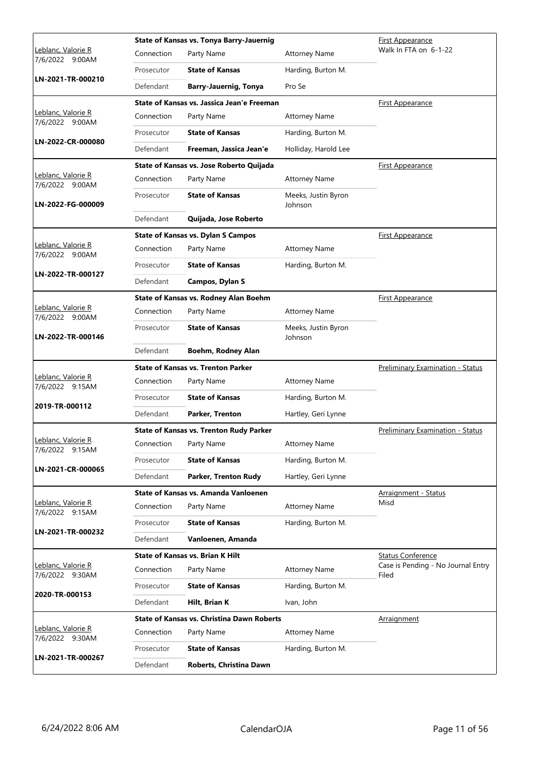| Judge / Date / Case | Connection | Party Name | Attorney Name | Hearing |
|---|---|---|---|---|
| Leblanc, Valorie R 7/6/2022 9:00AM | | **State of Kansas vs. Tonya Barry-Jauernig** | | First Appearance Walk In FTA on 6-1-22 |
| | Connection | Party Name | Attorney Name | |
| **LN-2021-TR-000210** | Prosecutor | **State of Kansas** | Harding, Burton M. | |
| | Defendant | **Barry-Jauernig, Tonya** | Pro Se | |
| Leblanc, Valorie R 7/6/2022 9:00AM | | **State of Kansas vs. Jassica Jean'e Freeman** | | First Appearance |
| | Connection | Party Name | Attorney Name | |
| **LN-2022-CR-000080** | Prosecutor | **State of Kansas** | Harding, Burton M. | |
| | Defendant | **Freeman, Jassica Jean'e** | Holliday, Harold Lee | |
| Leblanc, Valorie R 7/6/2022 9:00AM | | **State of Kansas vs. Jose Roberto Quijada** | | First Appearance |
| | Connection | Party Name | Attorney Name | |
| **LN-2022-FG-000009** | Prosecutor | **State of Kansas** | Meeks, Justin Byron Johnson | |
| | Defendant | **Quijada, Jose Roberto** | | |
| Leblanc, Valorie R 7/6/2022 9:00AM | | **State of Kansas vs. Dylan S Campos** | | First Appearance |
| | Connection | Party Name | Attorney Name | |
| **LN-2022-TR-000127** | Prosecutor | **State of Kansas** | Harding, Burton M. | |
| | Defendant | **Campos, Dylan S** | | |
| Leblanc, Valorie R 7/6/2022 9:00AM | | **State of Kansas vs. Rodney Alan Boehm** | | First Appearance |
| | Connection | Party Name | Attorney Name | |
| **LN-2022-TR-000146** | Prosecutor | **State of Kansas** | Meeks, Justin Byron Johnson | |
| | Defendant | **Boehm, Rodney Alan** | | |
| Leblanc, Valorie R 7/6/2022 9:15AM | | **State of Kansas vs. Trenton Parker** | | Preliminary Examination - Status |
| | Connection | Party Name | Attorney Name | |
| **2019-TR-000112** | Prosecutor | **State of Kansas** | Harding, Burton M. | |
| | Defendant | **Parker, Trenton** | Hartley, Geri Lynne | |
| Leblanc, Valorie R 7/6/2022 9:15AM | | **State of Kansas vs. Trenton Rudy Parker** | | Preliminary Examination - Status |
| | Connection | Party Name | Attorney Name | |
| **LN-2021-CR-000065** | Prosecutor | **State of Kansas** | Harding, Burton M. | |
| | Defendant | **Parker, Trenton Rudy** | Hartley, Geri Lynne | |
| Leblanc, Valorie R 7/6/2022 9:15AM | | **State of Kansas vs. Amanda Vanloenen** | | Arraignment - Status Misd |
| | Connection | Party Name | Attorney Name | |
| **LN-2021-TR-000232** | Prosecutor | **State of Kansas** | Harding, Burton M. | |
| | Defendant | **Vanloenen, Amanda** | | |
| Leblanc, Valorie R 7/6/2022 9:30AM | | **State of Kansas vs. Brian K Hilt** | | Status Conference Case is Pending - No Journal Entry Filed |
| | Connection | Party Name | Attorney Name | |
| **2020-TR-000153** | Prosecutor | **State of Kansas** | Harding, Burton M. | |
| | Defendant | **Hilt, Brian K** | Ivan, John | |
| Leblanc, Valorie R 7/6/2022 9:30AM | | **State of Kansas vs. Christina Dawn Roberts** | | Arraignment |
| | Connection | Party Name | Attorney Name | |
| **LN-2021-TR-000267** | Prosecutor | **State of Kansas** | Harding, Burton M. | |
| | Defendant | **Roberts, Christina Dawn** | | |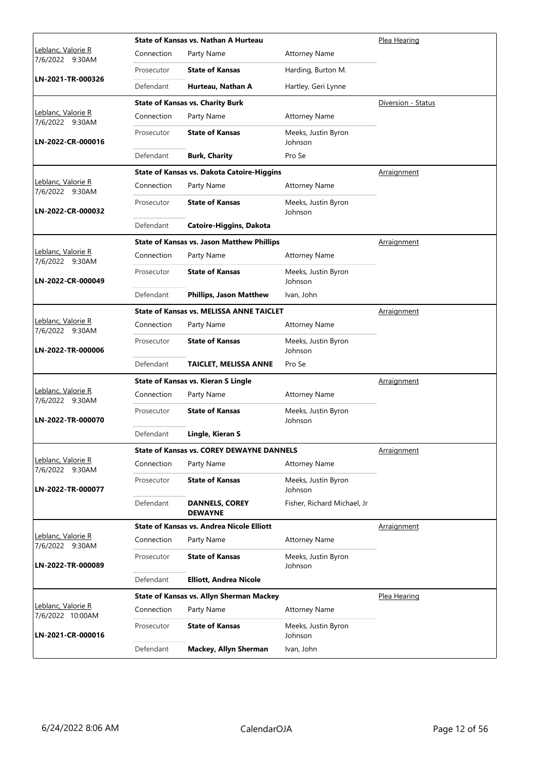| | | | | |
|---|---|---|---|---|
| Leblanc, Valorie R 7/6/2022 9:30AM | **State of Kansas vs. Nathan A Hurteau** | | | Plea Hearing |
| | Connection | Party Name | Attorney Name | |
| | Prosecutor | **State of Kansas** | Harding, Burton M. | |
| **LN-2021-TR-000326** | Defendant | **Hurteau, Nathan A** | Hartley, Geri Lynne | |
| Leblanc, Valorie R 7/6/2022 9:30AM | **State of Kansas vs. Charity Burk** | | | Diversion - Status |
| | Connection | Party Name | Attorney Name | |
| **LN-2022-CR-000016** | Prosecutor | **State of Kansas** | Meeks, Justin Byron Johnson | |
| | Defendant | **Burk, Charity** | Pro Se | |
| Leblanc, Valorie R 7/6/2022 9:30AM | **State of Kansas vs. Dakota Catoire-Higgins** | | | Arraignment |
| | Connection | Party Name | Attorney Name | |
| **LN-2022-CR-000032** | Prosecutor | **State of Kansas** | Meeks, Justin Byron Johnson | |
| | Defendant | **Catoire-Higgins, Dakota** | | |
| Leblanc, Valorie R 7/6/2022 9:30AM | **State of Kansas vs. Jason Matthew Phillips** | | | Arraignment |
| | Connection | Party Name | Attorney Name | |
| **LN-2022-CR-000049** | Prosecutor | **State of Kansas** | Meeks, Justin Byron Johnson | |
| | Defendant | **Phillips, Jason Matthew** | Ivan, John | |
| Leblanc, Valorie R 7/6/2022 9:30AM | **State of Kansas vs. MELISSA ANNE TAICLET** | | | Arraignment |
| | Connection | Party Name | Attorney Name | |
| **LN-2022-TR-000006** | Prosecutor | **State of Kansas** | Meeks, Justin Byron Johnson | |
| | Defendant | **TAICLET, MELISSA ANNE** | Pro Se | |
| Leblanc, Valorie R 7/6/2022 9:30AM | **State of Kansas vs. Kieran S Lingle** | | | Arraignment |
| | Connection | Party Name | Attorney Name | |
| **LN-2022-TR-000070** | Prosecutor | **State of Kansas** | Meeks, Justin Byron Johnson | |
| | Defendant | **Lingle, Kieran S** | | |
| Leblanc, Valorie R 7/6/2022 9:30AM | **State of Kansas vs. COREY DEWAYNE DANNELS** | | | Arraignment |
| | Connection | Party Name | Attorney Name | |
| **LN-2022-TR-000077** | Prosecutor | **State of Kansas** | Meeks, Justin Byron Johnson | |
| | Defendant | **DANNELS, COREY DEWAYNE** | Fisher, Richard Michael, Jr | |
| Leblanc, Valorie R 7/6/2022 9:30AM | **State of Kansas vs. Andrea Nicole Elliott** | | | Arraignment |
| | Connection | Party Name | Attorney Name | |
| **LN-2022-TR-000089** | Prosecutor | **State of Kansas** | Meeks, Justin Byron Johnson | |
| | Defendant | **Elliott, Andrea Nicole** | | |
| Leblanc, Valorie R 7/6/2022 10:00AM | **State of Kansas vs. Allyn Sherman Mackey** | | | Plea Hearing |
| | Connection | Party Name | Attorney Name | |
| **LN-2021-CR-000016** | Prosecutor | **State of Kansas** | Meeks, Justin Byron Johnson | |
| | Defendant | **Mackey, Allyn Sherman** | Ivan, John | |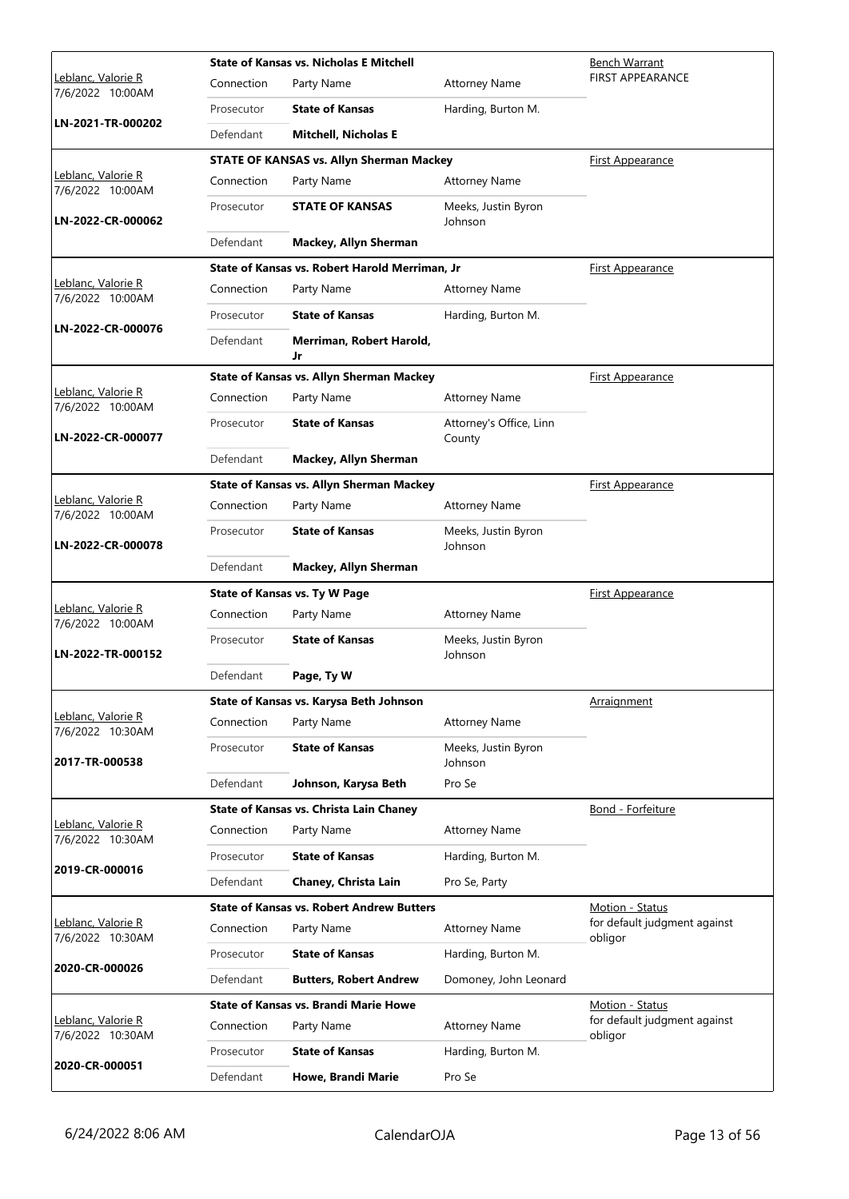| | | | | |
|---|---|---|---|---|
| Leblanc, Valorie R 7/6/2022 10:00AM LN-2021-TR-000202 | **State of Kansas vs. Nicholas E Mitchell** | | | Bench Warrant FIRST APPEARANCE |
| | Connection | Party Name | Attorney Name | |
| | Prosecutor | **State of Kansas** | Harding, Burton M. | |
| | Defendant | **Mitchell, Nicholas E** | | |
| Leblanc, Valorie R 7/6/2022 10:00AM LN-2022-CR-000062 | **STATE OF KANSAS vs. Allyn Sherman Mackey** | | | First Appearance |
| | Connection | Party Name | Attorney Name | |
| | Prosecutor | **STATE OF KANSAS** | Meeks, Justin Byron Johnson | |
| | Defendant | **Mackey, Allyn Sherman** | | |
| Leblanc, Valorie R 7/6/2022 10:00AM LN-2022-CR-000076 | **State of Kansas vs. Robert Harold Merriman, Jr** | | | First Appearance |
| | Connection | Party Name | Attorney Name | |
| | Prosecutor | **State of Kansas** | Harding, Burton M. | |
| | Defendant | **Merriman, Robert Harold, Jr** | | |
| Leblanc, Valorie R 7/6/2022 10:00AM LN-2022-CR-000077 | **State of Kansas vs. Allyn Sherman Mackey** | | | First Appearance |
| | Connection | Party Name | Attorney Name | |
| | Prosecutor | **State of Kansas** | Attorney's Office, Linn County | |
| | Defendant | **Mackey, Allyn Sherman** | | |
| Leblanc, Valorie R 7/6/2022 10:00AM LN-2022-CR-000078 | **State of Kansas vs. Allyn Sherman Mackey** | | | First Appearance |
| | Connection | Party Name | Attorney Name | |
| | Prosecutor | **State of Kansas** | Meeks, Justin Byron Johnson | |
| | Defendant | **Mackey, Allyn Sherman** | | |
| Leblanc, Valorie R 7/6/2022 10:00AM LN-2022-TR-000152 | **State of Kansas vs. Ty W Page** | | | First Appearance |
| | Connection | Party Name | Attorney Name | |
| | Prosecutor | **State of Kansas** | Meeks, Justin Byron Johnson | |
| | Defendant | **Page, Ty W** | | |
| Leblanc, Valorie R 7/6/2022 10:30AM 2017-TR-000538 | **State of Kansas vs. Karysa Beth Johnson** | | | Arraignment |
| | Connection | Party Name | Attorney Name | |
| | Prosecutor | **State of Kansas** | Meeks, Justin Byron Johnson | |
| | Defendant | **Johnson, Karysa Beth** | Pro Se | |
| Leblanc, Valorie R 7/6/2022 10:30AM 2019-CR-000016 | **State of Kansas vs. Christa Lain Chaney** | | | Bond - Forfeiture |
| | Connection | Party Name | Attorney Name | |
| | Prosecutor | **State of Kansas** | Harding, Burton M. | |
| | Defendant | **Chaney, Christa Lain** | Pro Se, Party | |
| Leblanc, Valorie R 7/6/2022 10:30AM 2020-CR-000026 | **State of Kansas vs. Robert Andrew Butters** | | | Motion - Status for default judgment against obligor |
| | Connection | Party Name | Attorney Name | |
| | Prosecutor | **State of Kansas** | Harding, Burton M. | |
| | Defendant | **Butters, Robert Andrew** | Domoney, John Leonard | |
| Leblanc, Valorie R 7/6/2022 10:30AM 2020-CR-000051 | **State of Kansas vs. Brandi Marie Howe** | | | Motion - Status for default judgment against obligor |
| | Connection | Party Name | Attorney Name | |
| | Prosecutor | **State of Kansas** | Harding, Burton M. | |
| | Defendant | **Howe, Brandi Marie** | Pro Se | |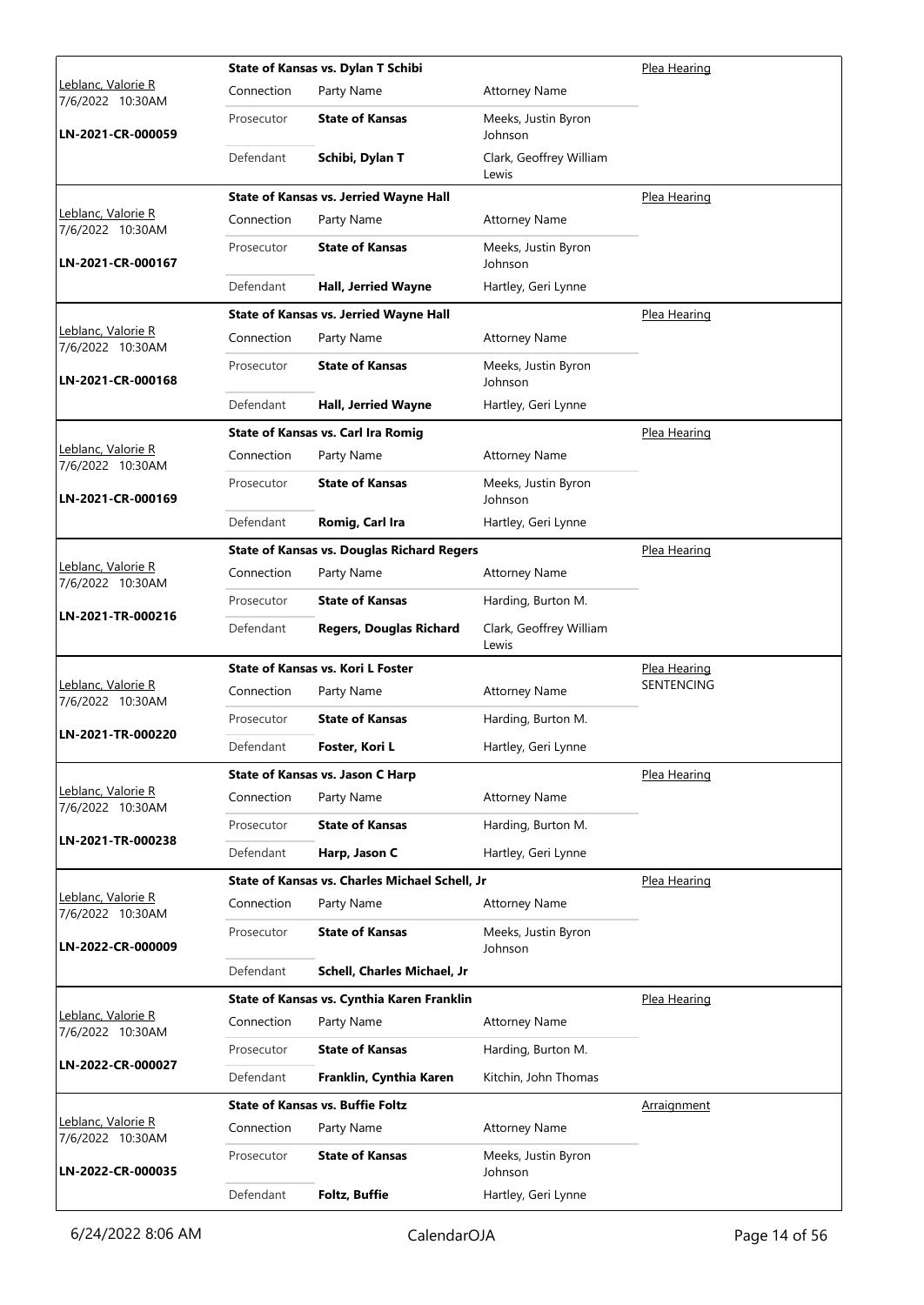| Judge / Date / Case | Case Title | Connection | Party Name | Attorney Name | Hearing Type |
|---|---|---|---|---|---|
| Leblanc, Valorie R 7/6/2022 10:30AM **LN-2021-CR-000059** | **State of Kansas vs. Dylan T Schibi** | Prosecutor | **State of Kansas** | Meeks, Justin Byron Johnson | Plea Hearing |
| | | Defendant | **Schibi, Dylan T** | Clark, Geoffrey William Lewis | |
| Leblanc, Valorie R 7/6/2022 10:30AM **LN-2021-CR-000167** | **State of Kansas vs. Jerried Wayne Hall** | Prosecutor | **State of Kansas** | Meeks, Justin Byron Johnson | Plea Hearing |
| | | Defendant | **Hall, Jerried Wayne** | Hartley, Geri Lynne | |
| Leblanc, Valorie R 7/6/2022 10:30AM **LN-2021-CR-000168** | **State of Kansas vs. Jerried Wayne Hall** | Prosecutor | **State of Kansas** | Meeks, Justin Byron Johnson | Plea Hearing |
| | | Defendant | **Hall, Jerried Wayne** | Hartley, Geri Lynne | |
| Leblanc, Valorie R 7/6/2022 10:30AM **LN-2021-CR-000169** | **State of Kansas vs. Carl Ira Romig** | Prosecutor | **State of Kansas** | Meeks, Justin Byron Johnson | Plea Hearing |
| | | Defendant | **Romig, Carl Ira** | Hartley, Geri Lynne | |
| Leblanc, Valorie R 7/6/2022 10:30AM **LN-2021-TR-000216** | **State of Kansas vs. Douglas Richard Regers** | Prosecutor | **State of Kansas** | Harding, Burton M. | Plea Hearing |
| | | Defendant | **Regers, Douglas Richard** | Clark, Geoffrey William Lewis | |
| Leblanc, Valorie R 7/6/2022 10:30AM **LN-2021-TR-000220** | **State of Kansas vs. Kori L Foster** | Prosecutor | **State of Kansas** | Harding, Burton M. | Plea Hearing SENTENCING |
| | | Defendant | **Foster, Kori L** | Hartley, Geri Lynne | |
| Leblanc, Valorie R 7/6/2022 10:30AM **LN-2021-TR-000238** | **State of Kansas vs. Jason C Harp** | Prosecutor | **State of Kansas** | Harding, Burton M. | Plea Hearing |
| | | Defendant | **Harp, Jason C** | Hartley, Geri Lynne | |
| Leblanc, Valorie R 7/6/2022 10:30AM **LN-2022-CR-000009** | **State of Kansas vs. Charles Michael Schell, Jr** | Prosecutor | **State of Kansas** | Meeks, Justin Byron Johnson | Plea Hearing |
| | | Defendant | **Schell, Charles Michael, Jr** | | |
| Leblanc, Valorie R 7/6/2022 10:30AM **LN-2022-CR-000027** | **State of Kansas vs. Cynthia Karen Franklin** | Prosecutor | **State of Kansas** | Harding, Burton M. | Plea Hearing |
| | | Defendant | **Franklin, Cynthia Karen** | Kitchin, John Thomas | |
| Leblanc, Valorie R 7/6/2022 10:30AM **LN-2022-CR-000035** | **State of Kansas vs. Buffie Foltz** | Prosecutor | **State of Kansas** | Meeks, Justin Byron Johnson | Arraignment |
| | | Defendant | **Foltz, Buffie** | Hartley, Geri Lynne | |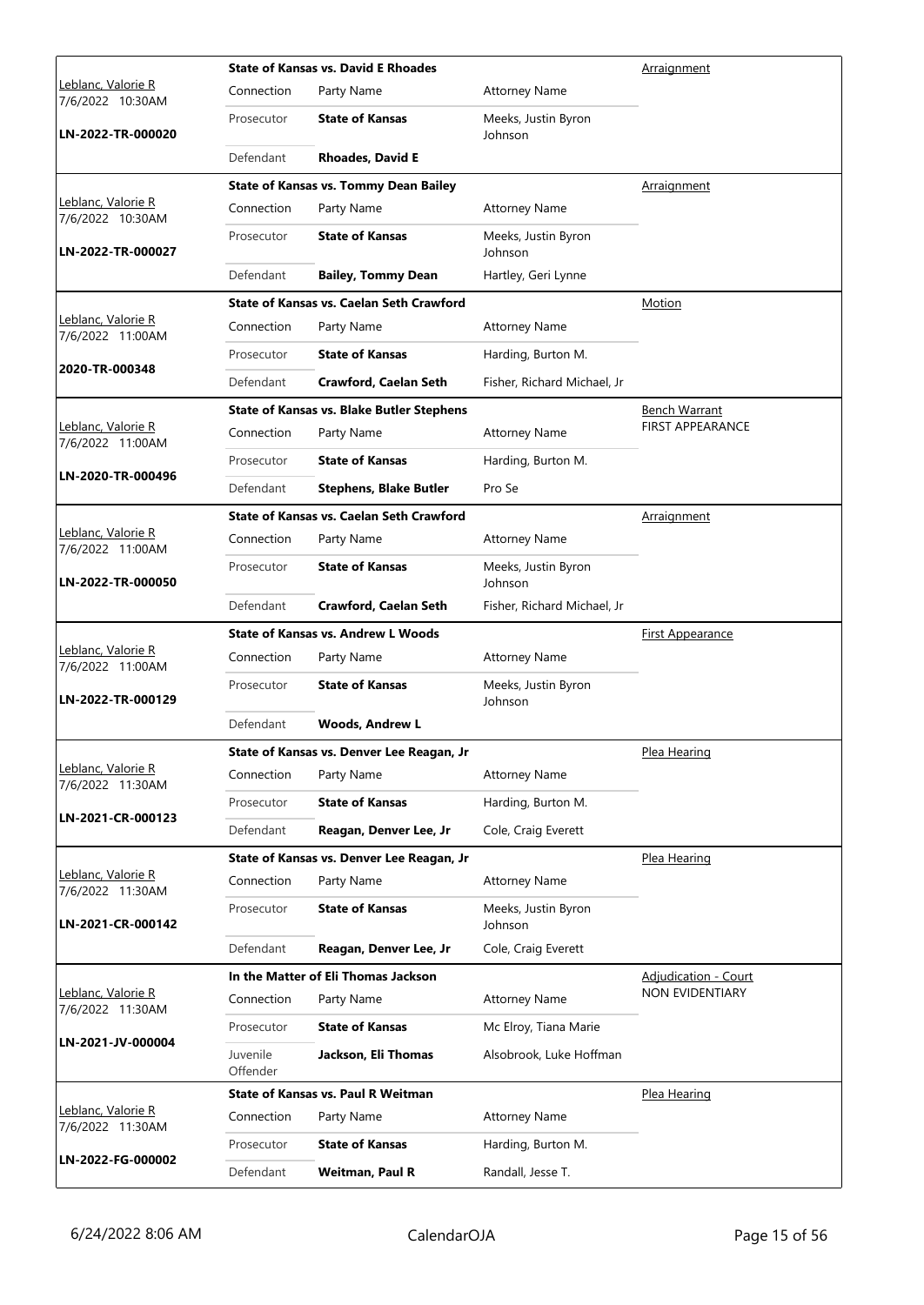| Judge / Date / Case | Case Title | Connection | Party Name | Attorney Name | Hearing Type |
|---|---|---|---|---|---|
| Leblanc, Valorie R 7/6/2022 10:30AM LN-2022-TR-000020 | State of Kansas vs. David E Rhoades | Prosecutor | **State of Kansas** | Meeks, Justin Byron Johnson | Arraignment |
| | | Defendant | **Rhoades, David E** | | |
| Leblanc, Valorie R 7/6/2022 10:30AM LN-2022-TR-000027 | State of Kansas vs. Tommy Dean Bailey | Prosecutor | **State of Kansas** | Meeks, Justin Byron Johnson | Arraignment |
| | | Defendant | **Bailey, Tommy Dean** | Hartley, Geri Lynne | |
| Leblanc, Valorie R 7/6/2022 11:00AM 2020-TR-000348 | State of Kansas vs. Caelan Seth Crawford | Prosecutor | **State of Kansas** | Harding, Burton M. | Motion |
| | | Defendant | **Crawford, Caelan Seth** | Fisher, Richard Michael, Jr | |
| Leblanc, Valorie R 7/6/2022 11:00AM LN-2020-TR-000496 | State of Kansas vs. Blake Butler Stephens | Prosecutor | **State of Kansas** | Harding, Burton M. | Bench Warrant FIRST APPEARANCE |
| | | Defendant | **Stephens, Blake Butler** | Pro Se | |
| Leblanc, Valorie R 7/6/2022 11:00AM LN-2022-TR-000050 | State of Kansas vs. Caelan Seth Crawford | Prosecutor | **State of Kansas** | Meeks, Justin Byron Johnson | Arraignment |
| | | Defendant | **Crawford, Caelan Seth** | Fisher, Richard Michael, Jr | |
| Leblanc, Valorie R 7/6/2022 11:00AM LN-2022-TR-000129 | State of Kansas vs. Andrew L Woods | Prosecutor | **State of Kansas** | Meeks, Justin Byron Johnson | First Appearance |
| | | Defendant | **Woods, Andrew L** | | |
| Leblanc, Valorie R 7/6/2022 11:30AM LN-2021-CR-000123 | State of Kansas vs. Denver Lee Reagan, Jr | Prosecutor | **State of Kansas** | Harding, Burton M. | Plea Hearing |
| | | Defendant | **Reagan, Denver Lee, Jr** | Cole, Craig Everett | |
| Leblanc, Valorie R 7/6/2022 11:30AM LN-2021-CR-000142 | State of Kansas vs. Denver Lee Reagan, Jr | Prosecutor | **State of Kansas** | Meeks, Justin Byron Johnson | Plea Hearing |
| | | Defendant | **Reagan, Denver Lee, Jr** | Cole, Craig Everett | |
| Leblanc, Valorie R 7/6/2022 11:30AM LN-2021-JV-000004 | In the Matter of Eli Thomas Jackson | Prosecutor | **State of Kansas** | Mc Elroy, Tiana Marie | Adjudication - Court NON EVIDENTIARY |
| | | Juvenile Offender | **Jackson, Eli Thomas** | Alsobrook, Luke Hoffman | |
| Leblanc, Valorie R 7/6/2022 11:30AM LN-2022-FG-000002 | State of Kansas vs. Paul R Weitman | Prosecutor | **State of Kansas** | Harding, Burton M. | Plea Hearing |
| | | Defendant | **Weitman, Paul R** | Randall, Jesse T. | |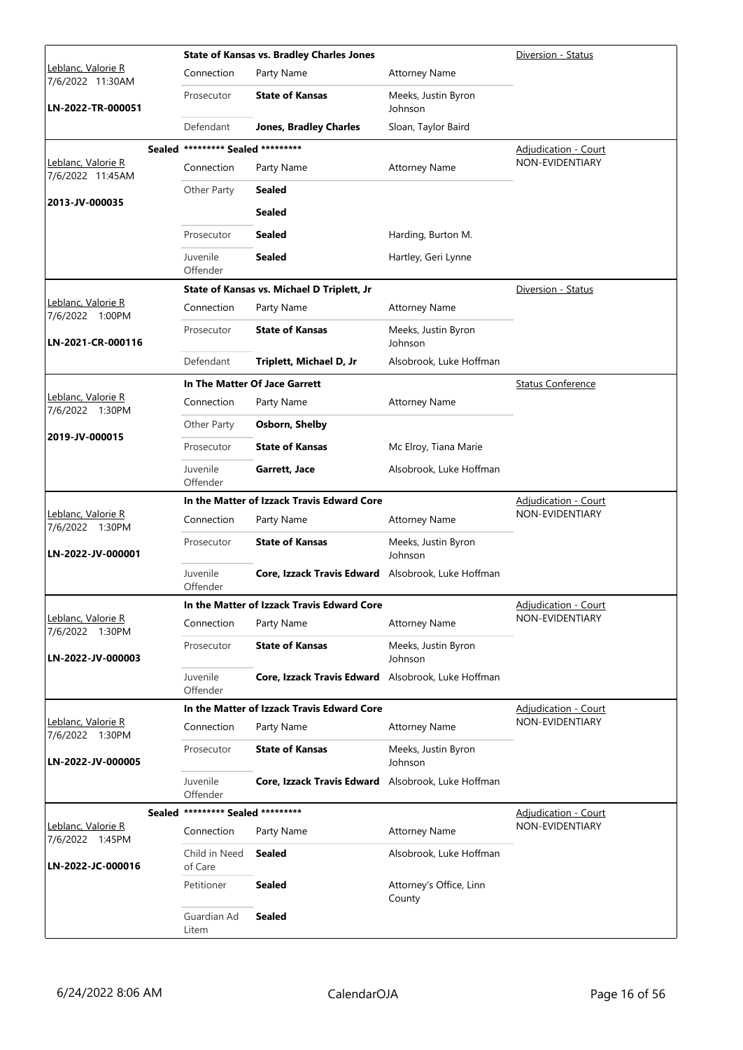| | | | | |
|---|---|---|---|---|
| Leblanc, Valorie R 7/6/2022 11:30AM **LN-2022-TR-000051** | **State of Kansas vs. Bradley Charles Jones** | | | Diversion - Status |
| | Connection | Party Name | Attorney Name | |
| | Prosecutor | **State of Kansas** | Meeks, Justin Byron Johnson | |
| | Defendant | **Jones, Bradley Charles** | Sloan, Taylor Baird | |
| Leblanc, Valorie R 7/6/2022 11:45AM **2013-JV-000035** | **Sealed \*\*\*\*\*\*\*\*\* Sealed \*\*\*\*\*\*\*\*\*** | | | Adjudication - Court NON-EVIDENTIARY |
| | Connection | Party Name | Attorney Name | |
| | Other Party | **Sealed** | | |
| | | **Sealed** | | |
| | Prosecutor | **Sealed** | Harding, Burton M. | |
| | Juvenile Offender | **Sealed** | Hartley, Geri Lynne | |
| Leblanc, Valorie R 7/6/2022 1:00PM **LN-2021-CR-000116** | **State of Kansas vs. Michael D Triplett, Jr** | | | Diversion - Status |
| | Connection | Party Name | Attorney Name | |
| | Prosecutor | **State of Kansas** | Meeks, Justin Byron Johnson | |
| | Defendant | **Triplett, Michael D, Jr** | Alsobrook, Luke Hoffman | |
| Leblanc, Valorie R 7/6/2022 1:30PM **2019-JV-000015** | **In The Matter Of Jace Garrett** | | | Status Conference |
| | Connection | Party Name | Attorney Name | |
| | Other Party | **Osborn, Shelby** | | |
| | Prosecutor | **State of Kansas** | Mc Elroy, Tiana Marie | |
| | Juvenile Offender | **Garrett, Jace** | Alsobrook, Luke Hoffman | |
| Leblanc, Valorie R 7/6/2022 1:30PM **LN-2022-JV-000001** | **In the Matter of Izzack Travis Edward Core** | | | Adjudication - Court NON-EVIDENTIARY |
| | Connection | Party Name | Attorney Name | |
| | Prosecutor | **State of Kansas** | Meeks, Justin Byron Johnson | |
| | Juvenile Offender | **Core, Izzack Travis Edward** | Alsobrook, Luke Hoffman | |
| Leblanc, Valorie R 7/6/2022 1:30PM **LN-2022-JV-000003** | **In the Matter of Izzack Travis Edward Core** | | | Adjudication - Court NON-EVIDENTIARY |
| | Connection | Party Name | Attorney Name | |
| | Prosecutor | **State of Kansas** | Meeks, Justin Byron Johnson | |
| | Juvenile Offender | **Core, Izzack Travis Edward** | Alsobrook, Luke Hoffman | |
| Leblanc, Valorie R 7/6/2022 1:30PM **LN-2022-JV-000005** | **In the Matter of Izzack Travis Edward Core** | | | Adjudication - Court NON-EVIDENTIARY |
| | Connection | Party Name | Attorney Name | |
| | Prosecutor | **State of Kansas** | Meeks, Justin Byron Johnson | |
| | Juvenile Offender | **Core, Izzack Travis Edward** | Alsobrook, Luke Hoffman | |
| Leblanc, Valorie R 7/6/2022 1:45PM **LN-2022-JC-000016** | **Sealed \*\*\*\*\*\*\*\*\* Sealed \*\*\*\*\*\*\*\*\*** | | | Adjudication - Court NON-EVIDENTIARY |
| | Connection | Party Name | Attorney Name | |
| | Child in Need of Care | **Sealed** | Alsobrook, Luke Hoffman | |
| | Petitioner | **Sealed** | Attorney's Office, Linn County | |
| | Guardian Ad Litem | **Sealed** | | |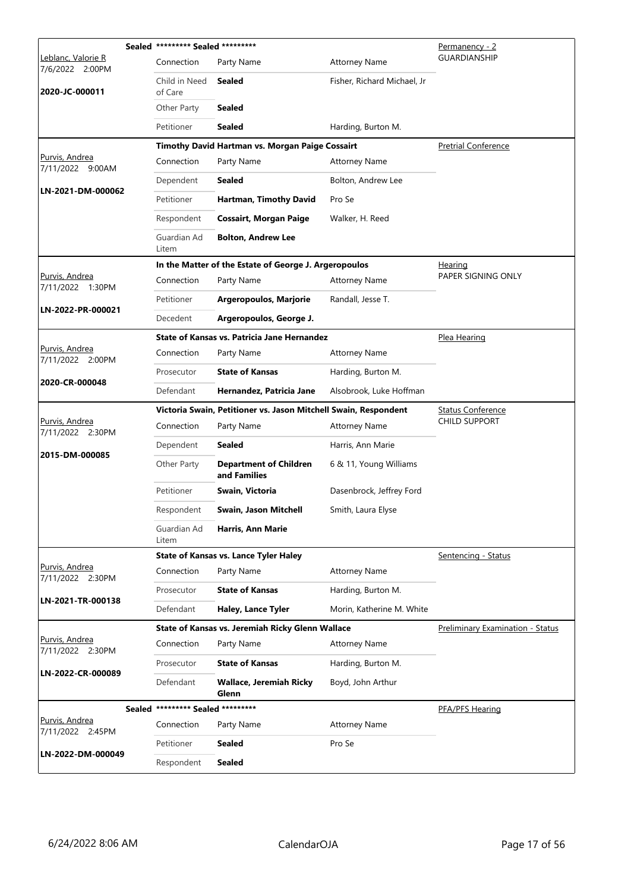| Judge / Date / Case | Case Title / Connection | Party Name | Attorney Name | Hearing Type |
|---|---|---|---|---|
| Leblanc, Valorie R 7/6/2022 2:00PM **2020-JC-000011** | **Sealed** ********* Sealed ********* | | | Permanency - 2 GUARDIANSHIP |
| | Connection | Party Name | Attorney Name | |
| | Child in Need of Care | **Sealed** | Fisher, Richard Michael, Jr | |
| | Other Party | **Sealed** | | |
| | Petitioner | **Sealed** | Harding, Burton M. | |
| Purvis, Andrea 7/11/2022 9:00AM **LN-2021-DM-000062** | **Timothy David Hartman vs. Morgan Paige Cossairt** | | | Pretrial Conference |
| | Connection | Party Name | Attorney Name | |
| | Dependent | **Sealed** | Bolton, Andrew Lee | |
| | Petitioner | **Hartman, Timothy David** | Pro Se | |
| | Respondent | **Cossairt, Morgan Paige** | Walker, H. Reed | |
| | Guardian Ad Litem | **Bolton, Andrew Lee** | | |
| Purvis, Andrea 7/11/2022 1:30PM **LN-2022-PR-000021** | **In the Matter of the Estate of George J. Argeropoulos** | | | Hearing PAPER SIGNING ONLY |
| | Connection | Party Name | Attorney Name | |
| | Petitioner | **Argeropoulos, Marjorie** | Randall, Jesse T. | |
| | Decedent | **Argeropoulos, George J.** | | |
| Purvis, Andrea 7/11/2022 2:00PM **2020-CR-000048** | **State of Kansas vs. Patricia Jane Hernandez** | | | Plea Hearing |
| | Connection | Party Name | Attorney Name | |
| | Prosecutor | **State of Kansas** | Harding, Burton M. | |
| | Defendant | **Hernandez, Patricia Jane** | Alsobrook, Luke Hoffman | |
| Purvis, Andrea 7/11/2022 2:30PM **2015-DM-000085** | **Victoria Swain, Petitioner vs. Jason Mitchell Swain, Respondent** | | | Status Conference CHILD SUPPORT |
| | Connection | Party Name | Attorney Name | |
| | Dependent | **Sealed** | Harris, Ann Marie | |
| | Other Party | **Department of Children and Families** | 6 & 11, Young Williams | |
| | Petitioner | **Swain, Victoria** | Dasenbrock, Jeffrey Ford | |
| | Respondent | **Swain, Jason Mitchell** | Smith, Laura Elyse | |
| | Guardian Ad Litem | **Harris, Ann Marie** | | |
| Purvis, Andrea 7/11/2022 2:30PM **LN-2021-TR-000138** | **State of Kansas vs. Lance Tyler Haley** | | | Sentencing - Status |
| | Connection | Party Name | Attorney Name | |
| | Prosecutor | **State of Kansas** | Harding, Burton M. | |
| | Defendant | **Haley, Lance Tyler** | Morin, Katherine M. White | |
| Purvis, Andrea 7/11/2022 2:30PM **LN-2022-CR-000089** | **State of Kansas vs. Jeremiah Ricky Glenn Wallace** | | | Preliminary Examination - Status |
| | Connection | Party Name | Attorney Name | |
| | Prosecutor | **State of Kansas** | Harding, Burton M. | |
| | Defendant | **Wallace, Jeremiah Ricky Glenn** | Boyd, John Arthur | |
| Purvis, Andrea 7/11/2022 2:45PM **LN-2022-DM-000049** | **Sealed** ********* Sealed ********* | | | PFA/PFS Hearing |
| | Connection | Party Name | Attorney Name | |
| | Petitioner | **Sealed** | Pro Se | |
| | Respondent | **Sealed** | | |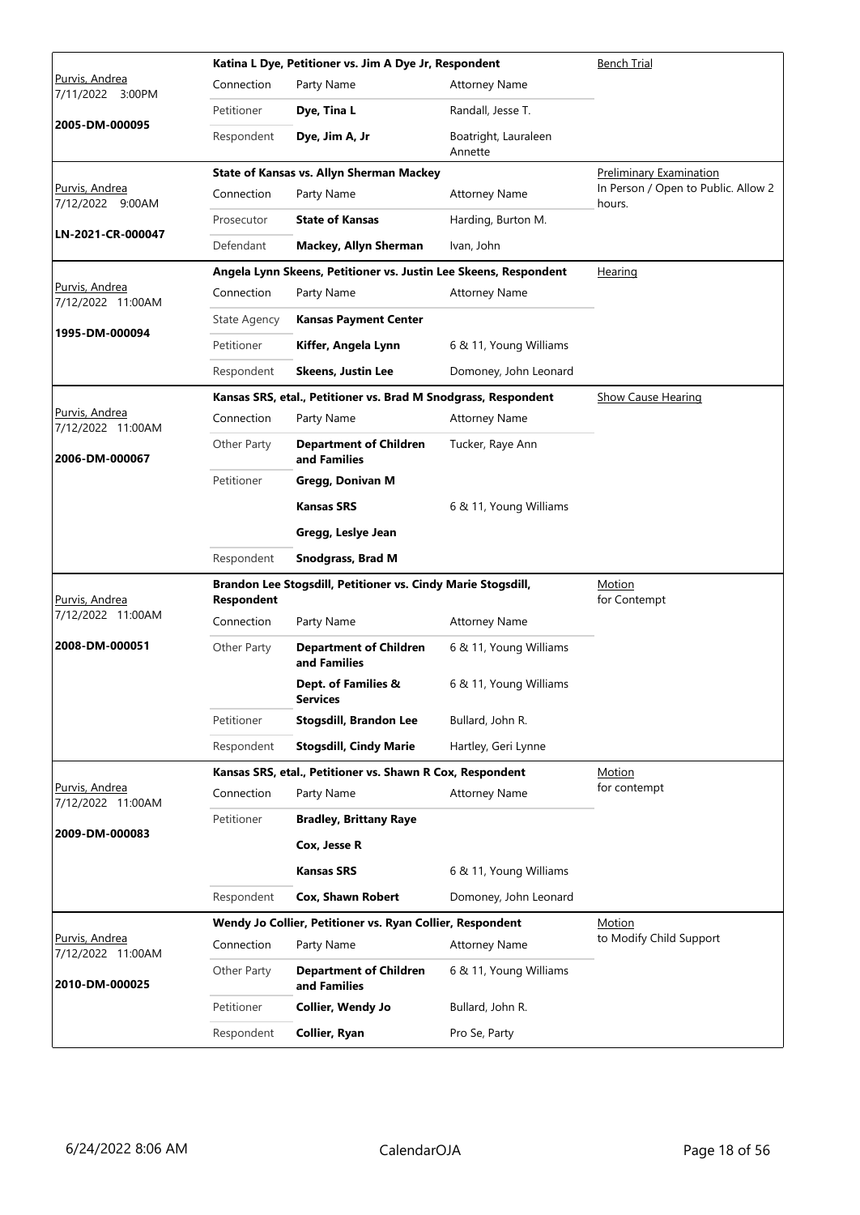| Judge / Date / Case | | | | Hearing Type |
|---|---|---|---|---|
| Purvis, Andrea<br>7/11/2022 3:00PM<br>**2005-DM-000095** | **Katina L Dye, Petitioner vs. Jim A Dye Jr, Respondent** | | | Bench Trial |
| | Connection | Party Name | Attorney Name | |
| | Petitioner | **Dye, Tina L** | Randall, Jesse T. | |
| | Respondent | **Dye, Jim A, Jr** | Boatright, Lauraleen Annette | |
| Purvis, Andrea<br>7/12/2022 9:00AM<br>**LN-2021-CR-000047** | **State of Kansas vs. Allyn Sherman Mackey** | | | Preliminary Examination<br>In Person / Open to Public. Allow 2 hours. |
| | Connection | Party Name | Attorney Name | |
| | Prosecutor | **State of Kansas** | Harding, Burton M. | |
| | Defendant | **Mackey, Allyn Sherman** | Ivan, John | |
| Purvis, Andrea<br>7/12/2022 11:00AM<br>**1995-DM-000094** | **Angela Lynn Skeens, Petitioner vs. Justin Lee Skeens, Respondent** | | | Hearing |
| | Connection | Party Name | Attorney Name | |
| | State Agency | **Kansas Payment Center** | | |
| | Petitioner | **Kiffer, Angela Lynn** | 6 & 11, Young Williams | |
| | Respondent | **Skeens, Justin Lee** | Domoney, John Leonard | |
| Purvis, Andrea<br>7/12/2022 11:00AM<br>**2006-DM-000067** | **Kansas SRS, etal., Petitioner vs. Brad M Snodgrass, Respondent** | | | Show Cause Hearing |
| | Connection | Party Name | Attorney Name | |
| | Other Party | **Department of Children and Families** | Tucker, Raye Ann | |
| | Petitioner | **Gregg, Donivan M** | | |
| | | **Kansas SRS** | 6 & 11, Young Williams | |
| | | **Gregg, Leslye Jean** | | |
| | Respondent | **Snodgrass, Brad M** | | |
| Purvis, Andrea<br>7/12/2022 11:00AM<br>**2008-DM-000051** | **Brandon Lee Stogsdill, Petitioner vs. Cindy Marie Stogsdill, Respondent** | | | Motion<br>for Contempt |
| | Connection | Party Name | Attorney Name | |
| | Other Party | **Department of Children and Families** | 6 & 11, Young Williams | |
| | | **Dept. of Families & Services** | 6 & 11, Young Williams | |
| | Petitioner | **Stogsdill, Brandon Lee** | Bullard, John R. | |
| | Respondent | **Stogsdill, Cindy Marie** | Hartley, Geri Lynne | |
| Purvis, Andrea<br>7/12/2022 11:00AM<br>**2009-DM-000083** | **Kansas SRS, etal., Petitioner vs. Shawn R Cox, Respondent** | | | Motion<br>for contempt |
| | Connection | Party Name | Attorney Name | |
| | Petitioner | **Bradley, Brittany Raye** | | |
| | | **Cox, Jesse R** | | |
| | | **Kansas SRS** | 6 & 11, Young Williams | |
| | Respondent | **Cox, Shawn Robert** | Domoney, John Leonard | |
| Purvis, Andrea<br>7/12/2022 11:00AM<br>**2010-DM-000025** | **Wendy Jo Collier, Petitioner vs. Ryan Collier, Respondent** | | | Motion<br>to Modify Child Support |
| | Connection | Party Name | Attorney Name | |
| | Other Party | **Department of Children and Families** | 6 & 11, Young Williams | |
| | Petitioner | **Collier, Wendy Jo** | Bullard, John R. | |
| | Respondent | **Collier, Ryan** | Pro Se, Party | |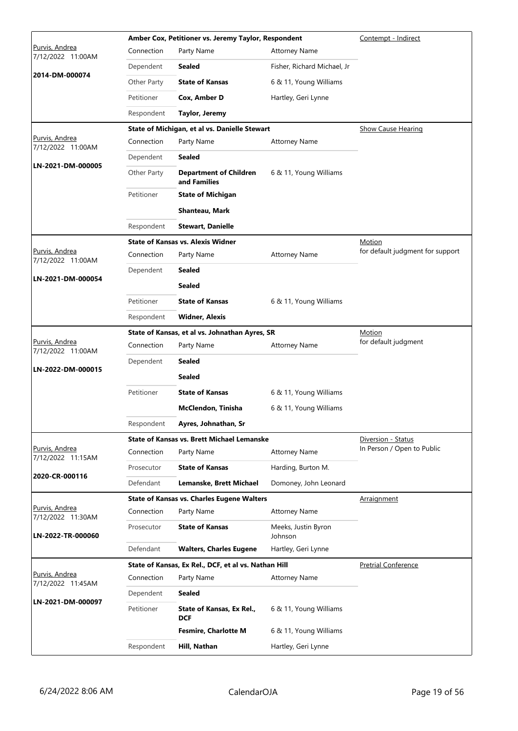| | | | | |
|---|---|---|---|---|
| Purvis, Andrea<br>7/12/2022 11:00AM<br><br>**2014-DM-000074** | **Amber Cox, Petitioner vs. Jeremy Taylor, Respondent** | | | Contempt - Indirect |
| | Connection | Party Name | Attorney Name | |
| | Dependent | **Sealed** | Fisher, Richard Michael, Jr | |
| | Other Party | **State of Kansas** | 6 & 11, Young Williams | |
| | Petitioner | **Cox, Amber D** | Hartley, Geri Lynne | |
| | Respondent | **Taylor, Jeremy** | | |
| Purvis, Andrea<br>7/12/2022 11:00AM<br><br>**LN-2021-DM-000005** | **State of Michigan, et al vs. Danielle Stewart** | | | Show Cause Hearing |
| | Connection | Party Name | Attorney Name | |
| | Dependent | **Sealed** | | |
| | Other Party | **Department of Children and Families** | 6 & 11, Young Williams | |
| | Petitioner | **State of Michigan** | | |
| | | **Shanteau, Mark** | | |
| | Respondent | **Stewart, Danielle** | | |
| Purvis, Andrea<br>7/12/2022 11:00AM<br><br>**LN-2021-DM-000054** | **State of Kansas vs. Alexis Widner** | | | Motion<br>for default judgment for support |
| | Connection | Party Name | Attorney Name | |
| | Dependent | **Sealed** | | |
| | | **Sealed** | | |
| | Petitioner | **State of Kansas** | 6 & 11, Young Williams | |
| | Respondent | **Widner, Alexis** | | |
| Purvis, Andrea<br>7/12/2022 11:00AM<br><br>**LN-2022-DM-000015** | **State of Kansas, et al vs. Johnathan Ayres, SR** | | | Motion<br>for default judgment |
| | Connection | Party Name | Attorney Name | |
| | Dependent | **Sealed** | | |
| | | **Sealed** | | |
| | Petitioner | **State of Kansas** | 6 & 11, Young Williams | |
| | | **McClendon, Tinisha** | 6 & 11, Young Williams | |
| | Respondent | **Ayres, Johnathan, Sr** | | |
| Purvis, Andrea<br>7/12/2022 11:15AM<br><br>**2020-CR-000116** | **State of Kansas vs. Brett Michael Lemanske** | | | Diversion - Status<br>In Person / Open to Public |
| | Connection | Party Name | Attorney Name | |
| | Prosecutor | **State of Kansas** | Harding, Burton M. | |
| | Defendant | **Lemanske, Brett Michael** | Domoney, John Leonard | |
| Purvis, Andrea<br>7/12/2022 11:30AM<br><br>**LN-2022-TR-000060** | **State of Kansas vs. Charles Eugene Walters** | | | Arraignment |
| | Connection | Party Name | Attorney Name | |
| | Prosecutor | **State of Kansas** | Meeks, Justin Byron Johnson | |
| | Defendant | **Walters, Charles Eugene** | Hartley, Geri Lynne | |
| Purvis, Andrea<br>7/12/2022 11:45AM<br><br>**LN-2021-DM-000097** | **State of Kansas, Ex Rel., DCF, et al vs. Nathan Hill** | | | Pretrial Conference |
| | Connection | Party Name | Attorney Name | |
| | Dependent | **Sealed** | | |
| | Petitioner | **State of Kansas, Ex Rel., DCF** | 6 & 11, Young Williams | |
| | | **Fesmire, Charlotte M** | 6 & 11, Young Williams | |
| | Respondent | **Hill, Nathan** | Hartley, Geri Lynne | |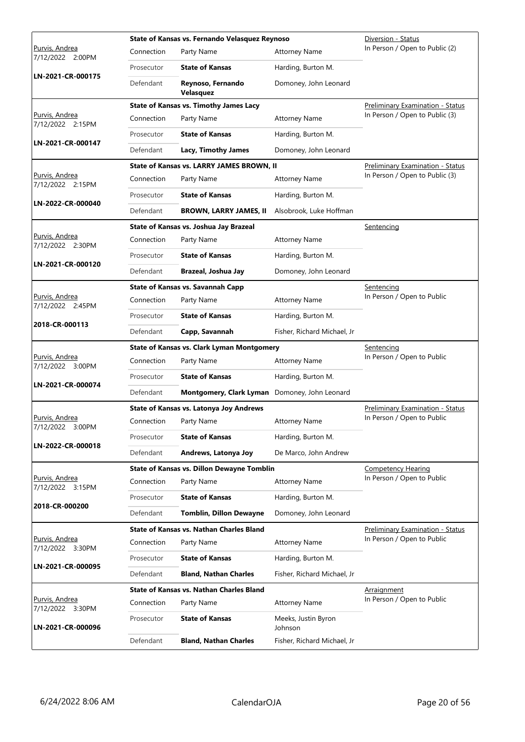| Judge / Date / Case | Case Title | | | Hearing Type / Location |
|---|---|---|---|---|
| Purvis, Andrea<br>7/12/2022 2:00PM<br>**LN-2021-CR-000175** | **State of Kansas vs. Fernando Velasquez Reynoso** | | | Diversion - Status<br>In Person / Open to Public (2) |
| | Connection | Party Name | Attorney Name | |
| | Prosecutor | **State of Kansas** | Harding, Burton M. | |
| | Defendant | **Reynoso, Fernando Velasquez** | Domoney, John Leonard | |
| Purvis, Andrea<br>7/12/2022 2:15PM<br>**LN-2021-CR-000147** | **State of Kansas vs. Timothy James Lacy** | | | Preliminary Examination - Status<br>In Person / Open to Public (3) |
| | Connection | Party Name | Attorney Name | |
| | Prosecutor | **State of Kansas** | Harding, Burton M. | |
| | Defendant | **Lacy, Timothy James** | Domoney, John Leonard | |
| Purvis, Andrea<br>7/12/2022 2:15PM<br>**LN-2022-CR-000040** | **State of Kansas vs. LARRY JAMES BROWN, II** | | | Preliminary Examination - Status<br>In Person / Open to Public (3) |
| | Connection | Party Name | Attorney Name | |
| | Prosecutor | **State of Kansas** | Harding, Burton M. | |
| | Defendant | **BROWN, LARRY JAMES, II** | Alsobrook, Luke Hoffman | |
| Purvis, Andrea<br>7/12/2022 2:30PM<br>**LN-2021-CR-000120** | **State of Kansas vs. Joshua Jay Brazeal** | | | Sentencing |
| | Connection | Party Name | Attorney Name | |
| | Prosecutor | **State of Kansas** | Harding, Burton M. | |
| | Defendant | **Brazeal, Joshua Jay** | Domoney, John Leonard | |
| Purvis, Andrea<br>7/12/2022 2:45PM<br>**2018-CR-000113** | **State of Kansas vs. Savannah Capp** | | | Sentencing<br>In Person / Open to Public |
| | Connection | Party Name | Attorney Name | |
| | Prosecutor | **State of Kansas** | Harding, Burton M. | |
| | Defendant | **Capp, Savannah** | Fisher, Richard Michael, Jr | |
| Purvis, Andrea<br>7/12/2022 3:00PM<br>**LN-2021-CR-000074** | **State of Kansas vs. Clark Lyman Montgomery** | | | Sentencing<br>In Person / Open to Public |
| | Connection | Party Name | Attorney Name | |
| | Prosecutor | **State of Kansas** | Harding, Burton M. | |
| | Defendant | **Montgomery, Clark Lyman** | Domoney, John Leonard | |
| Purvis, Andrea<br>7/12/2022 3:00PM<br>**LN-2022-CR-000018** | **State of Kansas vs. Latonya Joy Andrews** | | | Preliminary Examination - Status<br>In Person / Open to Public |
| | Connection | Party Name | Attorney Name | |
| | Prosecutor | **State of Kansas** | Harding, Burton M. | |
| | Defendant | **Andrews, Latonya Joy** | De Marco, John Andrew | |
| Purvis, Andrea<br>7/12/2022 3:15PM<br>**2018-CR-000200** | **State of Kansas vs. Dillon Dewayne Tomblin** | | | Competency Hearing<br>In Person / Open to Public |
| | Connection | Party Name | Attorney Name | |
| | Prosecutor | **State of Kansas** | Harding, Burton M. | |
| | Defendant | **Tomblin, Dillon Dewayne** | Domoney, John Leonard | |
| Purvis, Andrea<br>7/12/2022 3:30PM<br>**LN-2021-CR-000095** | **State of Kansas vs. Nathan Charles Bland** | | | Preliminary Examination - Status<br>In Person / Open to Public |
| | Connection | Party Name | Attorney Name | |
| | Prosecutor | **State of Kansas** | Harding, Burton M. | |
| | Defendant | **Bland, Nathan Charles** | Fisher, Richard Michael, Jr | |
| Purvis, Andrea<br>7/12/2022 3:30PM<br>**LN-2021-CR-000096** | **State of Kansas vs. Nathan Charles Bland** | | | Arraignment<br>In Person / Open to Public |
| | Connection | Party Name | Attorney Name | |
| | Prosecutor | **State of Kansas** | Meeks, Justin Byron Johnson | |
| | Defendant | **Bland, Nathan Charles** | Fisher, Richard Michael, Jr | |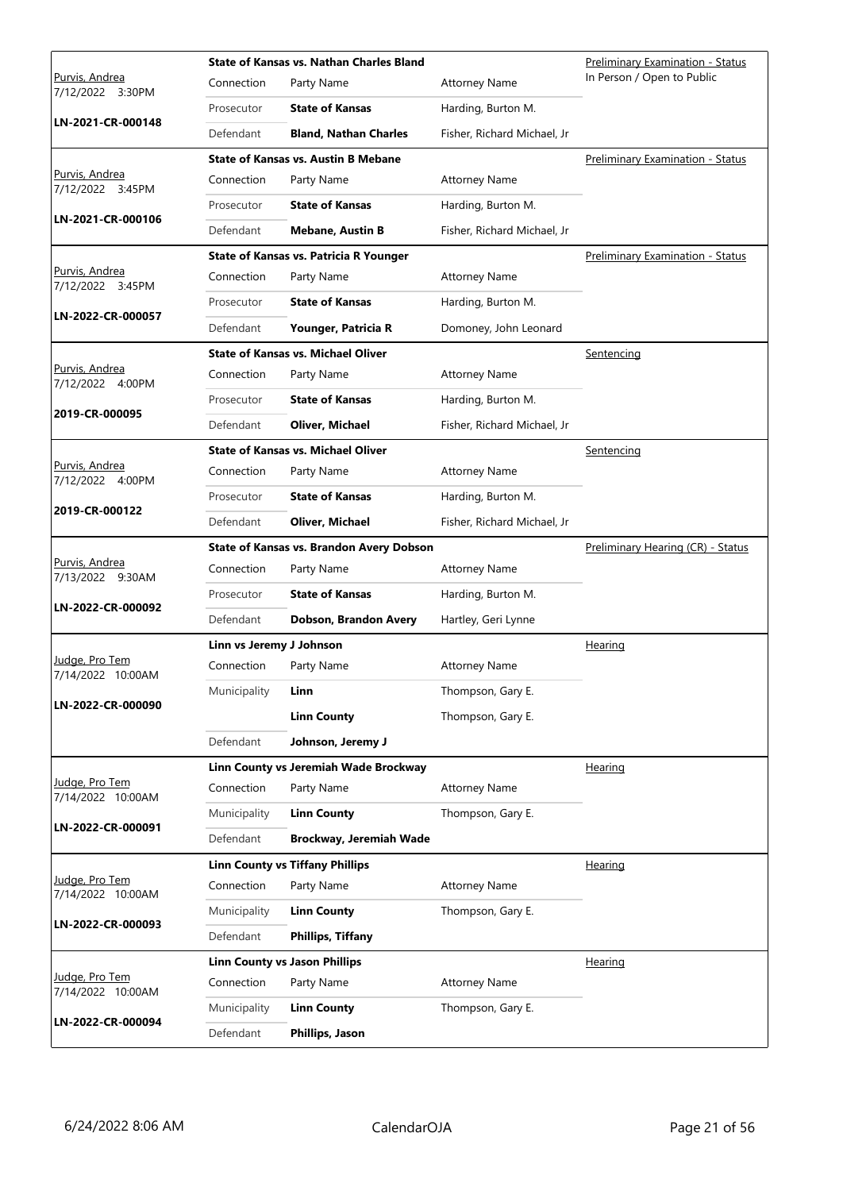| Judge / Date / Case | Case | | | Hearing Type |
|---|---|---|---|---|
| Purvis, Andrea 7/12/2022 3:30PM **LN-2021-CR-000148** | **State of Kansas vs. Nathan Charles Bland** | | | Preliminary Examination - Status In Person / Open to Public |
| | Connection | Party Name | Attorney Name | |
| | Prosecutor | **State of Kansas** | Harding, Burton M. | |
| | Defendant | **Bland, Nathan Charles** | Fisher, Richard Michael, Jr | |
| Purvis, Andrea 7/12/2022 3:45PM **LN-2021-CR-000106** | **State of Kansas vs. Austin B Mebane** | | | Preliminary Examination - Status |
| | Connection | Party Name | Attorney Name | |
| | Prosecutor | **State of Kansas** | Harding, Burton M. | |
| | Defendant | **Mebane, Austin B** | Fisher, Richard Michael, Jr | |
| Purvis, Andrea 7/12/2022 3:45PM **LN-2022-CR-000057** | **State of Kansas vs. Patricia R Younger** | | | Preliminary Examination - Status |
| | Connection | Party Name | Attorney Name | |
| | Prosecutor | **State of Kansas** | Harding, Burton M. | |
| | Defendant | **Younger, Patricia R** | Domoney, John Leonard | |
| Purvis, Andrea 7/12/2022 4:00PM **2019-CR-000095** | **State of Kansas vs. Michael Oliver** | | | Sentencing |
| | Connection | Party Name | Attorney Name | |
| | Prosecutor | **State of Kansas** | Harding, Burton M. | |
| | Defendant | **Oliver, Michael** | Fisher, Richard Michael, Jr | |
| Purvis, Andrea 7/12/2022 4:00PM **2019-CR-000122** | **State of Kansas vs. Michael Oliver** | | | Sentencing |
| | Connection | Party Name | Attorney Name | |
| | Prosecutor | **State of Kansas** | Harding, Burton M. | |
| | Defendant | **Oliver, Michael** | Fisher, Richard Michael, Jr | |
| Purvis, Andrea 7/13/2022 9:30AM **LN-2022-CR-000092** | **State of Kansas vs. Brandon Avery Dobson** | | | Preliminary Hearing (CR) - Status |
| | Connection | Party Name | Attorney Name | |
| | Prosecutor | **State of Kansas** | Harding, Burton M. | |
| | Defendant | **Dobson, Brandon Avery** | Hartley, Geri Lynne | |
| Judge, Pro Tem 7/14/2022 10:00AM **LN-2022-CR-000090** | **Linn vs Jeremy J Johnson** | | | Hearing |
| | Connection | Party Name | Attorney Name | |
| | Municipality | **Linn** | Thompson, Gary E. | |
| | | **Linn County** | Thompson, Gary E. | |
| | Defendant | **Johnson, Jeremy J** | | |
| Judge, Pro Tem 7/14/2022 10:00AM **LN-2022-CR-000091** | **Linn County vs Jeremiah Wade Brockway** | | | Hearing |
| | Connection | Party Name | Attorney Name | |
| | Municipality | **Linn County** | Thompson, Gary E. | |
| | Defendant | **Brockway, Jeremiah Wade** | | |
| Judge, Pro Tem 7/14/2022 10:00AM **LN-2022-CR-000093** | **Linn County vs Tiffany Phillips** | | | Hearing |
| | Connection | Party Name | Attorney Name | |
| | Municipality | **Linn County** | Thompson, Gary E. | |
| | Defendant | **Phillips, Tiffany** | | |
| Judge, Pro Tem 7/14/2022 10:00AM **LN-2022-CR-000094** | **Linn County vs Jason Phillips** | | | Hearing |
| | Connection | Party Name | Attorney Name | |
| | Municipality | **Linn County** | Thompson, Gary E. | |
| | Defendant | **Phillips, Jason** | | |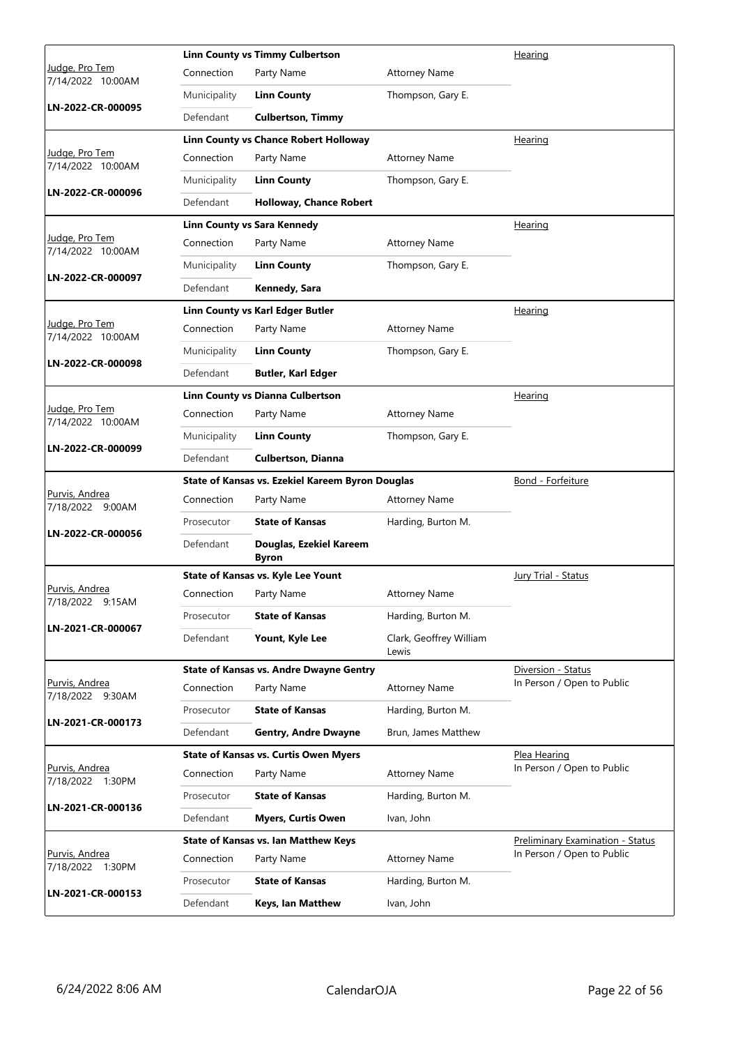| | | | | |
|---|---|---|---|---|
| Judge, Pro Tem<br>7/14/2022 10:00AM<br><br>**LN-2022-CR-000095** | **Linn County vs Timmy Culbertson** | | | Hearing |
| | Connection | Party Name | Attorney Name | |
| | Municipality | **Linn County** | Thompson, Gary E. | |
| | Defendant | **Culbertson, Timmy** | | |
| Judge, Pro Tem<br>7/14/2022 10:00AM<br><br>**LN-2022-CR-000096** | **Linn County vs Chance Robert Holloway** | | | Hearing |
| | Connection | Party Name | Attorney Name | |
| | Municipality | **Linn County** | Thompson, Gary E. | |
| | Defendant | **Holloway, Chance Robert** | | |
| Judge, Pro Tem<br>7/14/2022 10:00AM<br><br>**LN-2022-CR-000097** | **Linn County vs Sara Kennedy** | | | Hearing |
| | Connection | Party Name | Attorney Name | |
| | Municipality | **Linn County** | Thompson, Gary E. | |
| | Defendant | **Kennedy, Sara** | | |
| Judge, Pro Tem<br>7/14/2022 10:00AM<br><br>**LN-2022-CR-000098** | **Linn County vs Karl Edger Butler** | | | Hearing |
| | Connection | Party Name | Attorney Name | |
| | Municipality | **Linn County** | Thompson, Gary E. | |
| | Defendant | **Butler, Karl Edger** | | |
| Judge, Pro Tem<br>7/14/2022 10:00AM<br><br>**LN-2022-CR-000099** | **Linn County vs Dianna Culbertson** | | | Hearing |
| | Connection | Party Name | Attorney Name | |
| | Municipality | **Linn County** | Thompson, Gary E. | |
| | Defendant | **Culbertson, Dianna** | | |
| Purvis, Andrea<br>7/18/2022 9:00AM<br><br>**LN-2022-CR-000056** | **State of Kansas vs. Ezekiel Kareem Byron Douglas** | | | Bond - Forfeiture |
| | Connection | Party Name | Attorney Name | |
| | Prosecutor | **State of Kansas** | Harding, Burton M. | |
| | Defendant | **Douglas, Ezekiel Kareem Byron** | | |
| Purvis, Andrea<br>7/18/2022 9:15AM<br><br>**LN-2021-CR-000067** | **State of Kansas vs. Kyle Lee Yount** | | | Jury Trial - Status |
| | Connection | Party Name | Attorney Name | |
| | Prosecutor | **State of Kansas** | Harding, Burton M. | |
| | Defendant | **Yount, Kyle Lee** | Clark, Geoffrey William Lewis | |
| Purvis, Andrea<br>7/18/2022 9:30AM<br><br>**LN-2021-CR-000173** | **State of Kansas vs. Andre Dwayne Gentry** | | | Diversion - Status<br>In Person / Open to Public |
| | Connection | Party Name | Attorney Name | |
| | Prosecutor | **State of Kansas** | Harding, Burton M. | |
| | Defendant | **Gentry, Andre Dwayne** | Brun, James Matthew | |
| Purvis, Andrea<br>7/18/2022 1:30PM<br><br>**LN-2021-CR-000136** | **State of Kansas vs. Curtis Owen Myers** | | | Plea Hearing<br>In Person / Open to Public |
| | Connection | Party Name | Attorney Name | |
| | Prosecutor | **State of Kansas** | Harding, Burton M. | |
| | Defendant | **Myers, Curtis Owen** | Ivan, John | |
| Purvis, Andrea<br>7/18/2022 1:30PM<br><br>**LN-2021-CR-000153** | **State of Kansas vs. Ian Matthew Keys** | | | Preliminary Examination - Status<br>In Person / Open to Public |
| | Connection | Party Name | Attorney Name | |
| | Prosecutor | **State of Kansas** | Harding, Burton M. | |
| | Defendant | **Keys, Ian Matthew** | Ivan, John | |

6/24/2022 8:06 AM CalendarOJA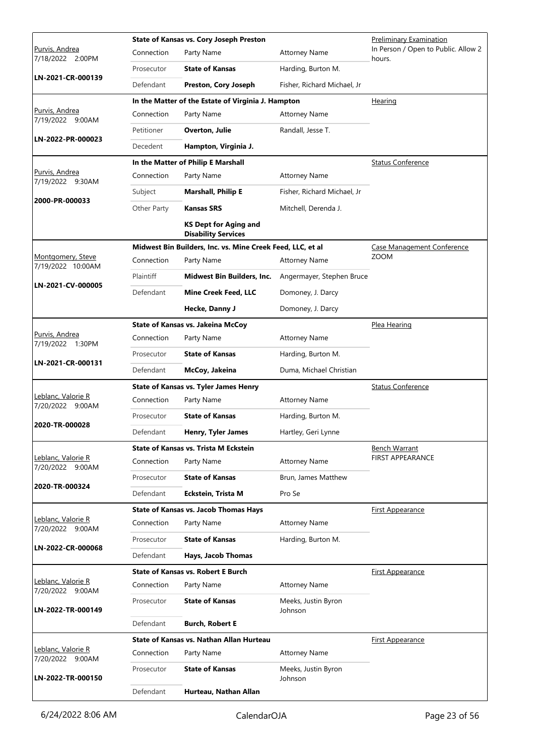| Judge / Date / Case | Case Title / Connection | Party Name | Attorney Name | Hearing Type |
|---|---|---|---|---|
| Purvis, Andrea 7/18/2022 2:00PM | State of Kansas vs. Cory Joseph Preston | | | Preliminary Examination In Person / Open to Public. Allow 2 hours. |
| | Connection | Party Name | Attorney Name | |
| LN-2021-CR-000139 | Prosecutor | **State of Kansas** | Harding, Burton M. | |
| | Defendant | **Preston, Cory Joseph** | Fisher, Richard Michael, Jr | |
| Purvis, Andrea 7/19/2022 9:00AM | In the Matter of the Estate of Virginia J. Hampton | | | Hearing |
| | Connection | Party Name | Attorney Name | |
| LN-2022-PR-000023 | Petitioner | **Overton, Julie** | Randall, Jesse T. | |
| | Decedent | **Hampton, Virginia J.** | | |
| Purvis, Andrea 7/19/2022 9:30AM | In the Matter of Philip E Marshall | | | Status Conference |
| | Connection | Party Name | Attorney Name | |
| 2000-PR-000033 | Subject | **Marshall, Philip E** | Fisher, Richard Michael, Jr | |
| | Other Party | **Kansas SRS** | Mitchell, Derenda J. | |
| | | **KS Dept for Aging and Disability Services** | | |
| Montgomery, Steve 7/19/2022 10:00AM | Midwest Bin Builders, Inc. vs. Mine Creek Feed, LLC, et al | | | Case Management Conference ZOOM |
| | Connection | Party Name | Attorney Name | |
| LN-2021-CV-000005 | Plaintiff | **Midwest Bin Builders, Inc.** | Angermayer, Stephen Bruce | |
| | Defendant | **Mine Creek Feed, LLC** | Domoney, J. Darcy | |
| | | **Hecke, Danny J** | Domoney, J. Darcy | |
| Purvis, Andrea 7/19/2022 1:30PM | State of Kansas vs. Jakeina McCoy | | | Plea Hearing |
| | Connection | Party Name | Attorney Name | |
| LN-2021-CR-000131 | Prosecutor | **State of Kansas** | Harding, Burton M. | |
| | Defendant | **McCoy, Jakeina** | Duma, Michael Christian | |
| Leblanc, Valorie R 7/20/2022 9:00AM | State of Kansas vs. Tyler James Henry | | | Status Conference |
| | Connection | Party Name | Attorney Name | |
| 2020-TR-000028 | Prosecutor | **State of Kansas** | Harding, Burton M. | |
| | Defendant | **Henry, Tyler James** | Hartley, Geri Lynne | |
| Leblanc, Valorie R 7/20/2022 9:00AM | State of Kansas vs. Trista M Eckstein | | | Bench Warrant FIRST APPEARANCE |
| | Connection | Party Name | Attorney Name | |
| 2020-TR-000324 | Prosecutor | **State of Kansas** | Brun, James Matthew | |
| | Defendant | **Eckstein, Trista M** | Pro Se | |
| Leblanc, Valorie R 7/20/2022 9:00AM | State of Kansas vs. Jacob Thomas Hays | | | First Appearance |
| | Connection | Party Name | Attorney Name | |
| LN-2022-CR-000068 | Prosecutor | **State of Kansas** | Harding, Burton M. | |
| | Defendant | **Hays, Jacob Thomas** | | |
| Leblanc, Valorie R 7/20/2022 9:00AM | State of Kansas vs. Robert E Burch | | | First Appearance |
| | Connection | Party Name | Attorney Name | |
| LN-2022-TR-000149 | Prosecutor | **State of Kansas** | Meeks, Justin Byron Johnson | |
| | Defendant | **Burch, Robert E** | | |
| Leblanc, Valorie R 7/20/2022 9:00AM | State of Kansas vs. Nathan Allan Hurteau | | | First Appearance |
| | Connection | Party Name | Attorney Name | |
| LN-2022-TR-000150 | Prosecutor | **State of Kansas** | Meeks, Justin Byron Johnson | |
| | Defendant | **Hurteau, Nathan Allan** | | |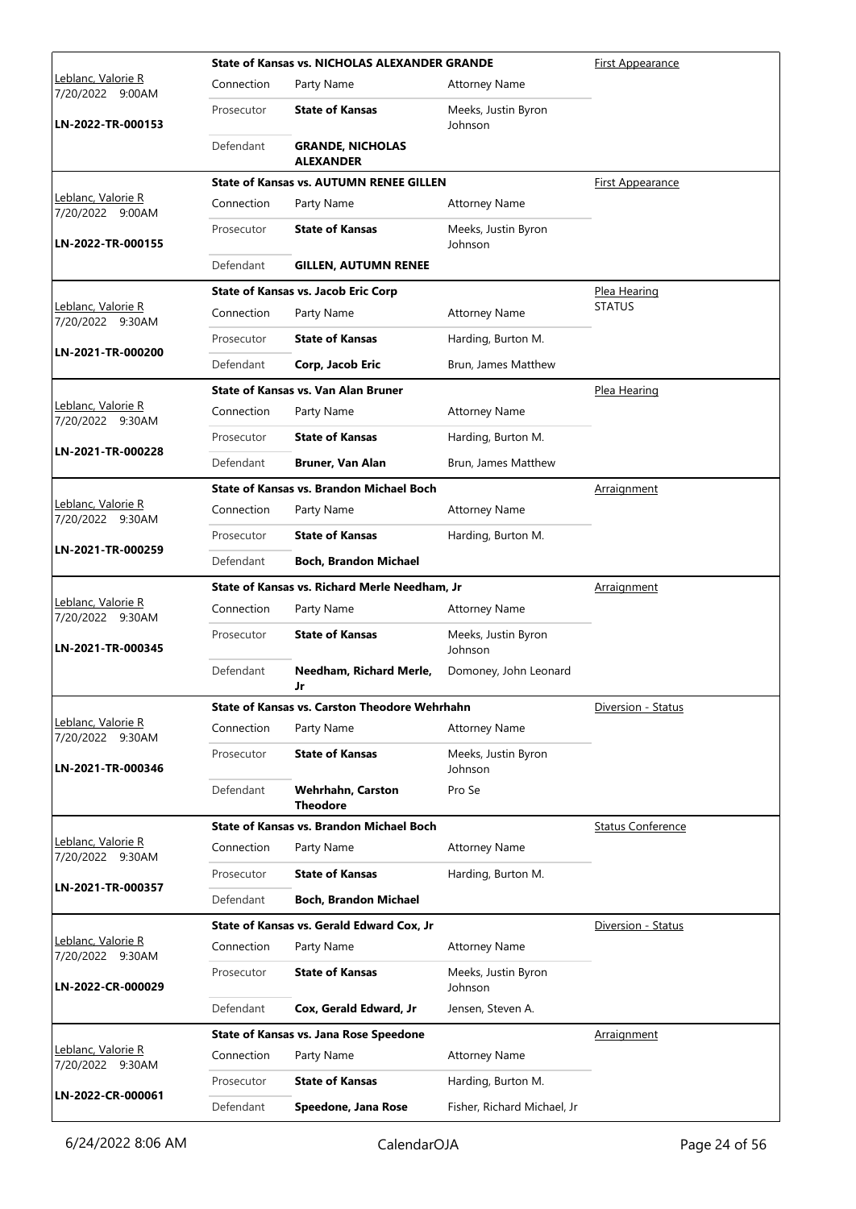| Judge / Date / Case | Case Title | Connection | Party Name | Attorney Name | Hearing Type |
|---|---|---|---|---|---|
| Leblanc, Valorie R<br>7/20/2022 9:00AM<br>**LN-2022-TR-000153** | **State of Kansas vs. NICHOLAS ALEXANDER GRANDE** | Prosecutor | **State of Kansas** | Meeks, Justin Byron Johnson | First Appearance |
| | | Defendant | **GRANDE, NICHOLAS ALEXANDER** | | |
| Leblanc, Valorie R<br>7/20/2022 9:00AM<br>**LN-2022-TR-000155** | **State of Kansas vs. AUTUMN RENEE GILLEN** | Prosecutor | **State of Kansas** | Meeks, Justin Byron Johnson | First Appearance |
| | | Defendant | **GILLEN, AUTUMN RENEE** | | |
| Leblanc, Valorie R<br>7/20/2022 9:30AM<br>**LN-2021-TR-000200** | **State of Kansas vs. Jacob Eric Corp** | Prosecutor | **State of Kansas** | Harding, Burton M. | Plea Hearing<br>STATUS |
| | | Defendant | **Corp, Jacob Eric** | Brun, James Matthew | |
| Leblanc, Valorie R<br>7/20/2022 9:30AM<br>**LN-2021-TR-000228** | **State of Kansas vs. Van Alan Bruner** | Prosecutor | **State of Kansas** | Harding, Burton M. | Plea Hearing |
| | | Defendant | **Bruner, Van Alan** | Brun, James Matthew | |
| Leblanc, Valorie R<br>7/20/2022 9:30AM<br>**LN-2021-TR-000259** | **State of Kansas vs. Brandon Michael Boch** | Prosecutor | **State of Kansas** | Harding, Burton M. | Arraignment |
| | | Defendant | **Boch, Brandon Michael** | | |
| Leblanc, Valorie R<br>7/20/2022 9:30AM<br>**LN-2021-TR-000345** | **State of Kansas vs. Richard Merle Needham, Jr** | Prosecutor | **State of Kansas** | Meeks, Justin Byron Johnson | Arraignment |
| | | Defendant | **Needham, Richard Merle, Jr** | Domoney, John Leonard | |
| Leblanc, Valorie R<br>7/20/2022 9:30AM<br>**LN-2021-TR-000346** | **State of Kansas vs. Carston Theodore Wehrhahn** | Prosecutor | **State of Kansas** | Meeks, Justin Byron Johnson | Diversion - Status |
| | | Defendant | **Wehrhahn, Carston Theodore** | Pro Se | |
| Leblanc, Valorie R<br>7/20/2022 9:30AM<br>**LN-2021-TR-000357** | **State of Kansas vs. Brandon Michael Boch** | Prosecutor | **State of Kansas** | Harding, Burton M. | Status Conference |
| | | Defendant | **Boch, Brandon Michael** | | |
| Leblanc, Valorie R<br>7/20/2022 9:30AM<br>**LN-2022-CR-000029** | **State of Kansas vs. Gerald Edward Cox, Jr** | Prosecutor | **State of Kansas** | Meeks, Justin Byron Johnson | Diversion - Status |
| | | Defendant | **Cox, Gerald Edward, Jr** | Jensen, Steven A. | |
| Leblanc, Valorie R<br>7/20/2022 9:30AM<br>**LN-2022-CR-000061** | **State of Kansas vs. Jana Rose Speedone** | Prosecutor | **State of Kansas** | Harding, Burton M. | Arraignment |
| | | Defendant | **Speedone, Jana Rose** | Fisher, Richard Michael, Jr | |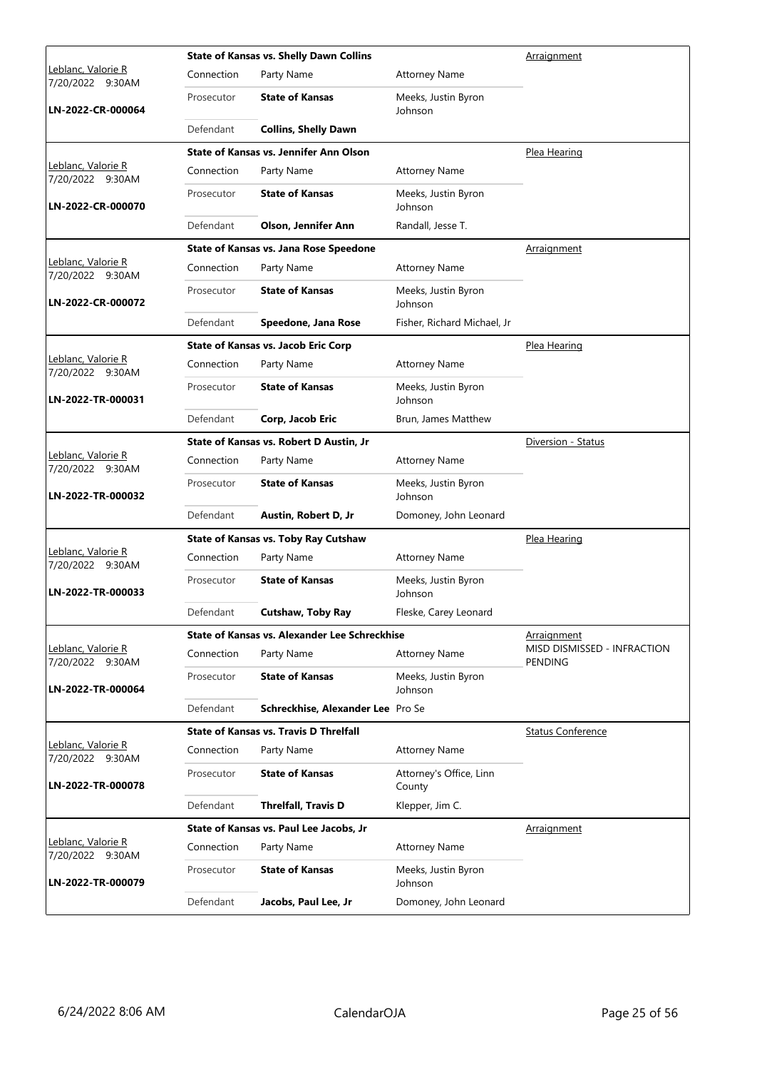| Judge / Date / Case | Connection | Party Name | Attorney Name | Hearing Type |
|---|---|---|---|---|
| Leblanc, Valorie R<br>7/20/2022 9:30AM<br>**LN-2022-CR-000064** | **State of Kansas vs. Shelly Dawn Collins** | | | Arraignment |
| | Connection | Party Name | Attorney Name | |
| | Prosecutor | **State of Kansas** | Meeks, Justin Byron Johnson | |
| | Defendant | **Collins, Shelly Dawn** | | |
| Leblanc, Valorie R<br>7/20/2022 9:30AM<br>**LN-2022-CR-000070** | **State of Kansas vs. Jennifer Ann Olson** | | | Plea Hearing |
| | Connection | Party Name | Attorney Name | |
| | Prosecutor | **State of Kansas** | Meeks, Justin Byron Johnson | |
| | Defendant | **Olson, Jennifer Ann** | Randall, Jesse T. | |
| Leblanc, Valorie R<br>7/20/2022 9:30AM<br>**LN-2022-CR-000072** | **State of Kansas vs. Jana Rose Speedone** | | | Arraignment |
| | Connection | Party Name | Attorney Name | |
| | Prosecutor | **State of Kansas** | Meeks, Justin Byron Johnson | |
| | Defendant | **Speedone, Jana Rose** | Fisher, Richard Michael, Jr | |
| Leblanc, Valorie R<br>7/20/2022 9:30AM<br>**LN-2022-TR-000031** | **State of Kansas vs. Jacob Eric Corp** | | | Plea Hearing |
| | Connection | Party Name | Attorney Name | |
| | Prosecutor | **State of Kansas** | Meeks, Justin Byron Johnson | |
| | Defendant | **Corp, Jacob Eric** | Brun, James Matthew | |
| Leblanc, Valorie R<br>7/20/2022 9:30AM<br>**LN-2022-TR-000032** | **State of Kansas vs. Robert D Austin, Jr** | | | Diversion - Status |
| | Connection | Party Name | Attorney Name | |
| | Prosecutor | **State of Kansas** | Meeks, Justin Byron Johnson | |
| | Defendant | **Austin, Robert D, Jr** | Domoney, John Leonard | |
| Leblanc, Valorie R<br>7/20/2022 9:30AM<br>**LN-2022-TR-000033** | **State of Kansas vs. Toby Ray Cutshaw** | | | Plea Hearing |
| | Connection | Party Name | Attorney Name | |
| | Prosecutor | **State of Kansas** | Meeks, Justin Byron Johnson | |
| | Defendant | **Cutshaw, Toby Ray** | Fleske, Carey Leonard | |
| Leblanc, Valorie R<br>7/20/2022 9:30AM<br>**LN-2022-TR-000064** | **State of Kansas vs. Alexander Lee Schreckhise** | | | Arraignment<br>MISD DISMISSED - INFRACTION PENDING |
| | Connection | Party Name | Attorney Name | |
| | Prosecutor | **State of Kansas** | Meeks, Justin Byron Johnson | |
| | Defendant | **Schreckhise, Alexander Lee** | Pro Se | |
| Leblanc, Valorie R<br>7/20/2022 9:30AM<br>**LN-2022-TR-000078** | **State of Kansas vs. Travis D Threlfall** | | | Status Conference |
| | Connection | Party Name | Attorney Name | |
| | Prosecutor | **State of Kansas** | Attorney's Office, Linn County | |
| | Defendant | **Threlfall, Travis D** | Klepper, Jim C. | |
| Leblanc, Valorie R<br>7/20/2022 9:30AM<br>**LN-2022-TR-000079** | **State of Kansas vs. Paul Lee Jacobs, Jr** | | | Arraignment |
| | Connection | Party Name | Attorney Name | |
| | Prosecutor | **State of Kansas** | Meeks, Justin Byron Johnson | |
| | Defendant | **Jacobs, Paul Lee, Jr** | Domoney, John Leonard | |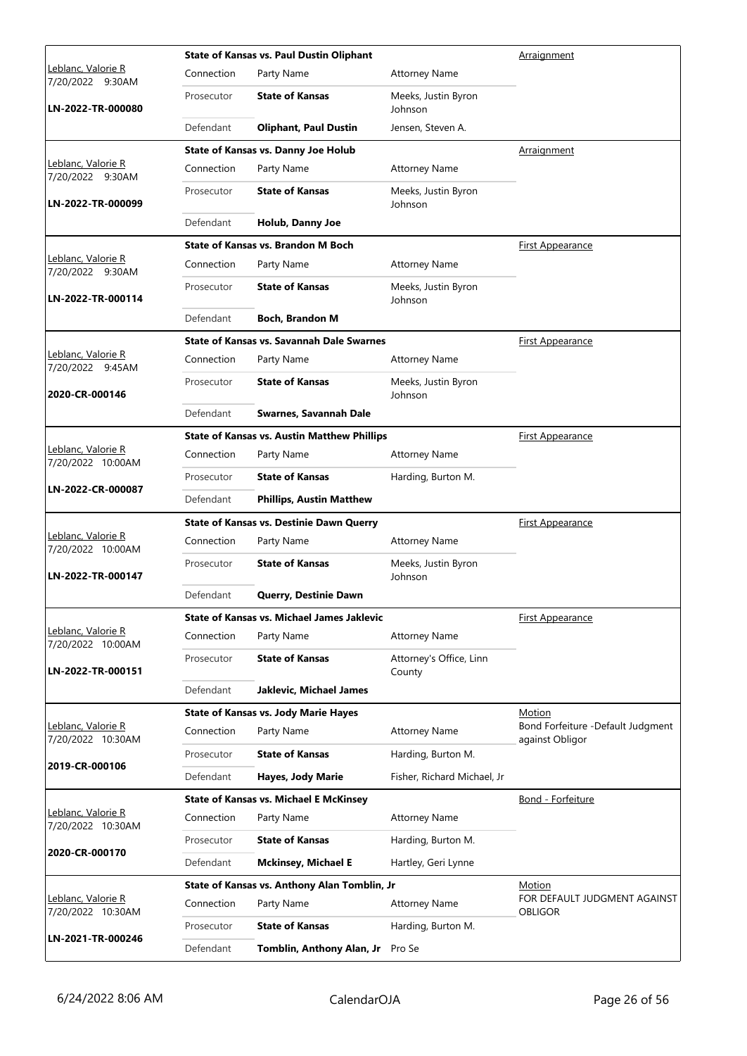| | | | | |
|---|---|---|---|---|
| Leblanc, Valorie R<br>7/20/2022 9:30AM<br><br>**LN-2022-TR-000080** | **State of Kansas vs. Paul Dustin Oliphant** | | | Arraignment |
| | Connection | Party Name | Attorney Name | |
| | Prosecutor | **State of Kansas** | Meeks, Justin Byron Johnson | |
| | Defendant | **Oliphant, Paul Dustin** | Jensen, Steven A. | |
| Leblanc, Valorie R<br>7/20/2022 9:30AM<br><br>**LN-2022-TR-000099** | **State of Kansas vs. Danny Joe Holub** | | | Arraignment |
| | Connection | Party Name | Attorney Name | |
| | Prosecutor | **State of Kansas** | Meeks, Justin Byron Johnson | |
| | Defendant | **Holub, Danny Joe** | | |
| Leblanc, Valorie R<br>7/20/2022 9:30AM<br><br>**LN-2022-TR-000114** | **State of Kansas vs. Brandon M Boch** | | | First Appearance |
| | Connection | Party Name | Attorney Name | |
| | Prosecutor | **State of Kansas** | Meeks, Justin Byron Johnson | |
| | Defendant | **Boch, Brandon M** | | |
| Leblanc, Valorie R<br>7/20/2022 9:45AM<br><br>**2020-CR-000146** | **State of Kansas vs. Savannah Dale Swarnes** | | | First Appearance |
| | Connection | Party Name | Attorney Name | |
| | Prosecutor | **State of Kansas** | Meeks, Justin Byron Johnson | |
| | Defendant | **Swarnes, Savannah Dale** | | |
| Leblanc, Valorie R<br>7/20/2022 10:00AM<br><br>**LN-2022-CR-000087** | **State of Kansas vs. Austin Matthew Phillips** | | | First Appearance |
| | Connection | Party Name | Attorney Name | |
| | Prosecutor | **State of Kansas** | Harding, Burton M. | |
| | Defendant | **Phillips, Austin Matthew** | | |
| Leblanc, Valorie R<br>7/20/2022 10:00AM<br><br>**LN-2022-TR-000147** | **State of Kansas vs. Destinie Dawn Querry** | | | First Appearance |
| | Connection | Party Name | Attorney Name | |
| | Prosecutor | **State of Kansas** | Meeks, Justin Byron Johnson | |
| | Defendant | **Querry, Destinie Dawn** | | |
| Leblanc, Valorie R<br>7/20/2022 10:00AM<br><br>**LN-2022-TR-000151** | **State of Kansas vs. Michael James Jaklevic** | | | First Appearance |
| | Connection | Party Name | Attorney Name | |
| | Prosecutor | **State of Kansas** | Attorney's Office, Linn County | |
| | Defendant | **Jaklevic, Michael James** | | |
| Leblanc, Valorie R<br>7/20/2022 10:30AM<br><br>**2019-CR-000106** | **State of Kansas vs. Jody Marie Hayes** | | | Motion<br>Bond Forfeiture -Default Judgment against Obligor |
| | Connection | Party Name | Attorney Name | |
| | Prosecutor | **State of Kansas** | Harding, Burton M. | |
| | Defendant | **Hayes, Jody Marie** | Fisher, Richard Michael, Jr | |
| Leblanc, Valorie R<br>7/20/2022 10:30AM<br><br>**2020-CR-000170** | **State of Kansas vs. Michael E McKinsey** | | | Bond - Forfeiture |
| | Connection | Party Name | Attorney Name | |
| | Prosecutor | **State of Kansas** | Harding, Burton M. | |
| | Defendant | **Mckinsey, Michael E** | Hartley, Geri Lynne | |
| Leblanc, Valorie R<br>7/20/2022 10:30AM<br><br>**LN-2021-TR-000246** | **State of Kansas vs. Anthony Alan Tomblin, Jr** | | | Motion<br>FOR DEFAULT JUDGMENT AGAINST OBLIGOR |
| | Connection | Party Name | Attorney Name | |
| | Prosecutor | **State of Kansas** | Harding, Burton M. | |
| | Defendant | **Tomblin, Anthony Alan, Jr** | Pro Se | |

6/24/2022 8:06 AM CalendarOJA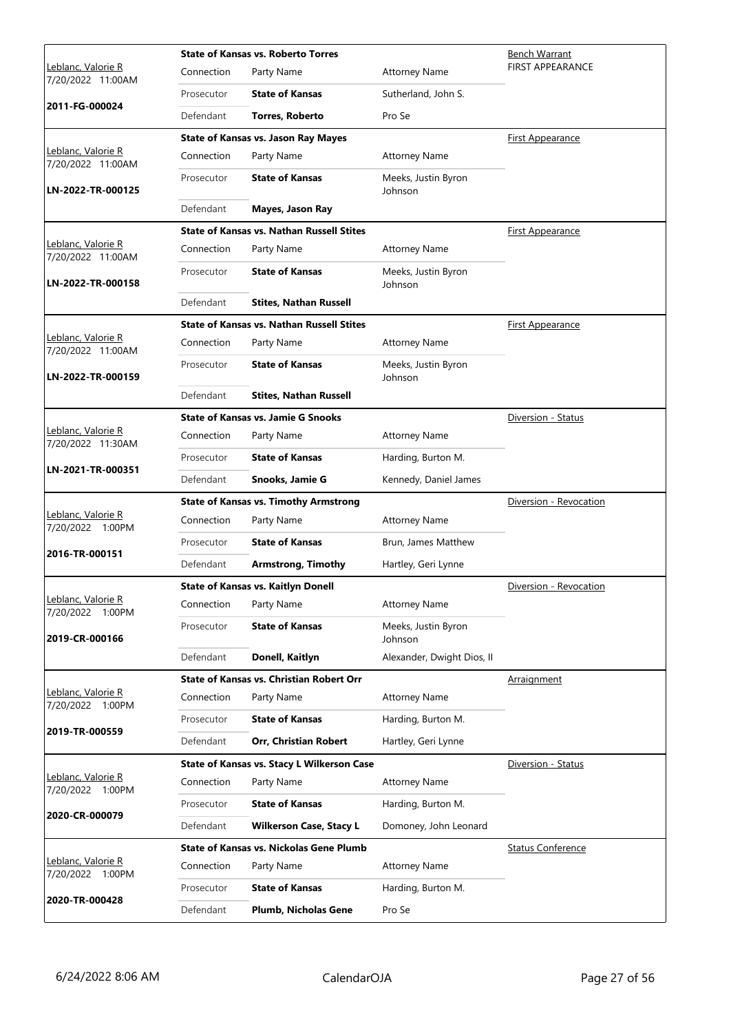| | | | | |
|---|---|---|---|---|
| Leblanc, Valorie R 7/20/2022 11:00AM **2011-FG-000024** | **State of Kansas vs. Roberto Torres** | | | Bench Warrant FIRST APPEARANCE |
| | Connection | Party Name | Attorney Name | |
| | Prosecutor | **State of Kansas** | Sutherland, John S. | |
| | Defendant | **Torres, Roberto** | Pro Se | |
| Leblanc, Valorie R 7/20/2022 11:00AM **LN-2022-TR-000125** | **State of Kansas vs. Jason Ray Mayes** | | | First Appearance |
| | Connection | Party Name | Attorney Name | |
| | Prosecutor | **State of Kansas** | Meeks, Justin Byron Johnson | |
| | Defendant | **Mayes, Jason Ray** | | |
| Leblanc, Valorie R 7/20/2022 11:00AM **LN-2022-TR-000158** | **State of Kansas vs. Nathan Russell Stites** | | | First Appearance |
| | Connection | Party Name | Attorney Name | |
| | Prosecutor | **State of Kansas** | Meeks, Justin Byron Johnson | |
| | Defendant | **Stites, Nathan Russell** | | |
| Leblanc, Valorie R 7/20/2022 11:00AM **LN-2022-TR-000159** | **State of Kansas vs. Nathan Russell Stites** | | | First Appearance |
| | Connection | Party Name | Attorney Name | |
| | Prosecutor | **State of Kansas** | Meeks, Justin Byron Johnson | |
| | Defendant | **Stites, Nathan Russell** | | |
| Leblanc, Valorie R 7/20/2022 11:30AM **LN-2021-TR-000351** | **State of Kansas vs. Jamie G Snooks** | | | Diversion - Status |
| | Connection | Party Name | Attorney Name | |
| | Prosecutor | **State of Kansas** | Harding, Burton M. | |
| | Defendant | **Snooks, Jamie G** | Kennedy, Daniel James | |
| Leblanc, Valorie R 7/20/2022 1:00PM **2016-TR-000151** | **State of Kansas vs. Timothy Armstrong** | | | Diversion - Revocation |
| | Connection | Party Name | Attorney Name | |
| | Prosecutor | **State of Kansas** | Brun, James Matthew | |
| | Defendant | **Armstrong, Timothy** | Hartley, Geri Lynne | |
| Leblanc, Valorie R 7/20/2022 1:00PM **2019-CR-000166** | **State of Kansas vs. Kaitlyn Donell** | | | Diversion - Revocation |
| | Connection | Party Name | Attorney Name | |
| | Prosecutor | **State of Kansas** | Meeks, Justin Byron Johnson | |
| | Defendant | **Donell, Kaitlyn** | Alexander, Dwight Dios, II | |
| Leblanc, Valorie R 7/20/2022 1:00PM **2019-TR-000559** | **State of Kansas vs. Christian Robert Orr** | | | Arraignment |
| | Connection | Party Name | Attorney Name | |
| | Prosecutor | **State of Kansas** | Harding, Burton M. | |
| | Defendant | **Orr, Christian Robert** | Hartley, Geri Lynne | |
| Leblanc, Valorie R 7/20/2022 1:00PM **2020-CR-000079** | **State of Kansas vs. Stacy L Wilkerson Case** | | | Diversion - Status |
| | Connection | Party Name | Attorney Name | |
| | Prosecutor | **State of Kansas** | Harding, Burton M. | |
| | Defendant | **Wilkerson Case, Stacy L** | Domoney, John Leonard | |
| Leblanc, Valorie R 7/20/2022 1:00PM **2020-TR-000428** | **State of Kansas vs. Nickolas Gene Plumb** | | | Status Conference |
| | Connection | Party Name | Attorney Name | |
| | Prosecutor | **State of Kansas** | Harding, Burton M. | |
| | Defendant | **Plumb, Nicholas Gene** | Pro Se | |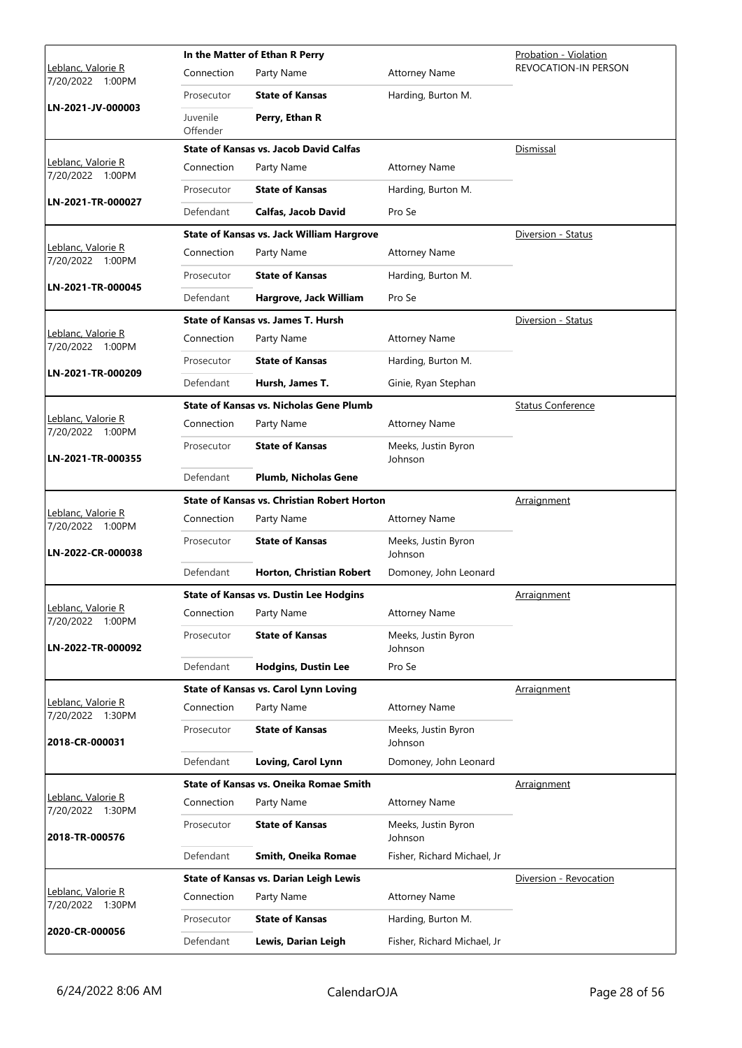| Judge / Date / Case | Case Title | | | Hearing Type |
|---|---|---|---|---|
| Leblanc, Valorie R 7/20/2022 1:00PM **LN-2021-JV-000003** | **In the Matter of Ethan R Perry** | | | Probation - Violation REVOCATION-IN PERSON |
| | Connection | Party Name | Attorney Name | |
| | Prosecutor | **State of Kansas** | Harding, Burton M. | |
| | Juvenile Offender | **Perry, Ethan R** | | |
| Leblanc, Valorie R 7/20/2022 1:00PM **LN-2021-TR-000027** | **State of Kansas vs. Jacob David Calfas** | | | Dismissal |
| | Connection | Party Name | Attorney Name | |
| | Prosecutor | **State of Kansas** | Harding, Burton M. | |
| | Defendant | **Calfas, Jacob David** | Pro Se | |
| Leblanc, Valorie R 7/20/2022 1:00PM **LN-2021-TR-000045** | **State of Kansas vs. Jack William Hargrove** | | | Diversion - Status |
| | Connection | Party Name | Attorney Name | |
| | Prosecutor | **State of Kansas** | Harding, Burton M. | |
| | Defendant | **Hargrove, Jack William** | Pro Se | |
| Leblanc, Valorie R 7/20/2022 1:00PM **LN-2021-TR-000209** | **State of Kansas vs. James T. Hursh** | | | Diversion - Status |
| | Connection | Party Name | Attorney Name | |
| | Prosecutor | **State of Kansas** | Harding, Burton M. | |
| | Defendant | **Hursh, James T.** | Ginie, Ryan Stephan | |
| Leblanc, Valorie R 7/20/2022 1:00PM **LN-2021-TR-000355** | **State of Kansas vs. Nicholas Gene Plumb** | | | Status Conference |
| | Connection | Party Name | Attorney Name | |
| | Prosecutor | **State of Kansas** | Meeks, Justin Byron Johnson | |
| | Defendant | **Plumb, Nicholas Gene** | | |
| Leblanc, Valorie R 7/20/2022 1:00PM **LN-2022-CR-000038** | **State of Kansas vs. Christian Robert Horton** | | | Arraignment |
| | Connection | Party Name | Attorney Name | |
| | Prosecutor | **State of Kansas** | Meeks, Justin Byron Johnson | |
| | Defendant | **Horton, Christian Robert** | Domoney, John Leonard | |
| Leblanc, Valorie R 7/20/2022 1:00PM **LN-2022-TR-000092** | **State of Kansas vs. Dustin Lee Hodgins** | | | Arraignment |
| | Connection | Party Name | Attorney Name | |
| | Prosecutor | **State of Kansas** | Meeks, Justin Byron Johnson | |
| | Defendant | **Hodgins, Dustin Lee** | Pro Se | |
| Leblanc, Valorie R 7/20/2022 1:30PM **2018-CR-000031** | **State of Kansas vs. Carol Lynn Loving** | | | Arraignment |
| | Connection | Party Name | Attorney Name | |
| | Prosecutor | **State of Kansas** | Meeks, Justin Byron Johnson | |
| | Defendant | **Loving, Carol Lynn** | Domoney, John Leonard | |
| Leblanc, Valorie R 7/20/2022 1:30PM **2018-TR-000576** | **State of Kansas vs. Oneika Romae Smith** | | | Arraignment |
| | Connection | Party Name | Attorney Name | |
| | Prosecutor | **State of Kansas** | Meeks, Justin Byron Johnson | |
| | Defendant | **Smith, Oneika Romae** | Fisher, Richard Michael, Jr | |
| Leblanc, Valorie R 7/20/2022 1:30PM **2020-CR-000056** | **State of Kansas vs. Darian Leigh Lewis** | | | Diversion - Revocation |
| | Connection | Party Name | Attorney Name | |
| | Prosecutor | **State of Kansas** | Harding, Burton M. | |
| | Defendant | **Lewis, Darian Leigh** | Fisher, Richard Michael, Jr | |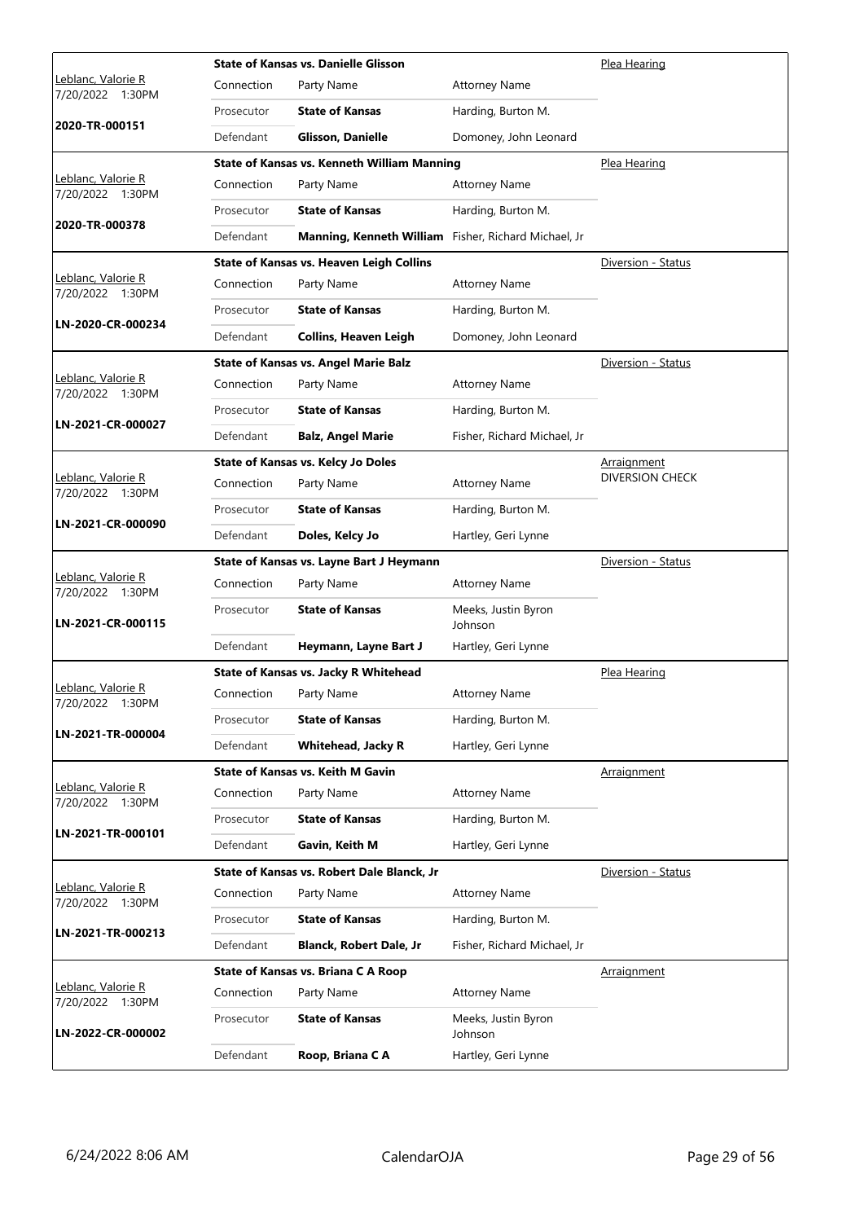| | | | | |
|---|---|---|---|---|
| Leblanc, Valorie R<br>7/20/2022 1:30PM<br><br>**2020-TR-000151** | **State of Kansas vs. Danielle Glisson** | | | Plea Hearing |
| | Connection | Party Name | Attorney Name | |
| | Prosecutor | **State of Kansas** | Harding, Burton M. | |
| | Defendant | **Glisson, Danielle** | Domoney, John Leonard | |
| Leblanc, Valorie R<br>7/20/2022 1:30PM<br><br>**2020-TR-000378** | **State of Kansas vs. Kenneth William Manning** | | | Plea Hearing |
| | Connection | Party Name | Attorney Name | |
| | Prosecutor | **State of Kansas** | Harding, Burton M. | |
| | Defendant | **Manning, Kenneth William** | Fisher, Richard Michael, Jr | |
| Leblanc, Valorie R<br>7/20/2022 1:30PM<br><br>**LN-2020-CR-000234** | **State of Kansas vs. Heaven Leigh Collins** | | | Diversion - Status |
| | Connection | Party Name | Attorney Name | |
| | Prosecutor | **State of Kansas** | Harding, Burton M. | |
| | Defendant | **Collins, Heaven Leigh** | Domoney, John Leonard | |
| Leblanc, Valorie R<br>7/20/2022 1:30PM<br><br>**LN-2021-CR-000027** | **State of Kansas vs. Angel Marie Balz** | | | Diversion - Status |
| | Connection | Party Name | Attorney Name | |
| | Prosecutor | **State of Kansas** | Harding, Burton M. | |
| | Defendant | **Balz, Angel Marie** | Fisher, Richard Michael, Jr | |
| Leblanc, Valorie R<br>7/20/2022 1:30PM<br><br>**LN-2021-CR-000090** | **State of Kansas vs. Kelcy Jo Doles** | | | Arraignment<br>DIVERSION CHECK |
| | Connection | Party Name | Attorney Name | |
| | Prosecutor | **State of Kansas** | Harding, Burton M. | |
| | Defendant | **Doles, Kelcy Jo** | Hartley, Geri Lynne | |
| Leblanc, Valorie R<br>7/20/2022 1:30PM<br><br>**LN-2021-CR-000115** | **State of Kansas vs. Layne Bart J Heymann** | | | Diversion - Status |
| | Connection | Party Name | Attorney Name | |
| | Prosecutor | **State of Kansas** | Meeks, Justin Byron Johnson | |
| | Defendant | **Heymann, Layne Bart J** | Hartley, Geri Lynne | |
| Leblanc, Valorie R<br>7/20/2022 1:30PM<br><br>**LN-2021-TR-000004** | **State of Kansas vs. Jacky R Whitehead** | | | Plea Hearing |
| | Connection | Party Name | Attorney Name | |
| | Prosecutor | **State of Kansas** | Harding, Burton M. | |
| | Defendant | **Whitehead, Jacky R** | Hartley, Geri Lynne | |
| Leblanc, Valorie R<br>7/20/2022 1:30PM<br><br>**LN-2021-TR-000101** | **State of Kansas vs. Keith M Gavin** | | | Arraignment |
| | Connection | Party Name | Attorney Name | |
| | Prosecutor | **State of Kansas** | Harding, Burton M. | |
| | Defendant | **Gavin, Keith M** | Hartley, Geri Lynne | |
| Leblanc, Valorie R<br>7/20/2022 1:30PM<br><br>**LN-2021-TR-000213** | **State of Kansas vs. Robert Dale Blanck, Jr** | | | Diversion - Status |
| | Connection | Party Name | Attorney Name | |
| | Prosecutor | **State of Kansas** | Harding, Burton M. | |
| | Defendant | **Blanck, Robert Dale, Jr** | Fisher, Richard Michael, Jr | |
| Leblanc, Valorie R<br>7/20/2022 1:30PM<br><br>**LN-2022-CR-000002** | **State of Kansas vs. Briana C A Roop** | | | Arraignment |
| | Connection | Party Name | Attorney Name | |
| | Prosecutor | **State of Kansas** | Meeks, Justin Byron Johnson | |
| | Defendant | **Roop, Briana C A** | Hartley, Geri Lynne | |

6/24/2022 8:06 AM CalendarOJA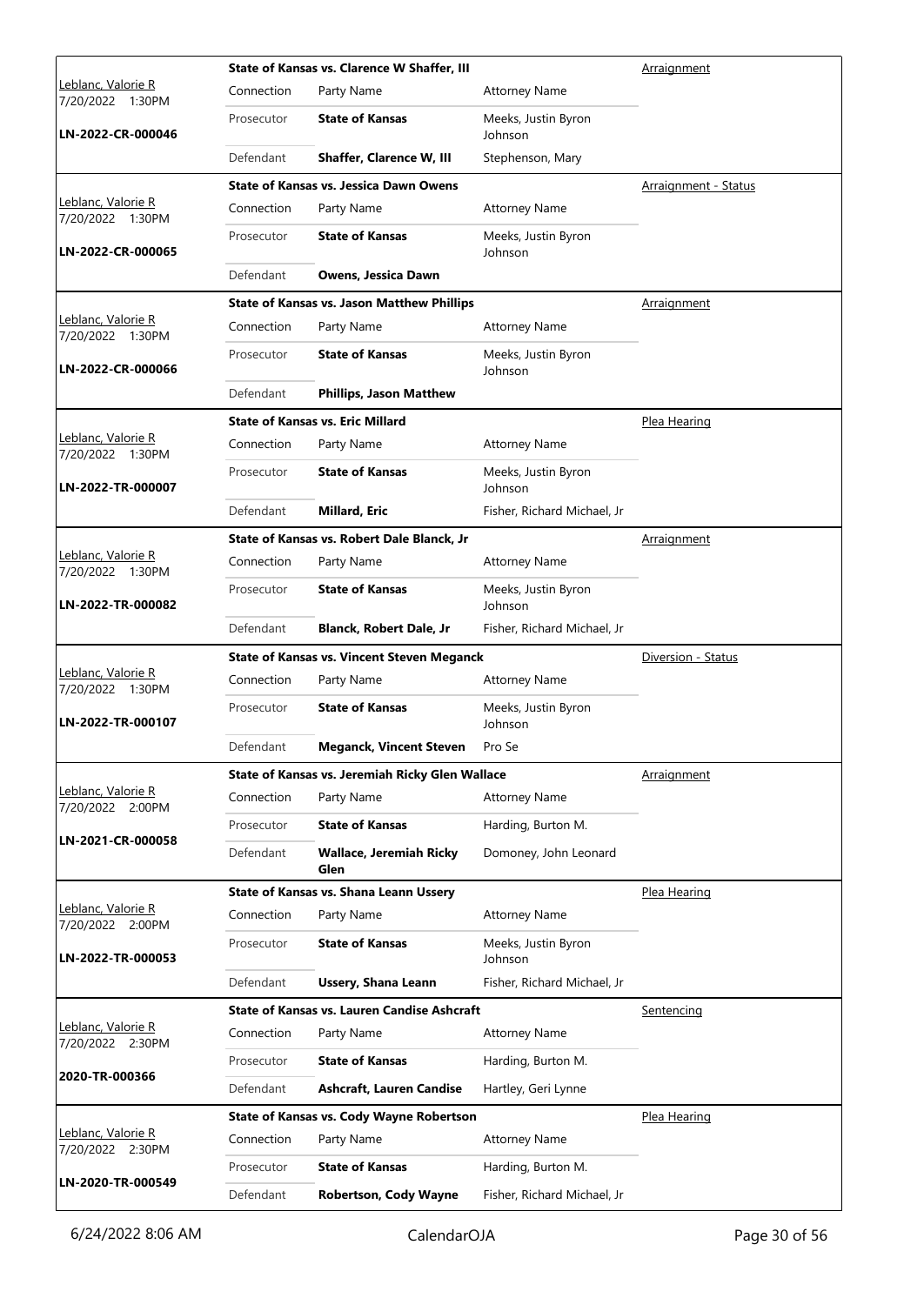| Judge / Date / Case | Case Title / Connection | Party Name | Attorney Name | Hearing Type |
|---|---|---|---|---|
| Leblanc, Valorie R 7/20/2022 1:30PM **LN-2022-CR-000046** | **State of Kansas vs. Clarence W Shaffer, III** | | | Arraignment |
| | Connection | Party Name | Attorney Name | |
| | Prosecutor | **State of Kansas** | Meeks, Justin Byron Johnson | |
| | Defendant | **Shaffer, Clarence W, III** | Stephenson, Mary | |
| Leblanc, Valorie R 7/20/2022 1:30PM **LN-2022-CR-000065** | **State of Kansas vs. Jessica Dawn Owens** | | | Arraignment - Status |
| | Connection | Party Name | Attorney Name | |
| | Prosecutor | **State of Kansas** | Meeks, Justin Byron Johnson | |
| | Defendant | **Owens, Jessica Dawn** | | |
| Leblanc, Valorie R 7/20/2022 1:30PM **LN-2022-CR-000066** | **State of Kansas vs. Jason Matthew Phillips** | | | Arraignment |
| | Connection | Party Name | Attorney Name | |
| | Prosecutor | **State of Kansas** | Meeks, Justin Byron Johnson | |
| | Defendant | **Phillips, Jason Matthew** | | |
| Leblanc, Valorie R 7/20/2022 1:30PM **LN-2022-TR-000007** | **State of Kansas vs. Eric Millard** | | | Plea Hearing |
| | Connection | Party Name | Attorney Name | |
| | Prosecutor | **State of Kansas** | Meeks, Justin Byron Johnson | |
| | Defendant | **Millard, Eric** | Fisher, Richard Michael, Jr | |
| Leblanc, Valorie R 7/20/2022 1:30PM **LN-2022-TR-000082** | **State of Kansas vs. Robert Dale Blanck, Jr** | | | Arraignment |
| | Connection | Party Name | Attorney Name | |
| | Prosecutor | **State of Kansas** | Meeks, Justin Byron Johnson | |
| | Defendant | **Blanck, Robert Dale, Jr** | Fisher, Richard Michael, Jr | |
| Leblanc, Valorie R 7/20/2022 1:30PM **LN-2022-TR-000107** | **State of Kansas vs. Vincent Steven Meganck** | | | Diversion - Status |
| | Connection | Party Name | Attorney Name | |
| | Prosecutor | **State of Kansas** | Meeks, Justin Byron Johnson | |
| | Defendant | **Meganck, Vincent Steven** | Pro Se | |
| Leblanc, Valorie R 7/20/2022 2:00PM **LN-2021-CR-000058** | **State of Kansas vs. Jeremiah Ricky Glen Wallace** | | | Arraignment |
| | Connection | Party Name | Attorney Name | |
| | Prosecutor | **State of Kansas** | Harding, Burton M. | |
| | Defendant | **Wallace, Jeremiah Ricky Glen** | Domoney, John Leonard | |
| Leblanc, Valorie R 7/20/2022 2:00PM **LN-2022-TR-000053** | **State of Kansas vs. Shana Leann Ussery** | | | Plea Hearing |
| | Connection | Party Name | Attorney Name | |
| | Prosecutor | **State of Kansas** | Meeks, Justin Byron Johnson | |
| | Defendant | **Ussery, Shana Leann** | Fisher, Richard Michael, Jr | |
| Leblanc, Valorie R 7/20/2022 2:30PM **2020-TR-000366** | **State of Kansas vs. Lauren Candise Ashcraft** | | | Sentencing |
| | Connection | Party Name | Attorney Name | |
| | Prosecutor | **State of Kansas** | Harding, Burton M. | |
| | Defendant | **Ashcraft, Lauren Candise** | Hartley, Geri Lynne | |
| Leblanc, Valorie R 7/20/2022 2:30PM **LN-2020-TR-000549** | **State of Kansas vs. Cody Wayne Robertson** | | | Plea Hearing |
| | Connection | Party Name | Attorney Name | |
| | Prosecutor | **State of Kansas** | Harding, Burton M. | |
| | Defendant | **Robertson, Cody Wayne** | Fisher, Richard Michael, Jr | |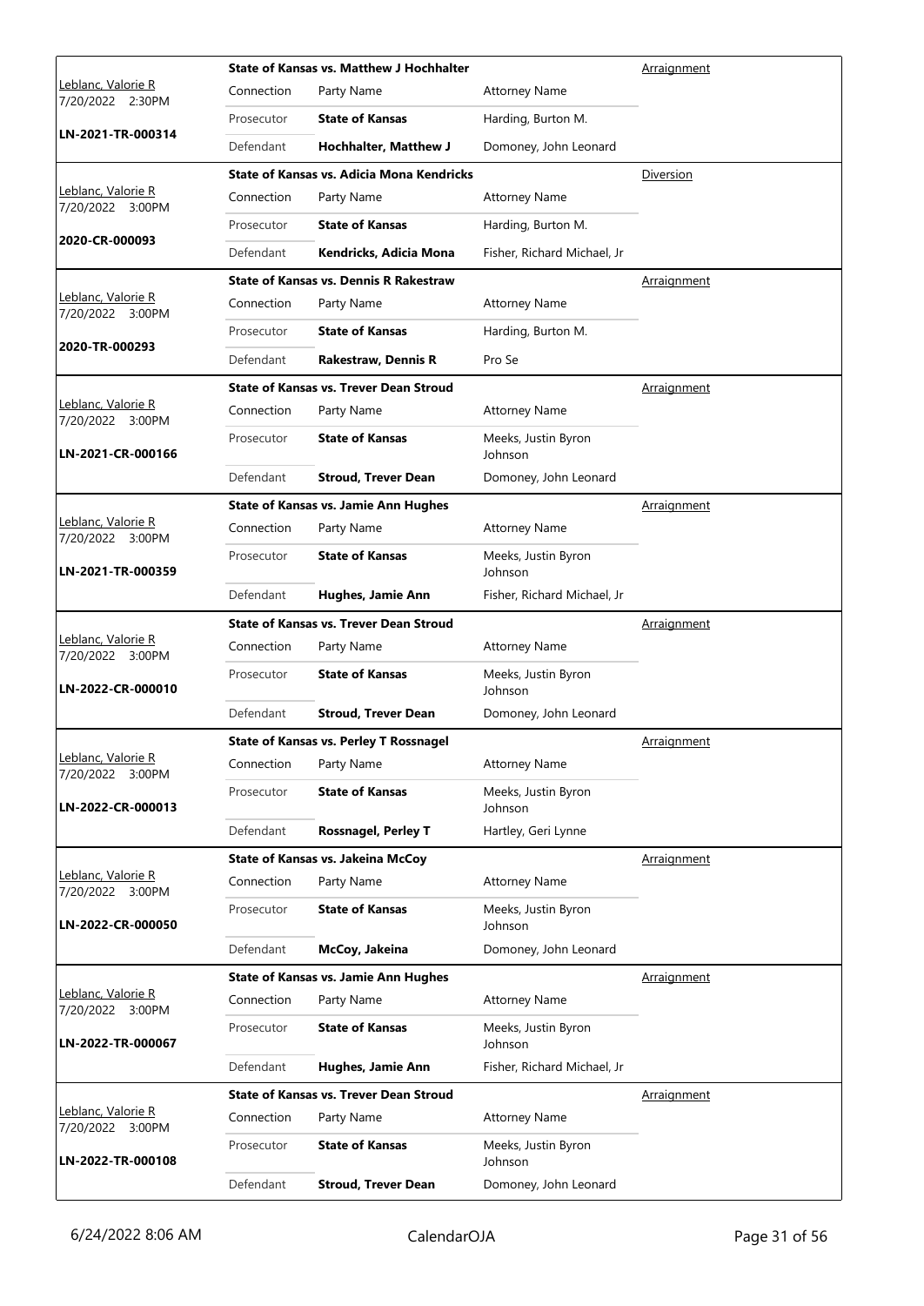| | | | | |
|---|---|---|---|---|
| Leblanc, Valorie R 7/20/2022 2:30PM LN-2021-TR-000314 | **State of Kansas vs. Matthew J Hochhalter** | | | Arraignment |
| | Connection | Party Name | Attorney Name | |
| | Prosecutor | **State of Kansas** | Harding, Burton M. | |
| | Defendant | **Hochhalter, Matthew J** | Domoney, John Leonard | |
| Leblanc, Valorie R 7/20/2022 3:00PM 2020-CR-000093 | **State of Kansas vs. Adicia Mona Kendricks** | | | Diversion |
| | Connection | Party Name | Attorney Name | |
| | Prosecutor | **State of Kansas** | Harding, Burton M. | |
| | Defendant | **Kendricks, Adicia Mona** | Fisher, Richard Michael, Jr | |
| Leblanc, Valorie R 7/20/2022 3:00PM 2020-TR-000293 | **State of Kansas vs. Dennis R Rakestraw** | | | Arraignment |
| | Connection | Party Name | Attorney Name | |
| | Prosecutor | **State of Kansas** | Harding, Burton M. | |
| | Defendant | **Rakestraw, Dennis R** | Pro Se | |
| Leblanc, Valorie R 7/20/2022 3:00PM LN-2021-CR-000166 | **State of Kansas vs. Trever Dean Stroud** | | | Arraignment |
| | Connection | Party Name | Attorney Name | |
| | Prosecutor | **State of Kansas** | Meeks, Justin Byron Johnson | |
| | Defendant | **Stroud, Trever Dean** | Domoney, John Leonard | |
| Leblanc, Valorie R 7/20/2022 3:00PM LN-2021-TR-000359 | **State of Kansas vs. Jamie Ann Hughes** | | | Arraignment |
| | Connection | Party Name | Attorney Name | |
| | Prosecutor | **State of Kansas** | Meeks, Justin Byron Johnson | |
| | Defendant | **Hughes, Jamie Ann** | Fisher, Richard Michael, Jr | |
| Leblanc, Valorie R 7/20/2022 3:00PM LN-2022-CR-000010 | **State of Kansas vs. Trever Dean Stroud** | | | Arraignment |
| | Connection | Party Name | Attorney Name | |
| | Prosecutor | **State of Kansas** | Meeks, Justin Byron Johnson | |
| | Defendant | **Stroud, Trever Dean** | Domoney, John Leonard | |
| Leblanc, Valorie R 7/20/2022 3:00PM LN-2022-CR-000013 | **State of Kansas vs. Perley T Rossnagel** | | | Arraignment |
| | Connection | Party Name | Attorney Name | |
| | Prosecutor | **State of Kansas** | Meeks, Justin Byron Johnson | |
| | Defendant | **Rossnagel, Perley T** | Hartley, Geri Lynne | |
| Leblanc, Valorie R 7/20/2022 3:00PM LN-2022-CR-000050 | **State of Kansas vs. Jakeina McCoy** | | | Arraignment |
| | Connection | Party Name | Attorney Name | |
| | Prosecutor | **State of Kansas** | Meeks, Justin Byron Johnson | |
| | Defendant | **McCoy, Jakeina** | Domoney, John Leonard | |
| Leblanc, Valorie R 7/20/2022 3:00PM LN-2022-TR-000067 | **State of Kansas vs. Jamie Ann Hughes** | | | Arraignment |
| | Connection | Party Name | Attorney Name | |
| | Prosecutor | **State of Kansas** | Meeks, Justin Byron Johnson | |
| | Defendant | **Hughes, Jamie Ann** | Fisher, Richard Michael, Jr | |
| Leblanc, Valorie R 7/20/2022 3:00PM LN-2022-TR-000108 | **State of Kansas vs. Trever Dean Stroud** | | | Arraignment |
| | Connection | Party Name | Attorney Name | |
| | Prosecutor | **State of Kansas** | Meeks, Justin Byron Johnson | |
| | Defendant | **Stroud, Trever Dean** | Domoney, John Leonard | |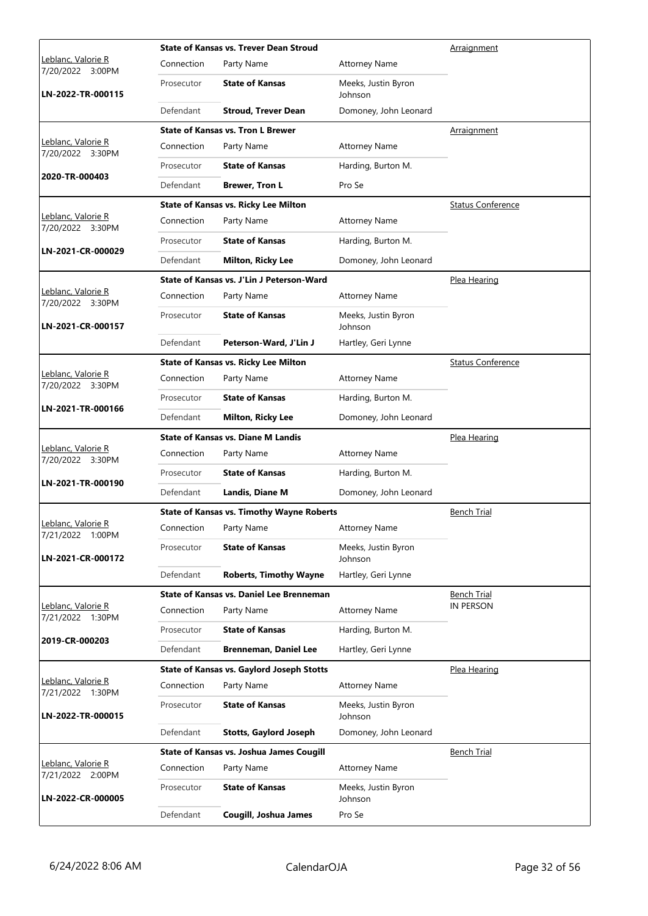| Judge / Date / Case | Connection | Party Name | Attorney Name | Hearing Type |
|---|---|---|---|---|
| Leblanc, Valorie R 7/20/2022 3:00PM LN-2022-TR-000115 | **State of Kansas vs. Trever Dean Stroud** | | | Arraignment |
| | Prosecutor | **State of Kansas** | Meeks, Justin Byron Johnson | |
| | Defendant | **Stroud, Trever Dean** | Domoney, John Leonard | |
| Leblanc, Valorie R 7/20/2022 3:30PM 2020-TR-000403 | **State of Kansas vs. Tron L Brewer** | | | Arraignment |
| | Prosecutor | **State of Kansas** | Harding, Burton M. | |
| | Defendant | **Brewer, Tron L** | Pro Se | |
| Leblanc, Valorie R 7/20/2022 3:30PM LN-2021-CR-000029 | **State of Kansas vs. Ricky Lee Milton** | | | Status Conference |
| | Prosecutor | **State of Kansas** | Harding, Burton M. | |
| | Defendant | **Milton, Ricky Lee** | Domoney, John Leonard | |
| Leblanc, Valorie R 7/20/2022 3:30PM LN-2021-CR-000157 | **State of Kansas vs. J'Lin J Peterson-Ward** | | | Plea Hearing |
| | Prosecutor | **State of Kansas** | Meeks, Justin Byron Johnson | |
| | Defendant | **Peterson-Ward, J'Lin J** | Hartley, Geri Lynne | |
| Leblanc, Valorie R 7/20/2022 3:30PM LN-2021-TR-000166 | **State of Kansas vs. Ricky Lee Milton** | | | Status Conference |
| | Prosecutor | **State of Kansas** | Harding, Burton M. | |
| | Defendant | **Milton, Ricky Lee** | Domoney, John Leonard | |
| Leblanc, Valorie R 7/20/2022 3:30PM LN-2021-TR-000190 | **State of Kansas vs. Diane M Landis** | | | Plea Hearing |
| | Prosecutor | **State of Kansas** | Harding, Burton M. | |
| | Defendant | **Landis, Diane M** | Domoney, John Leonard | |
| Leblanc, Valorie R 7/21/2022 1:00PM LN-2021-CR-000172 | **State of Kansas vs. Timothy Wayne Roberts** | | | Bench Trial |
| | Prosecutor | **State of Kansas** | Meeks, Justin Byron Johnson | |
| | Defendant | **Roberts, Timothy Wayne** | Hartley, Geri Lynne | |
| Leblanc, Valorie R 7/21/2022 1:30PM 2019-CR-000203 | **State of Kansas vs. Daniel Lee Brenneman** | | | Bench Trial IN PERSON |
| | Prosecutor | **State of Kansas** | Harding, Burton M. | |
| | Defendant | **Brenneman, Daniel Lee** | Hartley, Geri Lynne | |
| Leblanc, Valorie R 7/21/2022 1:30PM LN-2022-TR-000015 | **State of Kansas vs. Gaylord Joseph Stotts** | | | Plea Hearing |
| | Prosecutor | **State of Kansas** | Meeks, Justin Byron Johnson | |
| | Defendant | **Stotts, Gaylord Joseph** | Domoney, John Leonard | |
| Leblanc, Valorie R 7/21/2022 2:00PM LN-2022-CR-000005 | **State of Kansas vs. Joshua James Cougill** | | | Bench Trial |
| | Prosecutor | **State of Kansas** | Meeks, Justin Byron Johnson | |
| | Defendant | **Cougill, Joshua James** | Pro Se | |

6/24/2022 8:06 AM CalendarOJA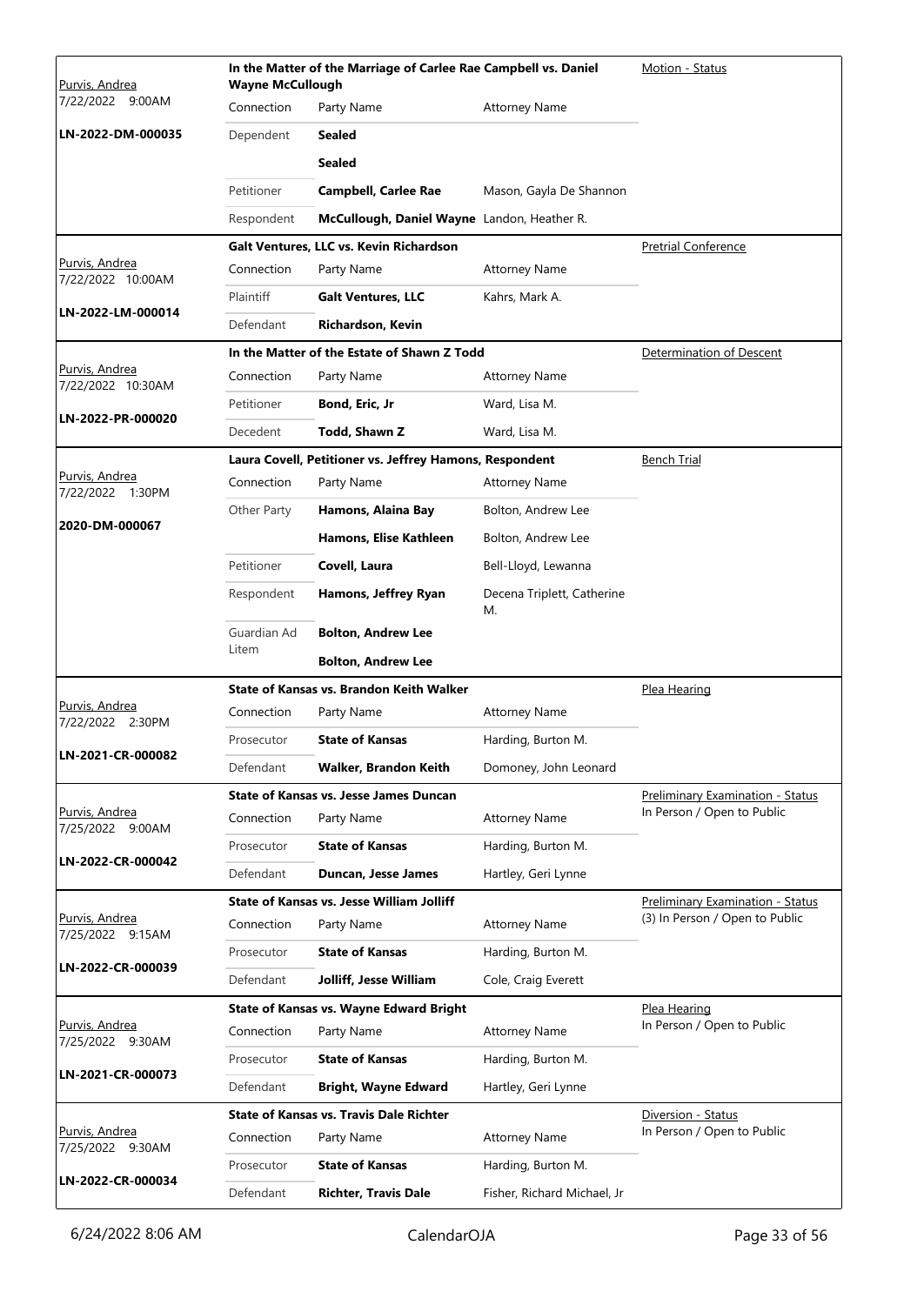| Judge / Date / Case | Case Title / Parties | | | Hearing Type |
|---|---|---|---|---|
| Purvis, Andrea<br>7/22/2022 9:00AM<br>**LN-2022-DM-000035** | **In the Matter of the Marriage of Carlee Rae Campbell vs. Daniel Wayne McCullough** | | | Motion - Status |
| | Connection | Party Name | Attorney Name | |
| | Dependent | **Sealed** | | |
| | | **Sealed** | | |
| | Petitioner | **Campbell, Carlee Rae** | Mason, Gayla De Shannon | |
| | Respondent | **McCullough, Daniel Wayne** | Landon, Heather R. | |
| Purvis, Andrea<br>7/22/2022 10:00AM<br>**LN-2022-LM-000014** | **Galt Ventures, LLC vs. Kevin Richardson** | | | Pretrial Conference |
| | Connection | Party Name | Attorney Name | |
| | Plaintiff | **Galt Ventures, LLC** | Kahrs, Mark A. | |
| | Defendant | **Richardson, Kevin** | | |
| Purvis, Andrea<br>7/22/2022 10:30AM<br>**LN-2022-PR-000020** | **In the Matter of the Estate of Shawn Z Todd** | | | Determination of Descent |
| | Connection | Party Name | Attorney Name | |
| | Petitioner | **Bond, Eric, Jr** | Ward, Lisa M. | |
| | Decedent | **Todd, Shawn Z** | Ward, Lisa M. | |
| Purvis, Andrea<br>7/22/2022 1:30PM<br>**2020-DM-000067** | **Laura Covell, Petitioner vs. Jeffrey Hamons, Respondent** | | | Bench Trial |
| | Connection | Party Name | Attorney Name | |
| | Other Party | **Hamons, Alaina Bay** | Bolton, Andrew Lee | |
| | | **Hamons, Elise Kathleen** | Bolton, Andrew Lee | |
| | Petitioner | **Covell, Laura** | Bell-Lloyd, Lewanna | |
| | Respondent | **Hamons, Jeffrey Ryan** | Decena Triplett, Catherine M. | |
| | Guardian Ad Litem | **Bolton, Andrew Lee** | | |
| | | **Bolton, Andrew Lee** | | |
| Purvis, Andrea<br>7/22/2022 2:30PM<br>**LN-2021-CR-000082** | **State of Kansas vs. Brandon Keith Walker** | | | Plea Hearing |
| | Connection | Party Name | Attorney Name | |
| | Prosecutor | **State of Kansas** | Harding, Burton M. | |
| | Defendant | **Walker, Brandon Keith** | Domoney, John Leonard | |
| Purvis, Andrea<br>7/25/2022 9:00AM<br>**LN-2022-CR-000042** | **State of Kansas vs. Jesse James Duncan** | | | Preliminary Examination - Status<br>In Person / Open to Public |
| | Connection | Party Name | Attorney Name | |
| | Prosecutor | **State of Kansas** | Harding, Burton M. | |
| | Defendant | **Duncan, Jesse James** | Hartley, Geri Lynne | |
| Purvis, Andrea<br>7/25/2022 9:15AM<br>**LN-2022-CR-000039** | **State of Kansas vs. Jesse William Jolliff** | | | Preliminary Examination - Status<br>(3) In Person / Open to Public |
| | Connection | Party Name | Attorney Name | |
| | Prosecutor | **State of Kansas** | Harding, Burton M. | |
| | Defendant | **Jolliff, Jesse William** | Cole, Craig Everett | |
| Purvis, Andrea<br>7/25/2022 9:30AM<br>**LN-2021-CR-000073** | **State of Kansas vs. Wayne Edward Bright** | | | Plea Hearing<br>In Person / Open to Public |
| | Connection | Party Name | Attorney Name | |
| | Prosecutor | **State of Kansas** | Harding, Burton M. | |
| | Defendant | **Bright, Wayne Edward** | Hartley, Geri Lynne | |
| Purvis, Andrea<br>7/25/2022 9:30AM<br>**LN-2022-CR-000034** | **State of Kansas vs. Travis Dale Richter** | | | Diversion - Status<br>In Person / Open to Public |
| | Connection | Party Name | Attorney Name | |
| | Prosecutor | **State of Kansas** | Harding, Burton M. | |
| | Defendant | **Richter, Travis Dale** | Fisher, Richard Michael, Jr | |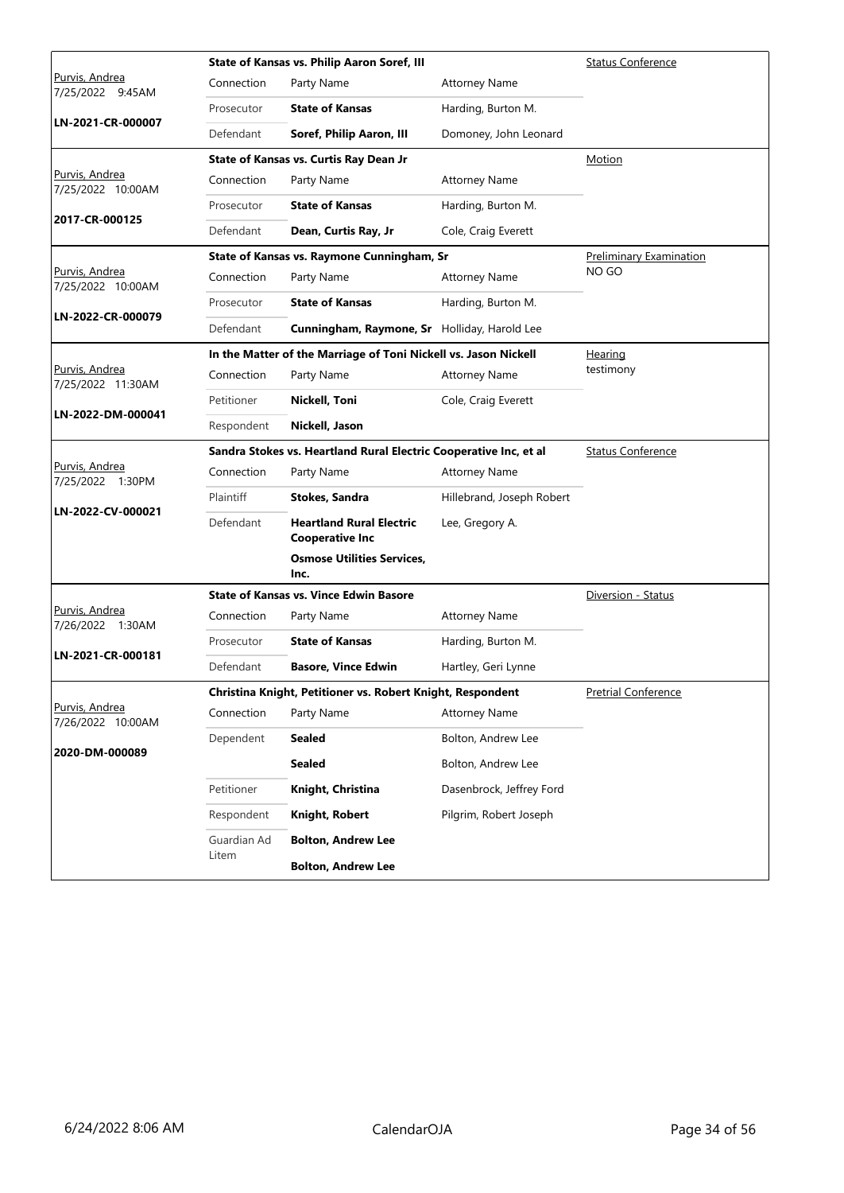| | | | | |
|---|---|---|---|---|
| Purvis, Andrea 7/25/2022 9:45AM | **State of Kansas vs. Philip Aaron Soref, III** | | | Status Conference |
| | Connection | Party Name | Attorney Name | |
| | Prosecutor | **State of Kansas** | Harding, Burton M. | |
| **LN-2021-CR-000007** | Defendant | **Soref, Philip Aaron, III** | Domoney, John Leonard | |
| Purvis, Andrea 7/25/2022 10:00AM | **State of Kansas vs. Curtis Ray Dean Jr** | | | Motion |
| | Connection | Party Name | Attorney Name | |
| | Prosecutor | **State of Kansas** | Harding, Burton M. | |
| **2017-CR-000125** | Defendant | **Dean, Curtis Ray, Jr** | Cole, Craig Everett | |
| Purvis, Andrea 7/25/2022 10:00AM | **State of Kansas vs. Raymone Cunningham, Sr** | | | Preliminary Examination NO GO |
| | Connection | Party Name | Attorney Name | |
| | Prosecutor | **State of Kansas** | Harding, Burton M. | |
| **LN-2022-CR-000079** | Defendant | **Cunningham, Raymone, Sr** | Holliday, Harold Lee | |
| Purvis, Andrea 7/25/2022 11:30AM | **In the Matter of the Marriage of Toni Nickell vs. Jason Nickell** | | | Hearing testimony |
| | Connection | Party Name | Attorney Name | |
| | Petitioner | **Nickell, Toni** | Cole, Craig Everett | |
| **LN-2022-DM-000041** | Respondent | **Nickell, Jason** | | |
| Purvis, Andrea 7/25/2022 1:30PM | **Sandra Stokes vs. Heartland Rural Electric Cooperative Inc, et al** | | | Status Conference |
| | Connection | Party Name | Attorney Name | |
| | Plaintiff | **Stokes, Sandra** | Hillebrand, Joseph Robert | |
| **LN-2022-CV-000021** | Defendant | **Heartland Rural Electric Cooperative Inc** | Lee, Gregory A. | |
| | | **Osmose Utilities Services, Inc.** | | |
| Purvis, Andrea 7/26/2022 1:30AM | **State of Kansas vs. Vince Edwin Basore** | | | Diversion - Status |
| | Connection | Party Name | Attorney Name | |
| | Prosecutor | **State of Kansas** | Harding, Burton M. | |
| **LN-2021-CR-000181** | Defendant | **Basore, Vince Edwin** | Hartley, Geri Lynne | |
| Purvis, Andrea 7/26/2022 10:00AM | **Christina Knight, Petitioner vs. Robert Knight, Respondent** | | | Pretrial Conference |
| | Connection | Party Name | Attorney Name | |
| | Dependent | **Sealed** | Bolton, Andrew Lee | |
| **2020-DM-000089** | | **Sealed** | Bolton, Andrew Lee | |
| | Petitioner | **Knight, Christina** | Dasenbrock, Jeffrey Ford | |
| | Respondent | **Knight, Robert** | Pilgrim, Robert Joseph | |
| | Guardian Ad Litem | **Bolton, Andrew Lee** | | |
| | | **Bolton, Andrew Lee** | | |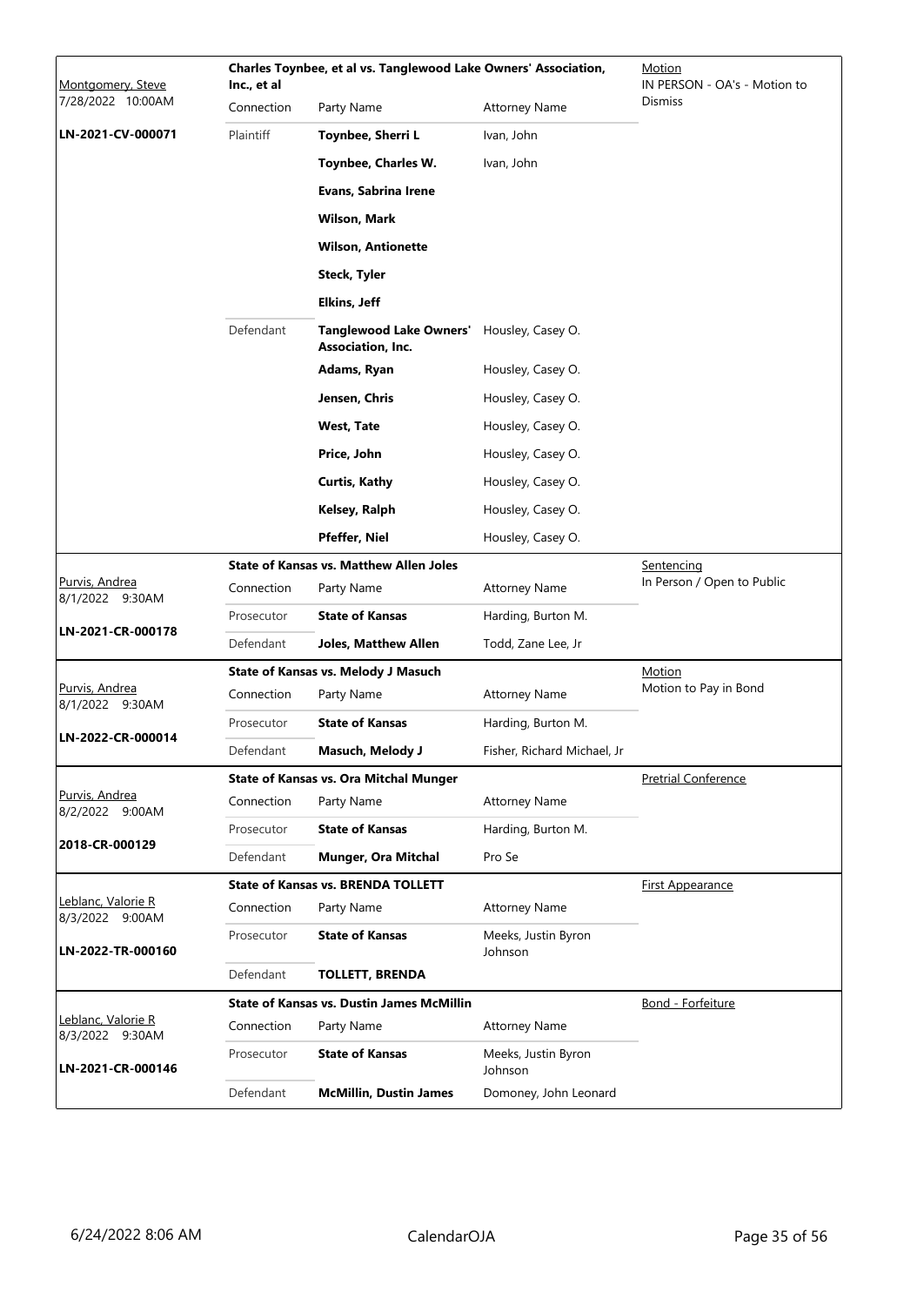| Judge / Date / Case | Case Title / Connection | Party Name | Attorney Name | Hearing Type |
|---|---|---|---|---|
| Montgomery, Steve<br>7/28/2022 10:00AM<br>**LN-2021-CV-000071** | **Charles Toynbee, et al vs. Tanglewood Lake Owners' Association, Inc., et al** | | | Motion<br>IN PERSON - OA's - Motion to Dismiss |
| | Connection | Party Name | Attorney Name | |
| | Plaintiff | **Toynbee, Sherri L** | Ivan, John | |
| | | **Toynbee, Charles W.** | Ivan, John | |
| | | **Evans, Sabrina Irene** | | |
| | | **Wilson, Mark** | | |
| | | **Wilson, Antionette** | | |
| | | **Steck, Tyler** | | |
| | | **Elkins, Jeff** | | |
| | Defendant | **Tanglewood Lake Owners' Association, Inc.** | Housley, Casey O. | |
| | | **Adams, Ryan** | Housley, Casey O. | |
| | | **Jensen, Chris** | Housley, Casey O. | |
| | | **West, Tate** | Housley, Casey O. | |
| | | **Price, John** | Housley, Casey O. | |
| | | **Curtis, Kathy** | Housley, Casey O. | |
| | | **Kelsey, Ralph** | Housley, Casey O. | |
| | | **Pfeffer, Niel** | Housley, Casey O. | |
| Purvis, Andrea<br>8/1/2022 9:30AM<br>**LN-2021-CR-000178** | **State of Kansas vs. Matthew Allen Joles** | | | Sentencing<br>In Person / Open to Public |
| | Connection | Party Name | Attorney Name | |
| | Prosecutor | **State of Kansas** | Harding, Burton M. | |
| | Defendant | **Joles, Matthew Allen** | Todd, Zane Lee, Jr | |
| Purvis, Andrea<br>8/1/2022 9:30AM<br>**LN-2022-CR-000014** | **State of Kansas vs. Melody J Masuch** | | | Motion<br>Motion to Pay in Bond |
| | Connection | Party Name | Attorney Name | |
| | Prosecutor | **State of Kansas** | Harding, Burton M. | |
| | Defendant | **Masuch, Melody J** | Fisher, Richard Michael, Jr | |
| Purvis, Andrea<br>8/2/2022 9:00AM<br>**2018-CR-000129** | **State of Kansas vs. Ora Mitchal Munger** | | | Pretrial Conference |
| | Connection | Party Name | Attorney Name | |
| | Prosecutor | **State of Kansas** | Harding, Burton M. | |
| | Defendant | **Munger, Ora Mitchal** | Pro Se | |
| Leblanc, Valorie R<br>8/3/2022 9:00AM<br>**LN-2022-TR-000160** | **State of Kansas vs. BRENDA TOLLETT** | | | First Appearance |
| | Connection | Party Name | Attorney Name | |
| | Prosecutor | **State of Kansas** | Meeks, Justin Byron Johnson | |
| | Defendant | **TOLLETT, BRENDA** | | |
| Leblanc, Valorie R<br>8/3/2022 9:30AM<br>**LN-2021-CR-000146** | **State of Kansas vs. Dustin James McMillin** | | | Bond - Forfeiture |
| | Connection | Party Name | Attorney Name | |
| | Prosecutor | **State of Kansas** | Meeks, Justin Byron Johnson | |
| | Defendant | **McMillin, Dustin James** | Domoney, John Leonard | |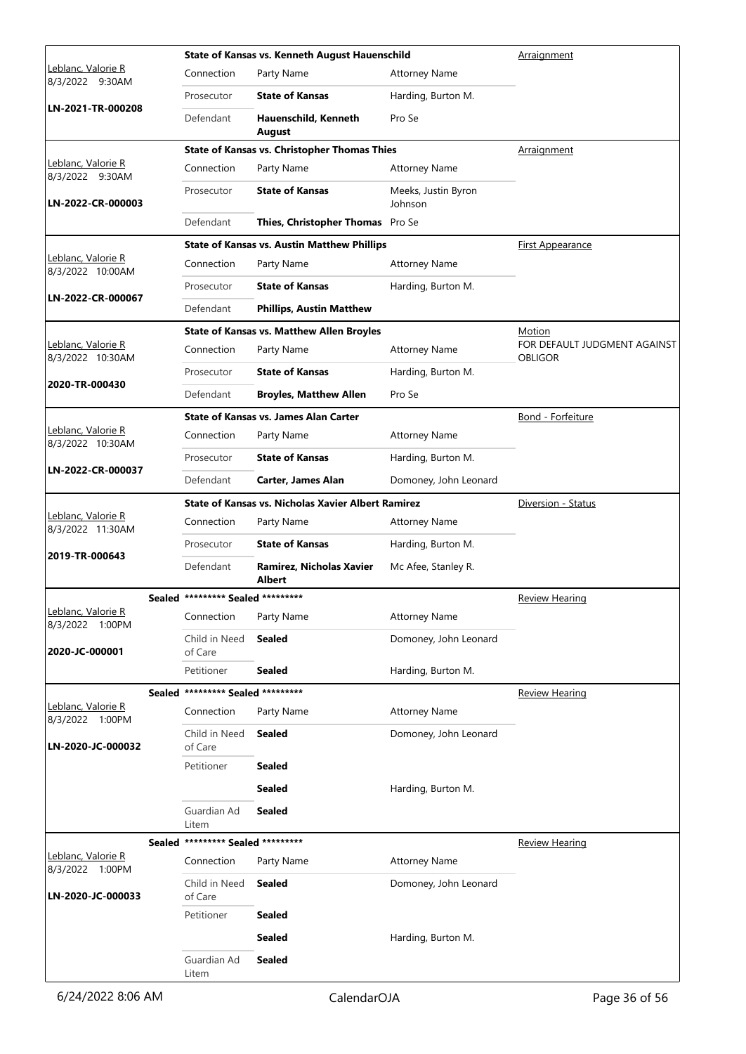| | | | | |
|---|---|---|---|---|
| Leblanc, Valorie R 8/3/2022 9:30AM LN-2021-TR-000208 | **State of Kansas vs. Kenneth August Hauenschild** | | | Arraignment |
| | Connection | Party Name | Attorney Name | |
| | Prosecutor | **State of Kansas** | Harding, Burton M. | |
| | Defendant | **Hauenschild, Kenneth August** | Pro Se | |
| Leblanc, Valorie R 8/3/2022 9:30AM LN-2022-CR-000003 | **State of Kansas vs. Christopher Thomas Thies** | | | Arraignment |
| | Connection | Party Name | Attorney Name | |
| | Prosecutor | **State of Kansas** | Meeks, Justin Byron Johnson | |
| | Defendant | **Thies, Christopher Thomas** | Pro Se | |
| Leblanc, Valorie R 8/3/2022 10:00AM LN-2022-CR-000067 | **State of Kansas vs. Austin Matthew Phillips** | | | First Appearance |
| | Connection | Party Name | Attorney Name | |
| | Prosecutor | **State of Kansas** | Harding, Burton M. | |
| | Defendant | **Phillips, Austin Matthew** | | |
| Leblanc, Valorie R 8/3/2022 10:30AM 2020-TR-000430 | **State of Kansas vs. Matthew Allen Broyles** | | | Motion FOR DEFAULT JUDGMENT AGAINST OBLIGOR |
| | Connection | Party Name | Attorney Name | |
| | Prosecutor | **State of Kansas** | Harding, Burton M. | |
| | Defendant | **Broyles, Matthew Allen** | Pro Se | |
| Leblanc, Valorie R 8/3/2022 10:30AM LN-2022-CR-000037 | **State of Kansas vs. James Alan Carter** | | | Bond - Forfeiture |
| | Connection | Party Name | Attorney Name | |
| | Prosecutor | **State of Kansas** | Harding, Burton M. | |
| | Defendant | **Carter, James Alan** | Domoney, John Leonard | |
| Leblanc, Valorie R 8/3/2022 11:30AM 2019-TR-000643 | **State of Kansas vs. Nicholas Xavier Albert Ramirez** | | | Diversion - Status |
| | Connection | Party Name | Attorney Name | |
| | Prosecutor | **State of Kansas** | Harding, Burton M. | |
| | Defendant | **Ramirez, Nicholas Xavier Albert** | Mc Afee, Stanley R. | |
| Sealed Leblanc, Valorie R 8/3/2022 1:00PM 2020-JC-000001 | **\*\*\*\*\*\*\*\*\* Sealed \*\*\*\*\*\*\*\*\*** | | | Review Hearing |
| | Connection | Party Name | Attorney Name | |
| | Child in Need of Care | **Sealed** | Domoney, John Leonard | |
| | Petitioner | **Sealed** | Harding, Burton M. | |
| Sealed Leblanc, Valorie R 8/3/2022 1:00PM LN-2020-JC-000032 | **\*\*\*\*\*\*\*\*\* Sealed \*\*\*\*\*\*\*\*\*** | | | Review Hearing |
| | Connection | Party Name | Attorney Name | |
| | Child in Need of Care | **Sealed** | Domoney, John Leonard | |
| | Petitioner | **Sealed** | | |
| | | **Sealed** | Harding, Burton M. | |
| | Guardian Ad Litem | **Sealed** | | |
| Sealed Leblanc, Valorie R 8/3/2022 1:00PM LN-2020-JC-000033 | **\*\*\*\*\*\*\*\*\* Sealed \*\*\*\*\*\*\*\*\*** | | | Review Hearing |
| | Connection | Party Name | Attorney Name | |
| | Child in Need of Care | **Sealed** | Domoney, John Leonard | |
| | Petitioner | **Sealed** | | |
| | | **Sealed** | Harding, Burton M. | |
| | Guardian Ad Litem | **Sealed** | | |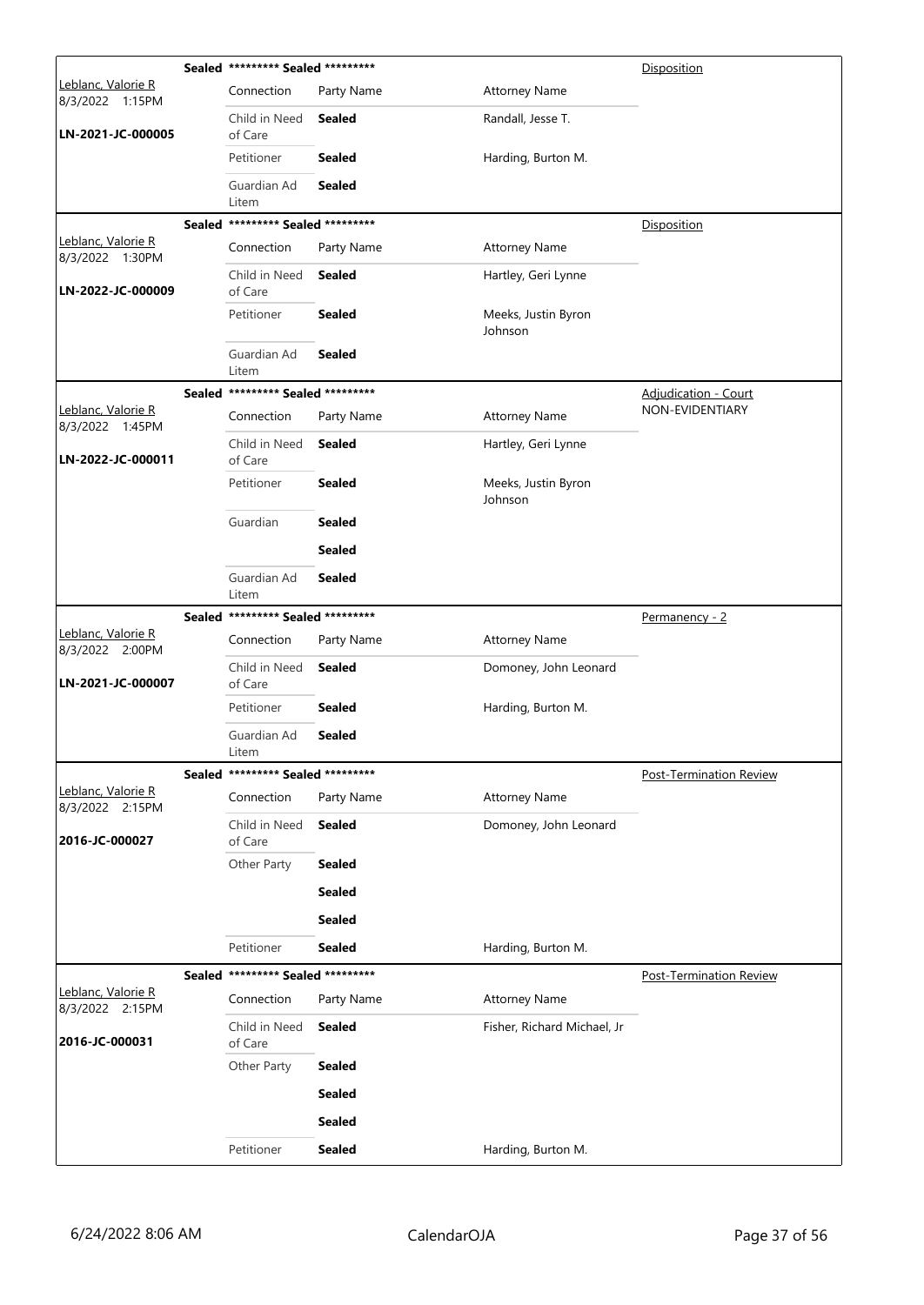| | | | | |
|---|---|---|---|---|
| | **Sealed** ********* **Sealed** ********* | | | Disposition |
| Leblanc, Valorie R 8/3/2022 1:15PM | Connection | Party Name | Attorney Name | |
| **LN-2021-JC-000005** | Child in Need of Care | **Sealed** | Randall, Jesse T. | |
| | Petitioner | **Sealed** | Harding, Burton M. | |
| | Guardian Ad Litem | **Sealed** | | |
| | **Sealed** ********* **Sealed** ********* | | | Disposition |
| Leblanc, Valorie R 8/3/2022 1:30PM | Connection | Party Name | Attorney Name | |
| **LN-2022-JC-000009** | Child in Need of Care | **Sealed** | Hartley, Geri Lynne | |
| | Petitioner | **Sealed** | Meeks, Justin Byron Johnson | |
| | Guardian Ad Litem | **Sealed** | | |
| | **Sealed** ********* **Sealed** ********* | | | Adjudication - Court NON-EVIDENTIARY |
| Leblanc, Valorie R 8/3/2022 1:45PM | Connection | Party Name | Attorney Name | |
| **LN-2022-JC-000011** | Child in Need of Care | **Sealed** | Hartley, Geri Lynne | |
| | Petitioner | **Sealed** | Meeks, Justin Byron Johnson | |
| | Guardian | **Sealed** | | |
| | | **Sealed** | | |
| | Guardian Ad Litem | **Sealed** | | |
| | **Sealed** ********* **Sealed** ********* | | | Permanency - 2 |
| Leblanc, Valorie R 8/3/2022 2:00PM | Connection | Party Name | Attorney Name | |
| **LN-2021-JC-000007** | Child in Need of Care | **Sealed** | Domoney, John Leonard | |
| | Petitioner | **Sealed** | Harding, Burton M. | |
| | Guardian Ad Litem | **Sealed** | | |
| | **Sealed** ********* **Sealed** ********* | | | Post-Termination Review |
| Leblanc, Valorie R 8/3/2022 2:15PM | Connection | Party Name | Attorney Name | |
| **2016-JC-000027** | Child in Need of Care | **Sealed** | Domoney, John Leonard | |
| | Other Party | **Sealed** | | |
| | | **Sealed** | | |
| | | **Sealed** | | |
| | Petitioner | **Sealed** | Harding, Burton M. | |
| | **Sealed** ********* **Sealed** ********* | | | Post-Termination Review |
| Leblanc, Valorie R 8/3/2022 2:15PM | Connection | Party Name | Attorney Name | |
| **2016-JC-000031** | Child in Need of Care | **Sealed** | Fisher, Richard Michael, Jr | |
| | Other Party | **Sealed** | | |
| | | **Sealed** | | |
| | | **Sealed** | | |
| | Petitioner | **Sealed** | Harding, Burton M. | |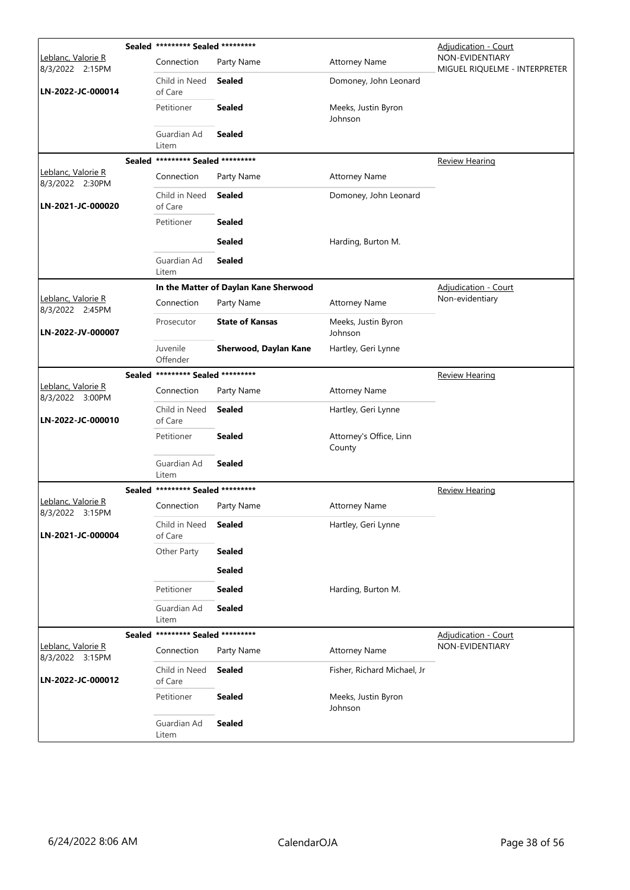| Judge / Date / Case | Case Title / Connection | Party Name | Attorney Name | Hearing Type / Notes |
| --- | --- | --- | --- | --- |
| Leblanc, Valorie R | Sealed ********* Sealed ********* | | | Adjudication - Court |
| 8/3/2022 2:15PM | Connection | Party Name | Attorney Name | NON-EVIDENTIARY MIGUEL RIQUELME - INTERPRETER |
| LN-2022-JC-000014 | Child in Need of Care | **Sealed** | Domoney, John Leonard | |
| | Petitioner | **Sealed** | Meeks, Justin Byron Johnson | |
| | Guardian Ad Litem | **Sealed** | | |
| Leblanc, Valorie R | Sealed ********* Sealed ********* | | | Review Hearing |
| 8/3/2022 2:30PM | Connection | Party Name | Attorney Name | |
| LN-2021-JC-000020 | Child in Need of Care | **Sealed** | Domoney, John Leonard | |
| | Petitioner | **Sealed** | | |
| | | **Sealed** | Harding, Burton M. | |
| | Guardian Ad Litem | **Sealed** | | |
| Leblanc, Valorie R | In the Matter of Daylan Kane Sherwood | | | Adjudication - Court |
| 8/3/2022 2:45PM | Connection | Party Name | Attorney Name | Non-evidentiary |
| LN-2022-JV-000007 | Prosecutor | **State of Kansas** | Meeks, Justin Byron Johnson | |
| | Juvenile Offender | **Sherwood, Daylan Kane** | Hartley, Geri Lynne | |
| Leblanc, Valorie R | Sealed ********* Sealed ********* | | | Review Hearing |
| 8/3/2022 3:00PM | Connection | Party Name | Attorney Name | |
| LN-2022-JC-000010 | Child in Need of Care | **Sealed** | Hartley, Geri Lynne | |
| | Petitioner | **Sealed** | Attorney's Office, Linn County | |
| | Guardian Ad Litem | **Sealed** | | |
| Leblanc, Valorie R | Sealed ********* Sealed ********* | | | Review Hearing |
| 8/3/2022 3:15PM | Connection | Party Name | Attorney Name | |
| LN-2021-JC-000004 | Child in Need of Care | **Sealed** | Hartley, Geri Lynne | |
| | Other Party | **Sealed** | | |
| | | **Sealed** | | |
| | Petitioner | **Sealed** | Harding, Burton M. | |
| | Guardian Ad Litem | **Sealed** | | |
| Leblanc, Valorie R | Sealed ********* Sealed ********* | | | Adjudication - Court |
| 8/3/2022 3:15PM | Connection | Party Name | Attorney Name | NON-EVIDENTIARY |
| LN-2022-JC-000012 | Child in Need of Care | **Sealed** | Fisher, Richard Michael, Jr | |
| | Petitioner | **Sealed** | Meeks, Justin Byron Johnson | |
| | Guardian Ad Litem | **Sealed** | | |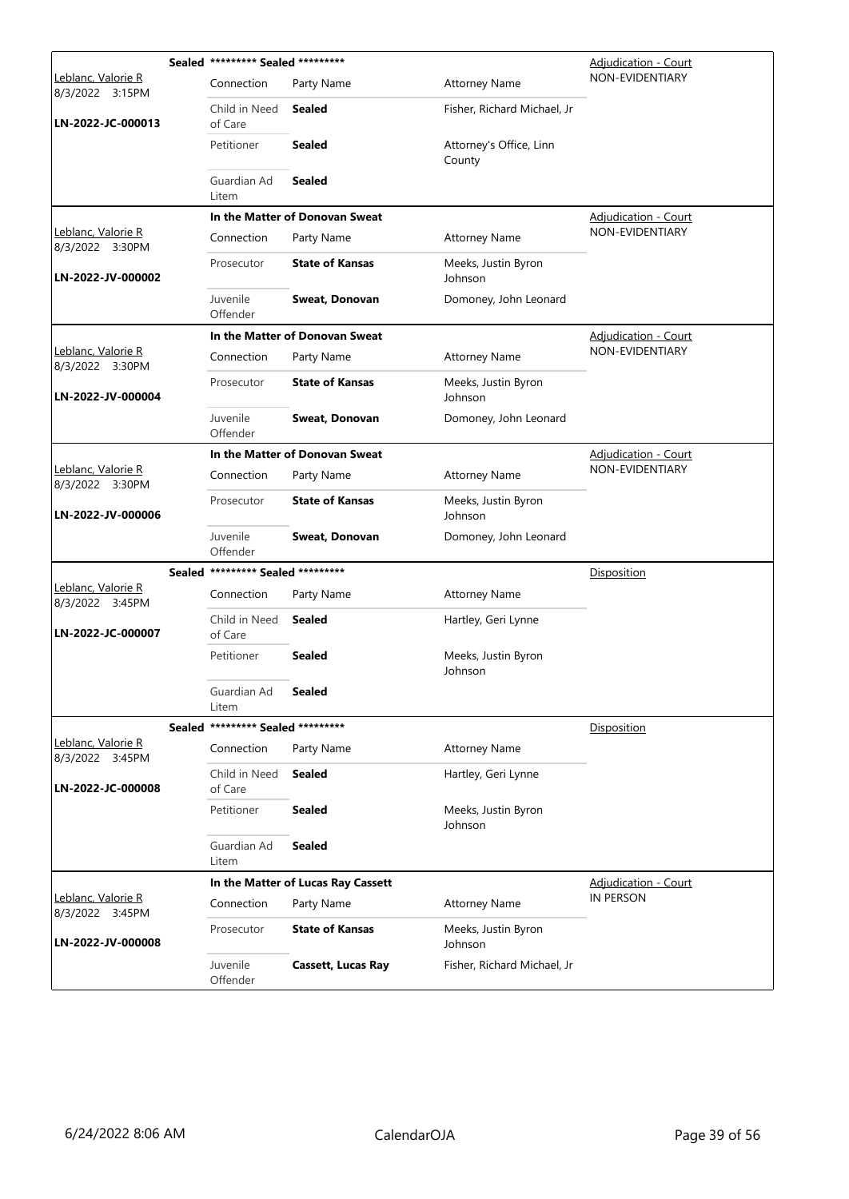| | | | | |
|---|---|---|---|---|
| | **Sealed \*\*\*\*\*\*\*\*\* Sealed \*\*\*\*\*\*\*\*\*** | | | Adjudication - Court NON-EVIDENTIARY |
| Leblanc, Valorie R 8/3/2022 3:15PM | Connection | Party Name | Attorney Name | |
| **LN-2022-JC-000013** | Child in Need of Care | **Sealed** | Fisher, Richard Michael, Jr | |
| | Petitioner | **Sealed** | Attorney's Office, Linn County | |
| | Guardian Ad Litem | **Sealed** | | |
| | **In the Matter of Donovan Sweat** | | | Adjudication - Court NON-EVIDENTIARY |
| Leblanc, Valorie R 8/3/2022 3:30PM | Connection | Party Name | Attorney Name | |
| **LN-2022-JV-000002** | Prosecutor | **State of Kansas** | Meeks, Justin Byron Johnson | |
| | Juvenile Offender | **Sweat, Donovan** | Domoney, John Leonard | |
| | **In the Matter of Donovan Sweat** | | | Adjudication - Court NON-EVIDENTIARY |
| Leblanc, Valorie R 8/3/2022 3:30PM | Connection | Party Name | Attorney Name | |
| **LN-2022-JV-000004** | Prosecutor | **State of Kansas** | Meeks, Justin Byron Johnson | |
| | Juvenile Offender | **Sweat, Donovan** | Domoney, John Leonard | |
| | **In the Matter of Donovan Sweat** | | | Adjudication - Court NON-EVIDENTIARY |
| Leblanc, Valorie R 8/3/2022 3:30PM | Connection | Party Name | Attorney Name | |
| **LN-2022-JV-000006** | Prosecutor | **State of Kansas** | Meeks, Justin Byron Johnson | |
| | Juvenile Offender | **Sweat, Donovan** | Domoney, John Leonard | |
| | **Sealed \*\*\*\*\*\*\*\*\* Sealed \*\*\*\*\*\*\*\*\*** | | | Disposition |
| Leblanc, Valorie R 8/3/2022 3:45PM | Connection | Party Name | Attorney Name | |
| **LN-2022-JC-000007** | Child in Need of Care | **Sealed** | Hartley, Geri Lynne | |
| | Petitioner | **Sealed** | Meeks, Justin Byron Johnson | |
| | Guardian Ad Litem | **Sealed** | | |
| | **Sealed \*\*\*\*\*\*\*\*\* Sealed \*\*\*\*\*\*\*\*\*** | | | Disposition |
| Leblanc, Valorie R 8/3/2022 3:45PM | Connection | Party Name | Attorney Name | |
| **LN-2022-JC-000008** | Child in Need of Care | **Sealed** | Hartley, Geri Lynne | |
| | Petitioner | **Sealed** | Meeks, Justin Byron Johnson | |
| | Guardian Ad Litem | **Sealed** | | |
| | **In the Matter of Lucas Ray Cassett** | | | Adjudication - Court IN PERSON |
| Leblanc, Valorie R 8/3/2022 3:45PM | Connection | Party Name | Attorney Name | |
| **LN-2022-JV-000008** | Prosecutor | **State of Kansas** | Meeks, Justin Byron Johnson | |
| | Juvenile Offender | **Cassett, Lucas Ray** | Fisher, Richard Michael, Jr | |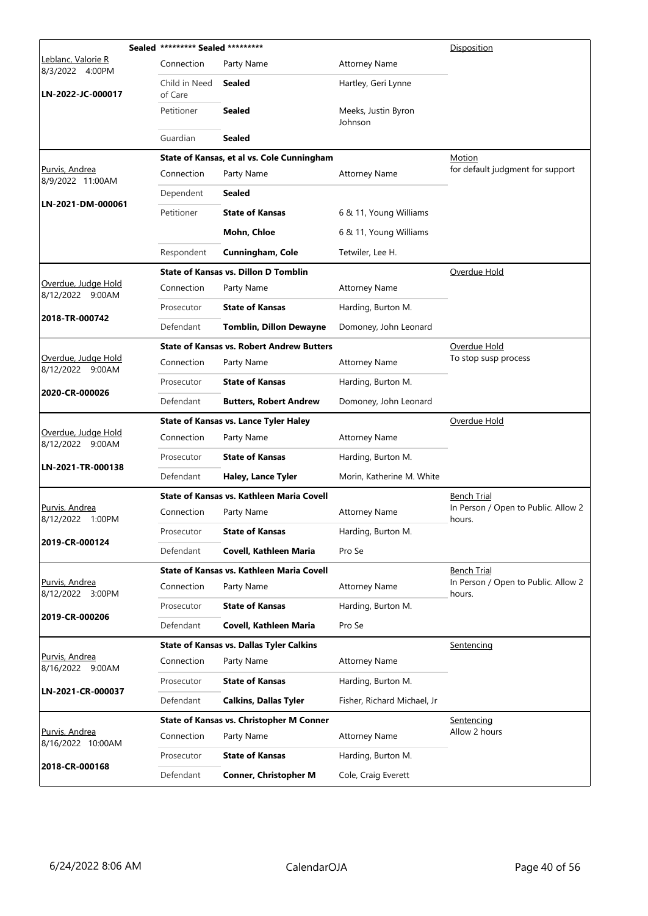| | | | | |
|---|---|---|---|---|
| | **Sealed \*\*\*\*\*\*\*\*\* Sealed \*\*\*\*\*\*\*\*\*** | | | Disposition |
| Leblanc, Valorie R 8/3/2022 4:00PM | Connection | Party Name | Attorney Name | |
| LN-2022-JC-000017 | Child in Need of Care | **Sealed** | Hartley, Geri Lynne | |
| | Petitioner | **Sealed** | Meeks, Justin Byron Johnson | |
| | Guardian | **Sealed** | | |
| | **State of Kansas, et al vs. Cole Cunningham** | | | Motion for default judgment for support |
| Purvis, Andrea 8/9/2022 11:00AM | Connection | Party Name | Attorney Name | |
| LN-2021-DM-000061 | Dependent | **Sealed** | | |
| | Petitioner | **State of Kansas** | 6 & 11, Young Williams | |
| | | **Mohn, Chloe** | 6 & 11, Young Williams | |
| | Respondent | **Cunningham, Cole** | Tetwiler, Lee H. | |
| | **State of Kansas vs. Dillon D Tomblin** | | | Overdue Hold |
| Overdue, Judge Hold 8/12/2022 9:00AM | Connection | Party Name | Attorney Name | |
| 2018-TR-000742 | Prosecutor | **State of Kansas** | Harding, Burton M. | |
| | Defendant | **Tomblin, Dillon Dewayne** | Domoney, John Leonard | |
| | **State of Kansas vs. Robert Andrew Butters** | | | Overdue Hold To stop susp process |
| Overdue, Judge Hold 8/12/2022 9:00AM | Connection | Party Name | Attorney Name | |
| 2020-CR-000026 | Prosecutor | **State of Kansas** | Harding, Burton M. | |
| | Defendant | **Butters, Robert Andrew** | Domoney, John Leonard | |
| | **State of Kansas vs. Lance Tyler Haley** | | | Overdue Hold |
| Overdue, Judge Hold 8/12/2022 9:00AM | Connection | Party Name | Attorney Name | |
| LN-2021-TR-000138 | Prosecutor | **State of Kansas** | Harding, Burton M. | |
| | Defendant | **Haley, Lance Tyler** | Morin, Katherine M. White | |
| | **State of Kansas vs. Kathleen Maria Covell** | | | Bench Trial In Person / Open to Public. Allow 2 hours. |
| Purvis, Andrea 8/12/2022 1:00PM | Connection | Party Name | Attorney Name | |
| 2019-CR-000124 | Prosecutor | **State of Kansas** | Harding, Burton M. | |
| | Defendant | **Covell, Kathleen Maria** | Pro Se | |
| | **State of Kansas vs. Kathleen Maria Covell** | | | Bench Trial In Person / Open to Public. Allow 2 hours. |
| Purvis, Andrea 8/12/2022 3:00PM | Connection | Party Name | Attorney Name | |
| 2019-CR-000206 | Prosecutor | **State of Kansas** | Harding, Burton M. | |
| | Defendant | **Covell, Kathleen Maria** | Pro Se | |
| | **State of Kansas vs. Dallas Tyler Calkins** | | | Sentencing |
| Purvis, Andrea 8/16/2022 9:00AM | Connection | Party Name | Attorney Name | |
| LN-2021-CR-000037 | Prosecutor | **State of Kansas** | Harding, Burton M. | |
| | Defendant | **Calkins, Dallas Tyler** | Fisher, Richard Michael, Jr | |
| | **State of Kansas vs. Christopher M Conner** | | | Sentencing Allow 2 hours |
| Purvis, Andrea 8/16/2022 10:00AM | Connection | Party Name | Attorney Name | |
| 2018-CR-000168 | Prosecutor | **State of Kansas** | Harding, Burton M. | |
| | Defendant | **Conner, Christopher M** | Cole, Craig Everett | |

6/24/2022 8:06 AM CalendarOJA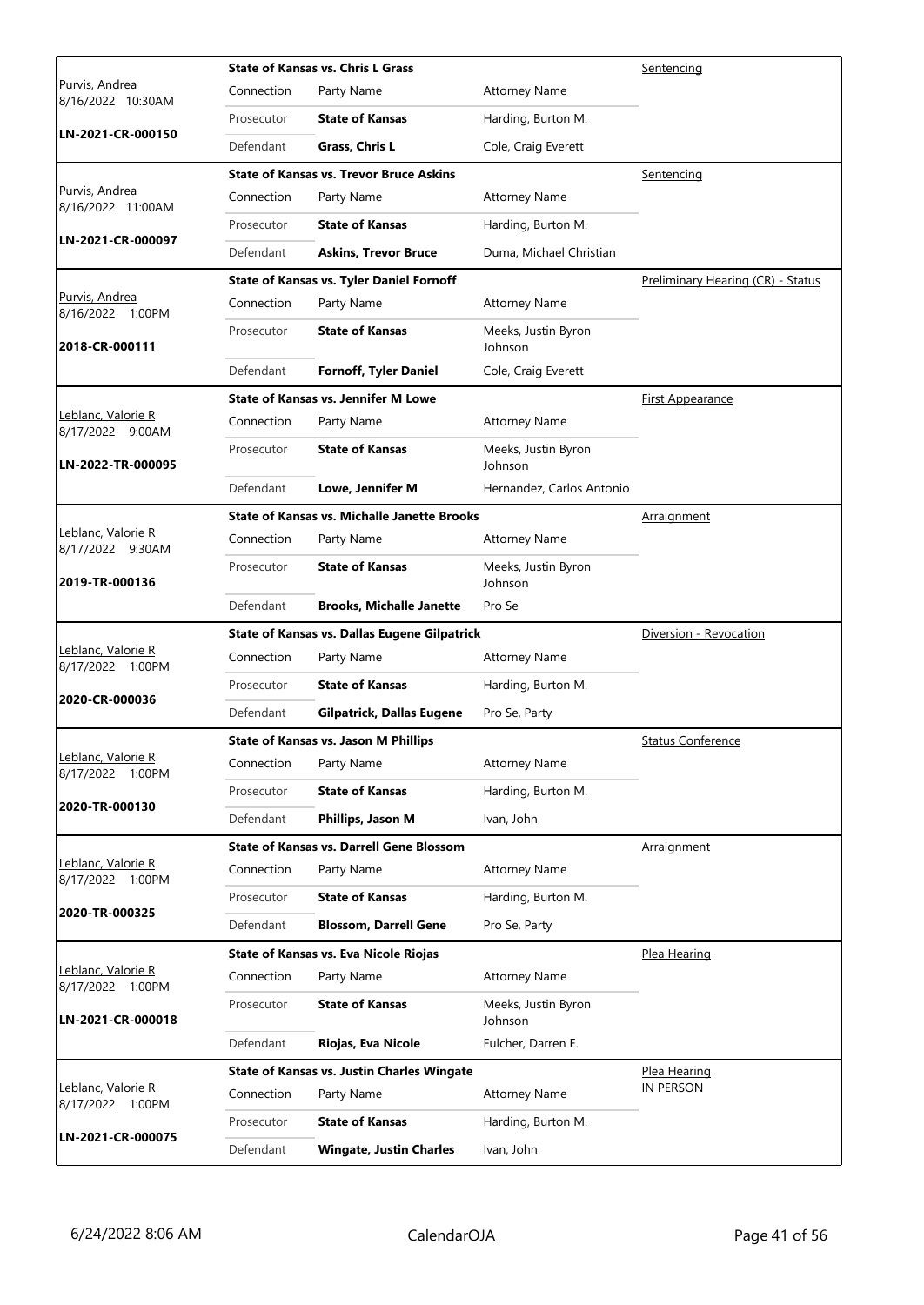| Judge / Date / Case | Connection | Party Name | Attorney Name | Hearing Type |
|---|---|---|---|---|
| Purvis, Andrea 8/16/2022 10:30AM LN-2021-CR-000150 | **State of Kansas vs. Chris L Grass** | | | Sentencing |
| | Connection | Party Name | Attorney Name | |
| | Prosecutor | **State of Kansas** | Harding, Burton M. | |
| | Defendant | **Grass, Chris L** | Cole, Craig Everett | |
| Purvis, Andrea 8/16/2022 11:00AM LN-2021-CR-000097 | **State of Kansas vs. Trevor Bruce Askins** | | | Sentencing |
| | Connection | Party Name | Attorney Name | |
| | Prosecutor | **State of Kansas** | Harding, Burton M. | |
| | Defendant | **Askins, Trevor Bruce** | Duma, Michael Christian | |
| Purvis, Andrea 8/16/2022 1:00PM 2018-CR-000111 | **State of Kansas vs. Tyler Daniel Fornoff** | | | Preliminary Hearing (CR) - Status |
| | Connection | Party Name | Attorney Name | |
| | Prosecutor | **State of Kansas** | Meeks, Justin Byron Johnson | |
| | Defendant | **Fornoff, Tyler Daniel** | Cole, Craig Everett | |
| Leblanc, Valorie R 8/17/2022 9:00AM LN-2022-TR-000095 | **State of Kansas vs. Jennifer M Lowe** | | | First Appearance |
| | Connection | Party Name | Attorney Name | |
| | Prosecutor | **State of Kansas** | Meeks, Justin Byron Johnson | |
| | Defendant | **Lowe, Jennifer M** | Hernandez, Carlos Antonio | |
| Leblanc, Valorie R 8/17/2022 9:30AM 2019-TR-000136 | **State of Kansas vs. Michalle Janette Brooks** | | | Arraignment |
| | Connection | Party Name | Attorney Name | |
| | Prosecutor | **State of Kansas** | Meeks, Justin Byron Johnson | |
| | Defendant | **Brooks, Michalle Janette** | Pro Se | |
| Leblanc, Valorie R 8/17/2022 1:00PM 2020-CR-000036 | **State of Kansas vs. Dallas Eugene Gilpatrick** | | | Diversion - Revocation |
| | Connection | Party Name | Attorney Name | |
| | Prosecutor | **State of Kansas** | Harding, Burton M. | |
| | Defendant | **Gilpatrick, Dallas Eugene** | Pro Se, Party | |
| Leblanc, Valorie R 8/17/2022 1:00PM 2020-TR-000130 | **State of Kansas vs. Jason M Phillips** | | | Status Conference |
| | Connection | Party Name | Attorney Name | |
| | Prosecutor | **State of Kansas** | Harding, Burton M. | |
| | Defendant | **Phillips, Jason M** | Ivan, John | |
| Leblanc, Valorie R 8/17/2022 1:00PM 2020-TR-000325 | **State of Kansas vs. Darrell Gene Blossom** | | | Arraignment |
| | Connection | Party Name | Attorney Name | |
| | Prosecutor | **State of Kansas** | Harding, Burton M. | |
| | Defendant | **Blossom, Darrell Gene** | Pro Se, Party | |
| Leblanc, Valorie R 8/17/2022 1:00PM LN-2021-CR-000018 | **State of Kansas vs. Eva Nicole Riojas** | | | Plea Hearing |
| | Connection | Party Name | Attorney Name | |
| | Prosecutor | **State of Kansas** | Meeks, Justin Byron Johnson | |
| | Defendant | **Riojas, Eva Nicole** | Fulcher, Darren E. | |
| Leblanc, Valorie R 8/17/2022 1:00PM LN-2021-CR-000075 | **State of Kansas vs. Justin Charles Wingate** | | | Plea Hearing IN PERSON |
| | Connection | Party Name | Attorney Name | |
| | Prosecutor | **State of Kansas** | Harding, Burton M. | |
| | Defendant | **Wingate, Justin Charles** | Ivan, John | |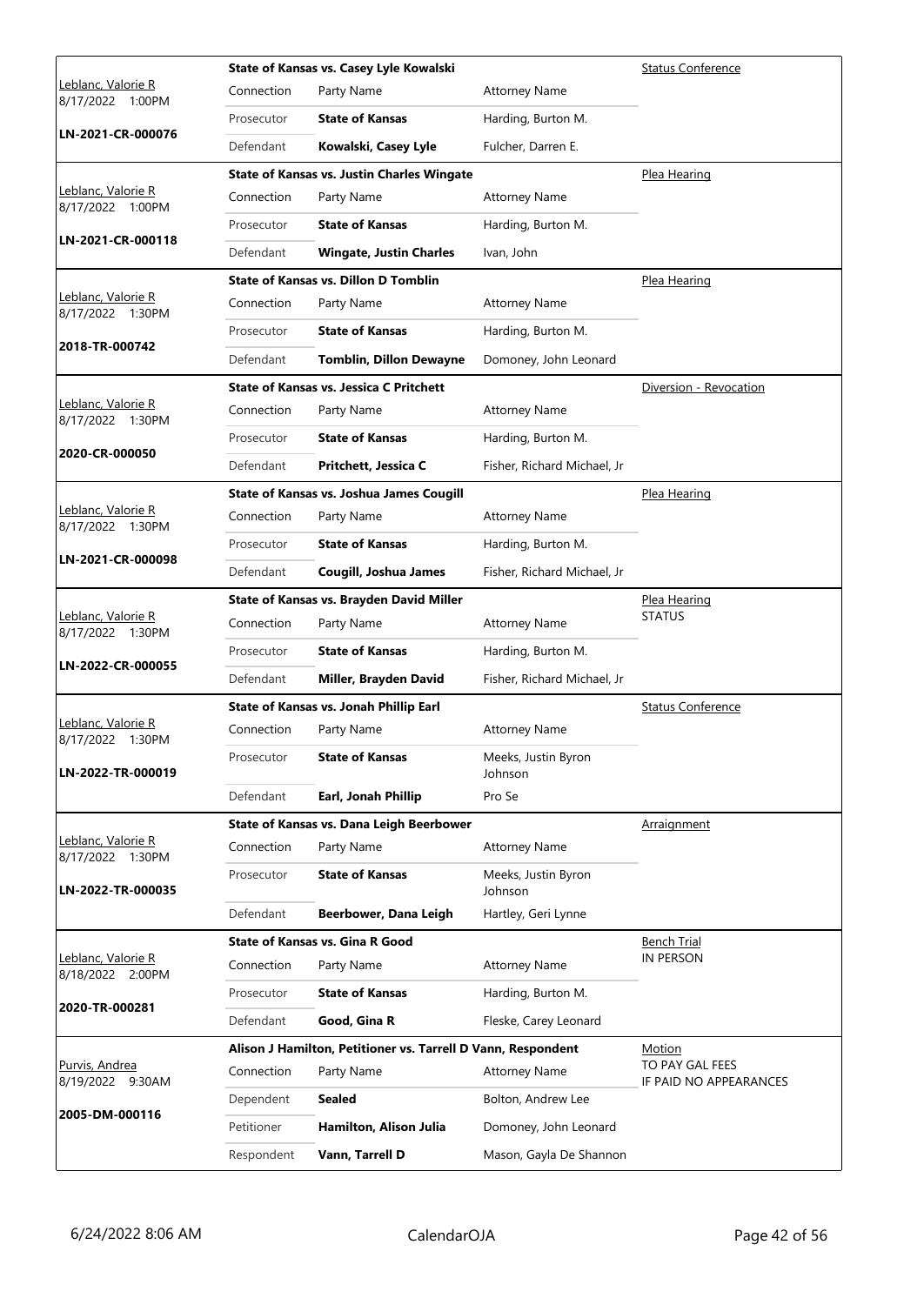| | | | | |
|---|---|---|---|---|
| Leblanc, Valorie R<br>8/17/2022 1:00PM<br>**LN-2021-CR-000076** | **State of Kansas vs. Casey Lyle Kowalski** | | | Status Conference |
| | Connection | Party Name | Attorney Name | |
| | Prosecutor | **State of Kansas** | Harding, Burton M. | |
| | Defendant | **Kowalski, Casey Lyle** | Fulcher, Darren E. | |
| Leblanc, Valorie R<br>8/17/2022 1:00PM<br>**LN-2021-CR-000118** | **State of Kansas vs. Justin Charles Wingate** | | | Plea Hearing |
| | Connection | Party Name | Attorney Name | |
| | Prosecutor | **State of Kansas** | Harding, Burton M. | |
| | Defendant | **Wingate, Justin Charles** | Ivan, John | |
| Leblanc, Valorie R<br>8/17/2022 1:30PM<br>**2018-TR-000742** | **State of Kansas vs. Dillon D Tomblin** | | | Plea Hearing |
| | Connection | Party Name | Attorney Name | |
| | Prosecutor | **State of Kansas** | Harding, Burton M. | |
| | Defendant | **Tomblin, Dillon Dewayne** | Domoney, John Leonard | |
| Leblanc, Valorie R<br>8/17/2022 1:30PM<br>**2020-CR-000050** | **State of Kansas vs. Jessica C Pritchett** | | | Diversion - Revocation |
| | Connection | Party Name | Attorney Name | |
| | Prosecutor | **State of Kansas** | Harding, Burton M. | |
| | Defendant | **Pritchett, Jessica C** | Fisher, Richard Michael, Jr | |
| Leblanc, Valorie R<br>8/17/2022 1:30PM<br>**LN-2021-CR-000098** | **State of Kansas vs. Joshua James Cougill** | | | Plea Hearing |
| | Connection | Party Name | Attorney Name | |
| | Prosecutor | **State of Kansas** | Harding, Burton M. | |
| | Defendant | **Cougill, Joshua James** | Fisher, Richard Michael, Jr | |
| Leblanc, Valorie R<br>8/17/2022 1:30PM<br>**LN-2022-CR-000055** | **State of Kansas vs. Brayden David Miller** | | | Plea Hearing<br>STATUS |
| | Connection | Party Name | Attorney Name | |
| | Prosecutor | **State of Kansas** | Harding, Burton M. | |
| | Defendant | **Miller, Brayden David** | Fisher, Richard Michael, Jr | |
| Leblanc, Valorie R<br>8/17/2022 1:30PM<br>**LN-2022-TR-000019** | **State of Kansas vs. Jonah Phillip Earl** | | | Status Conference |
| | Connection | Party Name | Attorney Name | |
| | Prosecutor | **State of Kansas** | Meeks, Justin Byron Johnson | |
| | Defendant | **Earl, Jonah Phillip** | Pro Se | |
| Leblanc, Valorie R<br>8/17/2022 1:30PM<br>**LN-2022-TR-000035** | **State of Kansas vs. Dana Leigh Beerbower** | | | Arraignment |
| | Connection | Party Name | Attorney Name | |
| | Prosecutor | **State of Kansas** | Meeks, Justin Byron Johnson | |
| | Defendant | **Beerbower, Dana Leigh** | Hartley, Geri Lynne | |
| Leblanc, Valorie R<br>8/18/2022 2:00PM<br>**2020-TR-000281** | **State of Kansas vs. Gina R Good** | | | Bench Trial<br>IN PERSON |
| | Connection | Party Name | Attorney Name | |
| | Prosecutor | **State of Kansas** | Harding, Burton M. | |
| | Defendant | **Good, Gina R** | Fleske, Carey Leonard | |
| Purvis, Andrea<br>8/19/2022 9:30AM<br>**2005-DM-000116** | **Alison J Hamilton, Petitioner vs. Tarrell D Vann, Respondent** | | | Motion<br>TO PAY GAL FEES<br>IF PAID NO APPEARANCES |
| | Connection | Party Name | Attorney Name | |
| | Dependent | **Sealed** | Bolton, Andrew Lee | |
| | Petitioner | **Hamilton, Alison Julia** | Domoney, John Leonard | |
| | Respondent | **Vann, Tarrell D** | Mason, Gayla De Shannon | |

6/24/2022 8:06 AM CalendarOJA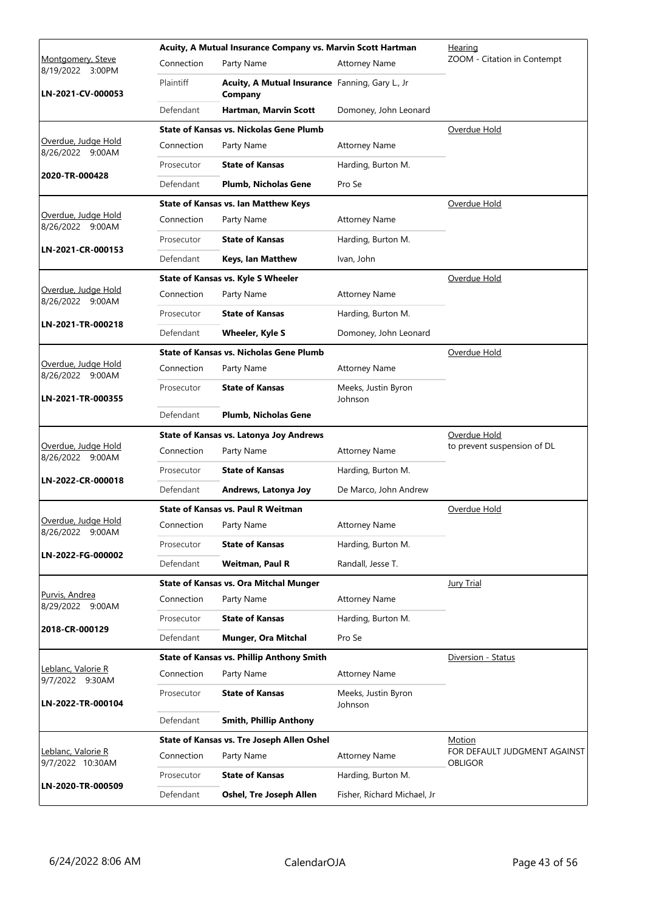| Judge / Date / Case | Case Title | Connection | Party Name | Attorney Name | Hearing Type |
|---|---|---|---|---|---|
| Montgomery, Steve 8/19/2022 3:00PM **LN-2021-CV-000053** | **Acuity, A Mutual Insurance Company vs. Marvin Scott Hartman** | Plaintiff | **Acuity, A Mutual Insurance Company** | Fanning, Gary L., Jr | Hearing ZOOM - Citation in Contempt |
| | | Defendant | **Hartman, Marvin Scott** | Domoney, John Leonard | |
| Overdue, Judge Hold 8/26/2022 9:00AM **2020-TR-000428** | **State of Kansas vs. Nickolas Gene Plumb** | Prosecutor | **State of Kansas** | Harding, Burton M. | Overdue Hold |
| | | Defendant | **Plumb, Nicholas Gene** | Pro Se | |
| Overdue, Judge Hold 8/26/2022 9:00AM **LN-2021-CR-000153** | **State of Kansas vs. Ian Matthew Keys** | Prosecutor | **State of Kansas** | Harding, Burton M. | Overdue Hold |
| | | Defendant | **Keys, Ian Matthew** | Ivan, John | |
| Overdue, Judge Hold 8/26/2022 9:00AM **LN-2021-TR-000218** | **State of Kansas vs. Kyle S Wheeler** | Prosecutor | **State of Kansas** | Harding, Burton M. | Overdue Hold |
| | | Defendant | **Wheeler, Kyle S** | Domoney, John Leonard | |
| Overdue, Judge Hold 8/26/2022 9:00AM **LN-2021-TR-000355** | **State of Kansas vs. Nicholas Gene Plumb** | Prosecutor | **State of Kansas** | Meeks, Justin Byron Johnson | Overdue Hold |
| | | Defendant | **Plumb, Nicholas Gene** | | |
| Overdue, Judge Hold 8/26/2022 9:00AM **LN-2022-CR-000018** | **State of Kansas vs. Latonya Joy Andrews** | Prosecutor | **State of Kansas** | Harding, Burton M. | Overdue Hold to prevent suspension of DL |
| | | Defendant | **Andrews, Latonya Joy** | De Marco, John Andrew | |
| Overdue, Judge Hold 8/26/2022 9:00AM **LN-2022-FG-000002** | **State of Kansas vs. Paul R Weitman** | Prosecutor | **State of Kansas** | Harding, Burton M. | Overdue Hold |
| | | Defendant | **Weitman, Paul R** | Randall, Jesse T. | |
| Purvis, Andrea 8/29/2022 9:00AM **2018-CR-000129** | **State of Kansas vs. Ora Mitchal Munger** | Prosecutor | **State of Kansas** | Harding, Burton M. | Jury Trial |
| | | Defendant | **Munger, Ora Mitchal** | Pro Se | |
| Leblanc, Valorie R 9/7/2022 9:30AM **LN-2022-TR-000104** | **State of Kansas vs. Phillip Anthony Smith** | Prosecutor | **State of Kansas** | Meeks, Justin Byron Johnson | Diversion - Status |
| | | Defendant | **Smith, Phillip Anthony** | | |
| Leblanc, Valorie R 9/7/2022 10:30AM **LN-2020-TR-000509** | **State of Kansas vs. Tre Joseph Allen Oshel** | Prosecutor | **State of Kansas** | Harding, Burton M. | Motion FOR DEFAULT JUDGMENT AGAINST OBLIGOR |
| | | Defendant | **Oshel, Tre Joseph Allen** | Fisher, Richard Michael, Jr | |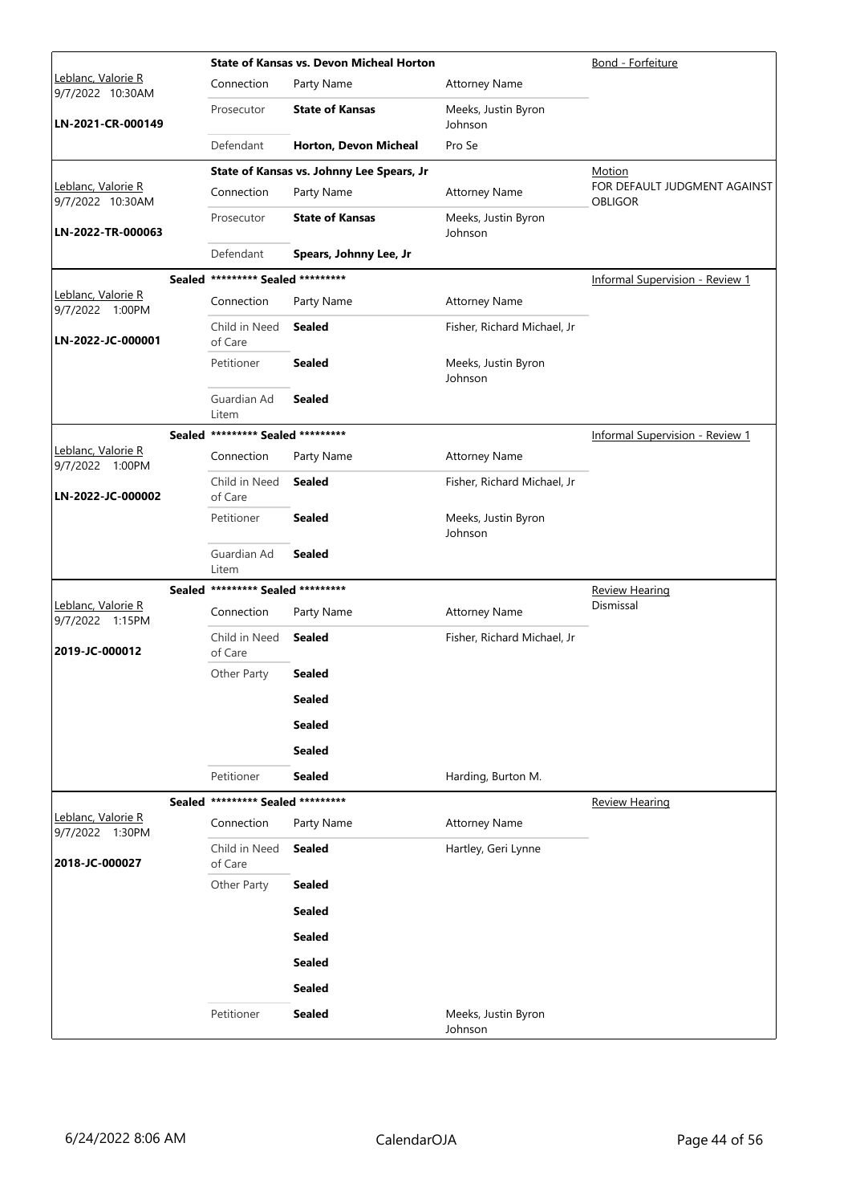| | | | | |
|---|---|---|---|---|
| | **State of Kansas vs. Devon Micheal Horton** | | | Bond - Forfeiture |
| Leblanc, Valorie R 9/7/2022 10:30AM | Connection | Party Name | Attorney Name | |
| **LN-2021-CR-000149** | Prosecutor | **State of Kansas** | Meeks, Justin Byron Johnson | |
| | Defendant | **Horton, Devon Micheal** | Pro Se | |
| | **State of Kansas vs. Johnny Lee Spears, Jr** | | | Motion FOR DEFAULT JUDGMENT AGAINST OBLIGOR |
| Leblanc, Valorie R 9/7/2022 10:30AM | Connection | Party Name | Attorney Name | |
| **LN-2022-TR-000063** | Prosecutor | **State of Kansas** | Meeks, Justin Byron Johnson | |
| | Defendant | **Spears, Johnny Lee, Jr** | | |
| **Sealed** | **\*\*\*\*\*\*\*\*\* Sealed \*\*\*\*\*\*\*\*\*** | | | Informal Supervision - Review 1 |
| Leblanc, Valorie R 9/7/2022 1:00PM | Connection | Party Name | Attorney Name | |
| **LN-2022-JC-000001** | Child in Need of Care | **Sealed** | Fisher, Richard Michael, Jr | |
| | Petitioner | **Sealed** | Meeks, Justin Byron Johnson | |
| | Guardian Ad Litem | **Sealed** | | |
| **Sealed** | **\*\*\*\*\*\*\*\*\* Sealed \*\*\*\*\*\*\*\*\*** | | | Informal Supervision - Review 1 |
| Leblanc, Valorie R 9/7/2022 1:00PM | Connection | Party Name | Attorney Name | |
| **LN-2022-JC-000002** | Child in Need of Care | **Sealed** | Fisher, Richard Michael, Jr | |
| | Petitioner | **Sealed** | Meeks, Justin Byron Johnson | |
| | Guardian Ad Litem | **Sealed** | | |
| **Sealed** | **\*\*\*\*\*\*\*\*\* Sealed \*\*\*\*\*\*\*\*\*** | | | Review Hearing Dismissal |
| Leblanc, Valorie R 9/7/2022 1:15PM | Connection | Party Name | Attorney Name | |
| **2019-JC-000012** | Child in Need of Care | **Sealed** | Fisher, Richard Michael, Jr | |
| | Other Party | **Sealed** | | |
| | | **Sealed** | | |
| | | **Sealed** | | |
| | | **Sealed** | | |
| | Petitioner | **Sealed** | Harding, Burton M. | |
| **Sealed** | **\*\*\*\*\*\*\*\*\* Sealed \*\*\*\*\*\*\*\*\*** | | | Review Hearing |
| Leblanc, Valorie R 9/7/2022 1:30PM | Connection | Party Name | Attorney Name | |
| **2018-JC-000027** | Child in Need of Care | **Sealed** | Hartley, Geri Lynne | |
| | Other Party | **Sealed** | | |
| | | **Sealed** | | |
| | | **Sealed** | | |
| | | **Sealed** | | |
| | | **Sealed** | | |
| | Petitioner | **Sealed** | Meeks, Justin Byron Johnson | |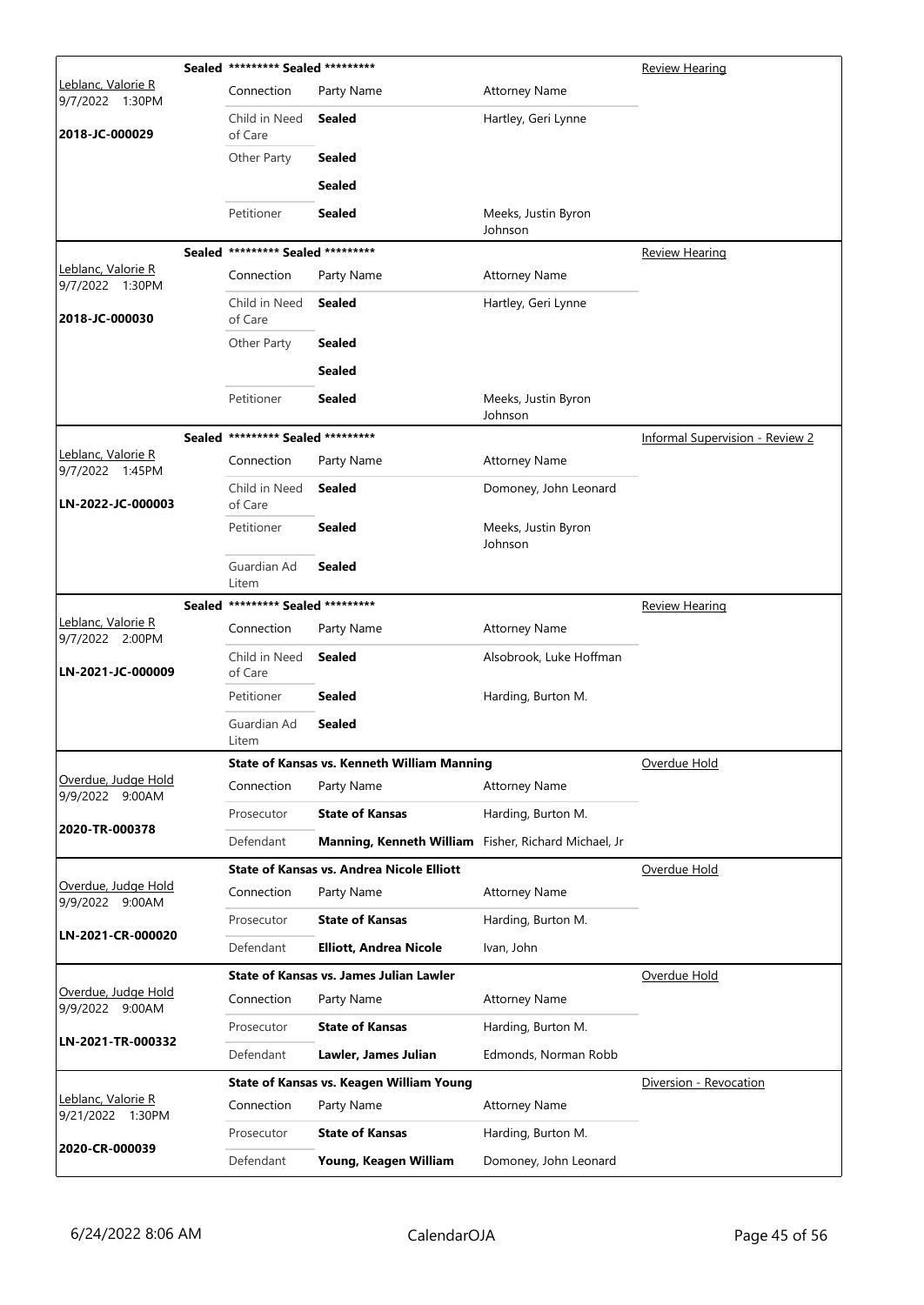| Judge / Date / Case | Case Title | Connection | Party Name | Attorney Name | Hearing Type |
|---|---|---|---|---|---|
| Leblanc, Valorie R 9/7/2022 1:30PM **2018-JC-000029** | Sealed ********* Sealed ********* | Child in Need of Care | **Sealed** | Hartley, Geri Lynne | Review Hearing |
| | | Other Party | **Sealed** | | |
| | | | **Sealed** | | |
| | | Petitioner | **Sealed** | Meeks, Justin Byron Johnson | |
| Leblanc, Valorie R 9/7/2022 1:30PM **2018-JC-000030** | Sealed ********* Sealed ********* | Child in Need of Care | **Sealed** | Hartley, Geri Lynne | Review Hearing |
| | | Other Party | **Sealed** | | |
| | | | **Sealed** | | |
| | | Petitioner | **Sealed** | Meeks, Justin Byron Johnson | |
| Leblanc, Valorie R 9/7/2022 1:45PM **LN-2022-JC-000003** | Sealed ********* Sealed ********* | Child in Need of Care | **Sealed** | Domoney, John Leonard | Informal Supervision - Review 2 |
| | | Petitioner | **Sealed** | Meeks, Justin Byron Johnson | |
| | | Guardian Ad Litem | **Sealed** | | |
| Leblanc, Valorie R 9/7/2022 2:00PM **LN-2021-JC-000009** | Sealed ********* Sealed ********* | Child in Need of Care | **Sealed** | Alsobrook, Luke Hoffman | Review Hearing |
| | | Petitioner | **Sealed** | Harding, Burton M. | |
| | | Guardian Ad Litem | **Sealed** | | |
| Overdue, Judge Hold 9/9/2022 9:00AM **2020-TR-000378** | **State of Kansas vs. Kenneth William Manning** | Prosecutor | **State of Kansas** | Harding, Burton M. | Overdue Hold |
| | | Defendant | **Manning, Kenneth William** | Fisher, Richard Michael, Jr | |
| Overdue, Judge Hold 9/9/2022 9:00AM **LN-2021-CR-000020** | **State of Kansas vs. Andrea Nicole Elliott** | Prosecutor | **State of Kansas** | Harding, Burton M. | Overdue Hold |
| | | Defendant | **Elliott, Andrea Nicole** | Ivan, John | |
| Overdue, Judge Hold 9/9/2022 9:00AM **LN-2021-TR-000332** | **State of Kansas vs. James Julian Lawler** | Prosecutor | **State of Kansas** | Harding, Burton M. | Overdue Hold |
| | | Defendant | **Lawler, James Julian** | Edmonds, Norman Robb | |
| Leblanc, Valorie R 9/21/2022 1:30PM **2020-CR-000039** | **State of Kansas vs. Keagen William Young** | Prosecutor | **State of Kansas** | Harding, Burton M. | Diversion - Revocation |
| | | Defendant | **Young, Keagen William** | Domoney, John Leonard | |

6/24/2022 8:06 AM CalendarOJA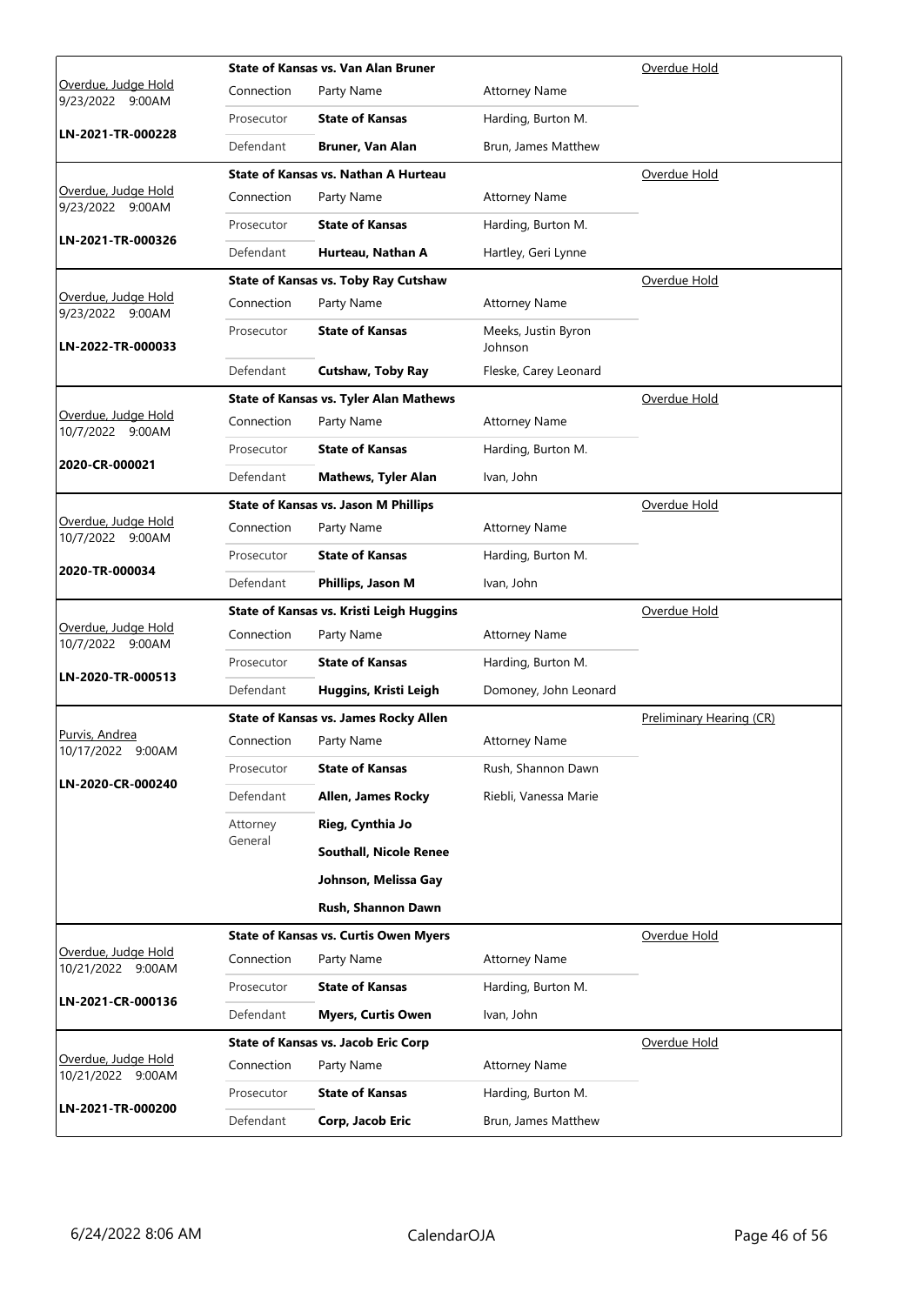| | | | | |
|---|---|---|---|---|
| Overdue, Judge Hold<br>9/23/2022 9:00AM<br><br>**LN-2021-TR-000228** | **State of Kansas vs. Van Alan Bruner** | | | Overdue Hold |
| | Connection | Party Name | Attorney Name | |
| | Prosecutor | **State of Kansas** | Harding, Burton M. | |
| | Defendant | **Bruner, Van Alan** | Brun, James Matthew | |
| Overdue, Judge Hold<br>9/23/2022 9:00AM<br><br>**LN-2021-TR-000326** | **State of Kansas vs. Nathan A Hurteau** | | | Overdue Hold |
| | Connection | Party Name | Attorney Name | |
| | Prosecutor | **State of Kansas** | Harding, Burton M. | |
| | Defendant | **Hurteau, Nathan A** | Hartley, Geri Lynne | |
| Overdue, Judge Hold<br>9/23/2022 9:00AM<br><br>**LN-2022-TR-000033** | **State of Kansas vs. Toby Ray Cutshaw** | | | Overdue Hold |
| | Connection | Party Name | Attorney Name | |
| | Prosecutor | **State of Kansas** | Meeks, Justin Byron Johnson | |
| | Defendant | **Cutshaw, Toby Ray** | Fleske, Carey Leonard | |
| Overdue, Judge Hold<br>10/7/2022 9:00AM<br><br>**2020-CR-000021** | **State of Kansas vs. Tyler Alan Mathews** | | | Overdue Hold |
| | Connection | Party Name | Attorney Name | |
| | Prosecutor | **State of Kansas** | Harding, Burton M. | |
| | Defendant | **Mathews, Tyler Alan** | Ivan, John | |
| Overdue, Judge Hold<br>10/7/2022 9:00AM<br><br>**2020-TR-000034** | **State of Kansas vs. Jason M Phillips** | | | Overdue Hold |
| | Connection | Party Name | Attorney Name | |
| | Prosecutor | **State of Kansas** | Harding, Burton M. | |
| | Defendant | **Phillips, Jason M** | Ivan, John | |
| Overdue, Judge Hold<br>10/7/2022 9:00AM<br><br>**LN-2020-TR-000513** | **State of Kansas vs. Kristi Leigh Huggins** | | | Overdue Hold |
| | Connection | Party Name | Attorney Name | |
| | Prosecutor | **State of Kansas** | Harding, Burton M. | |
| | Defendant | **Huggins, Kristi Leigh** | Domoney, John Leonard | |
| Purvis, Andrea<br>10/17/2022 9:00AM<br><br>**LN-2020-CR-000240** | **State of Kansas vs. James Rocky Allen** | | | Preliminary Hearing (CR) |
| | Connection | Party Name | Attorney Name | |
| | Prosecutor | **State of Kansas** | Rush, Shannon Dawn | |
| | Defendant | **Allen, James Rocky** | Riebli, Vanessa Marie | |
| | Attorney General | **Rieg, Cynthia Jo** | | |
| | | **Southall, Nicole Renee** | | |
| | | **Johnson, Melissa Gay** | | |
| | | **Rush, Shannon Dawn** | | |
| Overdue, Judge Hold<br>10/21/2022 9:00AM<br><br>**LN-2021-CR-000136** | **State of Kansas vs. Curtis Owen Myers** | | | Overdue Hold |
| | Connection | Party Name | Attorney Name | |
| | Prosecutor | **State of Kansas** | Harding, Burton M. | |
| | Defendant | **Myers, Curtis Owen** | Ivan, John | |
| Overdue, Judge Hold<br>10/21/2022 9:00AM<br><br>**LN-2021-TR-000200** | **State of Kansas vs. Jacob Eric Corp** | | | Overdue Hold |
| | Connection | Party Name | Attorney Name | |
| | Prosecutor | **State of Kansas** | Harding, Burton M. | |
| | Defendant | **Corp, Jacob Eric** | Brun, James Matthew | |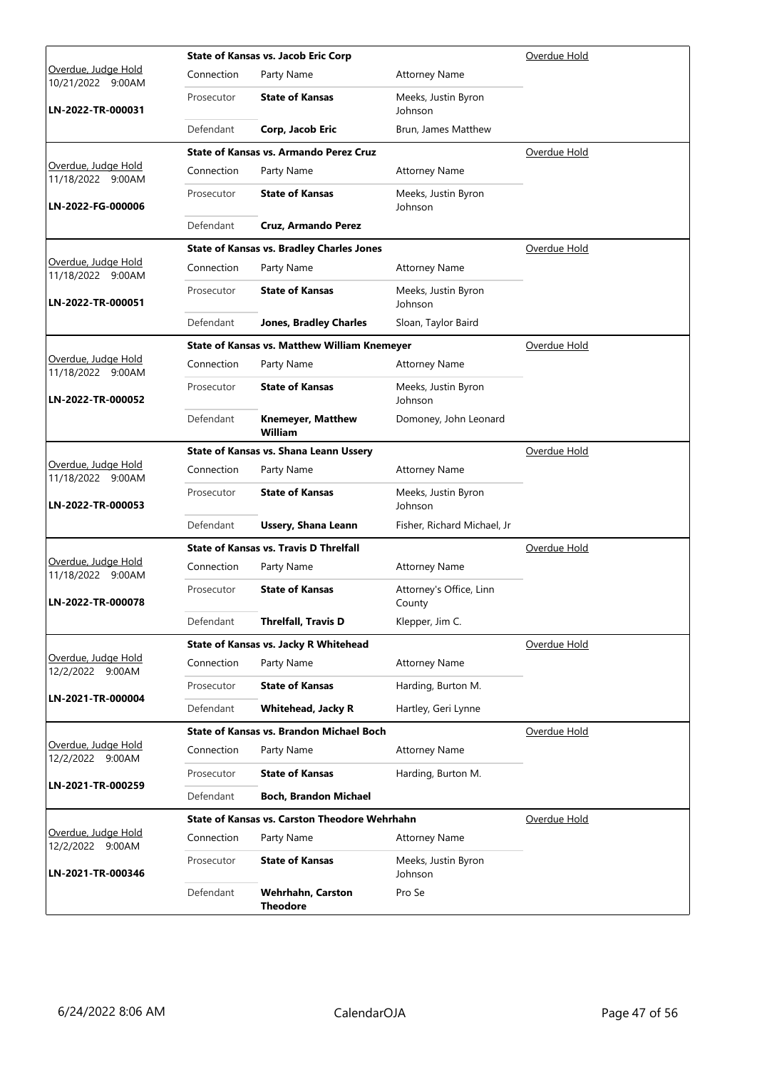| | | | | |
|---|---|---|---|---|
| Overdue, Judge Hold 10/21/2022 9:00AM **LN-2022-TR-000031** | **State of Kansas vs. Jacob Eric Corp** | | | Overdue Hold |
| | Connection | Party Name | Attorney Name | |
| | Prosecutor | **State of Kansas** | Meeks, Justin Byron Johnson | |
| | Defendant | **Corp, Jacob Eric** | Brun, James Matthew | |
| Overdue, Judge Hold 11/18/2022 9:00AM **LN-2022-FG-000006** | **State of Kansas vs. Armando Perez Cruz** | | | Overdue Hold |
| | Connection | Party Name | Attorney Name | |
| | Prosecutor | **State of Kansas** | Meeks, Justin Byron Johnson | |
| | Defendant | **Cruz, Armando Perez** | | |
| Overdue, Judge Hold 11/18/2022 9:00AM **LN-2022-TR-000051** | **State of Kansas vs. Bradley Charles Jones** | | | Overdue Hold |
| | Connection | Party Name | Attorney Name | |
| | Prosecutor | **State of Kansas** | Meeks, Justin Byron Johnson | |
| | Defendant | **Jones, Bradley Charles** | Sloan, Taylor Baird | |
| Overdue, Judge Hold 11/18/2022 9:00AM **LN-2022-TR-000052** | **State of Kansas vs. Matthew William Knemeyer** | | | Overdue Hold |
| | Connection | Party Name | Attorney Name | |
| | Prosecutor | **State of Kansas** | Meeks, Justin Byron Johnson | |
| | Defendant | **Knemeyer, Matthew William** | Domoney, John Leonard | |
| Overdue, Judge Hold 11/18/2022 9:00AM **LN-2022-TR-000053** | **State of Kansas vs. Shana Leann Ussery** | | | Overdue Hold |
| | Connection | Party Name | Attorney Name | |
| | Prosecutor | **State of Kansas** | Meeks, Justin Byron Johnson | |
| | Defendant | **Ussery, Shana Leann** | Fisher, Richard Michael, Jr | |
| Overdue, Judge Hold 11/18/2022 9:00AM **LN-2022-TR-000078** | **State of Kansas vs. Travis D Threlfall** | | | Overdue Hold |
| | Connection | Party Name | Attorney Name | |
| | Prosecutor | **State of Kansas** | Attorney's Office, Linn County | |
| | Defendant | **Threlfall, Travis D** | Klepper, Jim C. | |
| Overdue, Judge Hold 12/2/2022 9:00AM **LN-2021-TR-000004** | **State of Kansas vs. Jacky R Whitehead** | | | Overdue Hold |
| | Connection | Party Name | Attorney Name | |
| | Prosecutor | **State of Kansas** | Harding, Burton M. | |
| | Defendant | **Whitehead, Jacky R** | Hartley, Geri Lynne | |
| Overdue, Judge Hold 12/2/2022 9:00AM **LN-2021-TR-000259** | **State of Kansas vs. Brandon Michael Boch** | | | Overdue Hold |
| | Connection | Party Name | Attorney Name | |
| | Prosecutor | **State of Kansas** | Harding, Burton M. | |
| | Defendant | **Boch, Brandon Michael** | | |
| Overdue, Judge Hold 12/2/2022 9:00AM **LN-2021-TR-000346** | **State of Kansas vs. Carston Theodore Wehrhahn** | | | Overdue Hold |
| | Connection | Party Name | Attorney Name | |
| | Prosecutor | **State of Kansas** | Meeks, Justin Byron Johnson | |
| | Defendant | **Wehrhahn, Carston Theodore** | Pro Se | |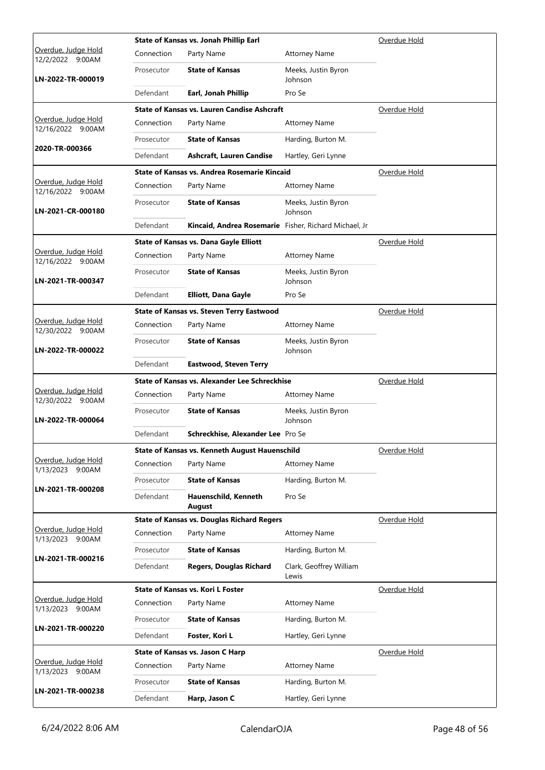| | | | | |
|---|---|---|---|---|
| Overdue, Judge Hold 12/2/2022 9:00AM LN-2022-TR-000019 | **State of Kansas vs. Jonah Phillip Earl** | | | Overdue Hold |
| | Connection | Party Name | Attorney Name | |
| | Prosecutor | **State of Kansas** | Meeks, Justin Byron Johnson | |
| | Defendant | **Earl, Jonah Phillip** | Pro Se | |
| Overdue, Judge Hold 12/16/2022 9:00AM 2020-TR-000366 | **State of Kansas vs. Lauren Candise Ashcraft** | | | Overdue Hold |
| | Connection | Party Name | Attorney Name | |
| | Prosecutor | **State of Kansas** | Harding, Burton M. | |
| | Defendant | **Ashcraft, Lauren Candise** | Hartley, Geri Lynne | |
| Overdue, Judge Hold 12/16/2022 9:00AM LN-2021-CR-000180 | **State of Kansas vs. Andrea Rosemarie Kincaid** | | | Overdue Hold |
| | Connection | Party Name | Attorney Name | |
| | Prosecutor | **State of Kansas** | Meeks, Justin Byron Johnson | |
| | Defendant | **Kincaid, Andrea Rosemarie** | Fisher, Richard Michael, Jr | |
| Overdue, Judge Hold 12/16/2022 9:00AM LN-2021-TR-000347 | **State of Kansas vs. Dana Gayle Elliott** | | | Overdue Hold |
| | Connection | Party Name | Attorney Name | |
| | Prosecutor | **State of Kansas** | Meeks, Justin Byron Johnson | |
| | Defendant | **Elliott, Dana Gayle** | Pro Se | |
| Overdue, Judge Hold 12/30/2022 9:00AM LN-2022-TR-000022 | **State of Kansas vs. Steven Terry Eastwood** | | | Overdue Hold |
| | Connection | Party Name | Attorney Name | |
| | Prosecutor | **State of Kansas** | Meeks, Justin Byron Johnson | |
| | Defendant | **Eastwood, Steven Terry** | | |
| Overdue, Judge Hold 12/30/2022 9:00AM LN-2022-TR-000064 | **State of Kansas vs. Alexander Lee Schreckhise** | | | Overdue Hold |
| | Connection | Party Name | Attorney Name | |
| | Prosecutor | **State of Kansas** | Meeks, Justin Byron Johnson | |
| | Defendant | **Schreckhise, Alexander Lee** | Pro Se | |
| Overdue, Judge Hold 1/13/2023 9:00AM LN-2021-TR-000208 | **State of Kansas vs. Kenneth August Hauenschild** | | | Overdue Hold |
| | Connection | Party Name | Attorney Name | |
| | Prosecutor | **State of Kansas** | Harding, Burton M. | |
| | Defendant | **Hauenschild, Kenneth August** | Pro Se | |
| Overdue, Judge Hold 1/13/2023 9:00AM LN-2021-TR-000216 | **State of Kansas vs. Douglas Richard Regers** | | | Overdue Hold |
| | Connection | Party Name | Attorney Name | |
| | Prosecutor | **State of Kansas** | Harding, Burton M. | |
| | Defendant | **Regers, Douglas Richard** | Clark, Geoffrey William Lewis | |
| Overdue, Judge Hold 1/13/2023 9:00AM LN-2021-TR-000220 | **State of Kansas vs. Kori L Foster** | | | Overdue Hold |
| | Connection | Party Name | Attorney Name | |
| | Prosecutor | **State of Kansas** | Harding, Burton M. | |
| | Defendant | **Foster, Kori L** | Hartley, Geri Lynne | |
| Overdue, Judge Hold 1/13/2023 9:00AM LN-2021-TR-000238 | **State of Kansas vs. Jason C Harp** | | | Overdue Hold |
| | Connection | Party Name | Attorney Name | |
| | Prosecutor | **State of Kansas** | Harding, Burton M. | |
| | Defendant | **Harp, Jason C** | Hartley, Geri Lynne | |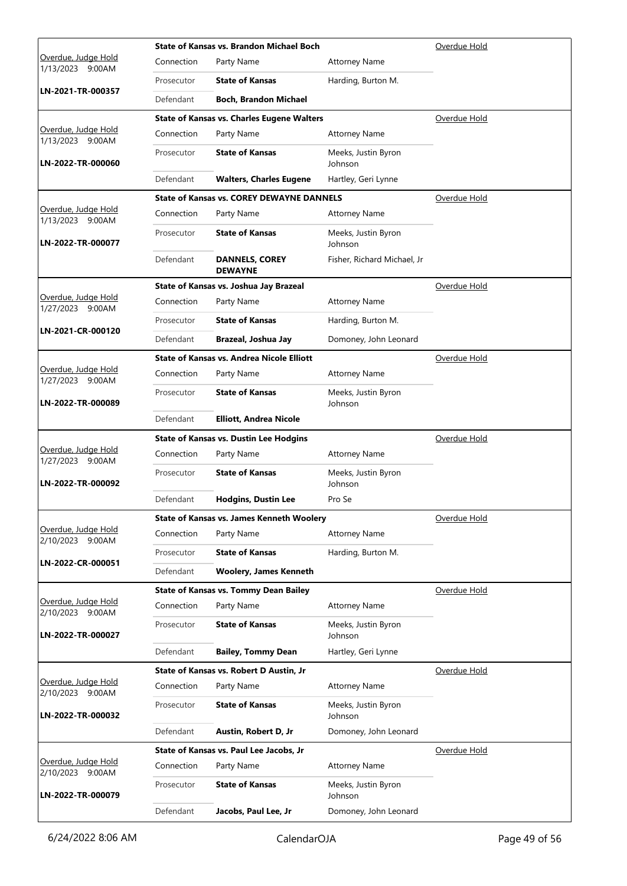| Case | Connection | Party Name | Attorney Name | Status |
|---|---|---|---|---|
| Overdue, Judge Hold<br>1/13/2023 9:00AM<br>**LN-2021-TR-000357** | **State of Kansas vs. Brandon Michael Boch** | | | Overdue Hold |
| | Prosecutor | **State of Kansas** | Harding, Burton M. | |
| | Defendant | **Boch, Brandon Michael** | | |
| Overdue, Judge Hold<br>1/13/2023 9:00AM<br>**LN-2022-TR-000060** | **State of Kansas vs. Charles Eugene Walters** | | | Overdue Hold |
| | Prosecutor | **State of Kansas** | Meeks, Justin Byron Johnson | |
| | Defendant | **Walters, Charles Eugene** | Hartley, Geri Lynne | |
| Overdue, Judge Hold<br>1/13/2023 9:00AM<br>**LN-2022-TR-000077** | **State of Kansas vs. COREY DEWAYNE DANNELS** | | | Overdue Hold |
| | Prosecutor | **State of Kansas** | Meeks, Justin Byron Johnson | |
| | Defendant | **DANNELS, COREY DEWAYNE** | Fisher, Richard Michael, Jr | |
| Overdue, Judge Hold<br>1/27/2023 9:00AM<br>**LN-2021-CR-000120** | **State of Kansas vs. Joshua Jay Brazeal** | | | Overdue Hold |
| | Prosecutor | **State of Kansas** | Harding, Burton M. | |
| | Defendant | **Brazeal, Joshua Jay** | Domoney, John Leonard | |
| Overdue, Judge Hold<br>1/27/2023 9:00AM<br>**LN-2022-TR-000089** | **State of Kansas vs. Andrea Nicole Elliott** | | | Overdue Hold |
| | Prosecutor | **State of Kansas** | Meeks, Justin Byron Johnson | |
| | Defendant | **Elliott, Andrea Nicole** | | |
| Overdue, Judge Hold<br>1/27/2023 9:00AM<br>**LN-2022-TR-000092** | **State of Kansas vs. Dustin Lee Hodgins** | | | Overdue Hold |
| | Prosecutor | **State of Kansas** | Meeks, Justin Byron Johnson | |
| | Defendant | **Hodgins, Dustin Lee** | Pro Se | |
| Overdue, Judge Hold<br>2/10/2023 9:00AM<br>**LN-2022-CR-000051** | **State of Kansas vs. James Kenneth Woolery** | | | Overdue Hold |
| | Prosecutor | **State of Kansas** | Harding, Burton M. | |
| | Defendant | **Woolery, James Kenneth** | | |
| Overdue, Judge Hold<br>2/10/2023 9:00AM<br>**LN-2022-TR-000027** | **State of Kansas vs. Tommy Dean Bailey** | | | Overdue Hold |
| | Prosecutor | **State of Kansas** | Meeks, Justin Byron Johnson | |
| | Defendant | **Bailey, Tommy Dean** | Hartley, Geri Lynne | |
| Overdue, Judge Hold<br>2/10/2023 9:00AM<br>**LN-2022-TR-000032** | **State of Kansas vs. Robert D Austin, Jr** | | | Overdue Hold |
| | Prosecutor | **State of Kansas** | Meeks, Justin Byron Johnson | |
| | Defendant | **Austin, Robert D, Jr** | Domoney, John Leonard | |
| Overdue, Judge Hold<br>2/10/2023 9:00AM<br>**LN-2022-TR-000079** | **State of Kansas vs. Paul Lee Jacobs, Jr** | | | Overdue Hold |
| | Prosecutor | **State of Kansas** | Meeks, Justin Byron Johnson | |
| | Defendant | **Jacobs, Paul Lee, Jr** | Domoney, John Leonard | |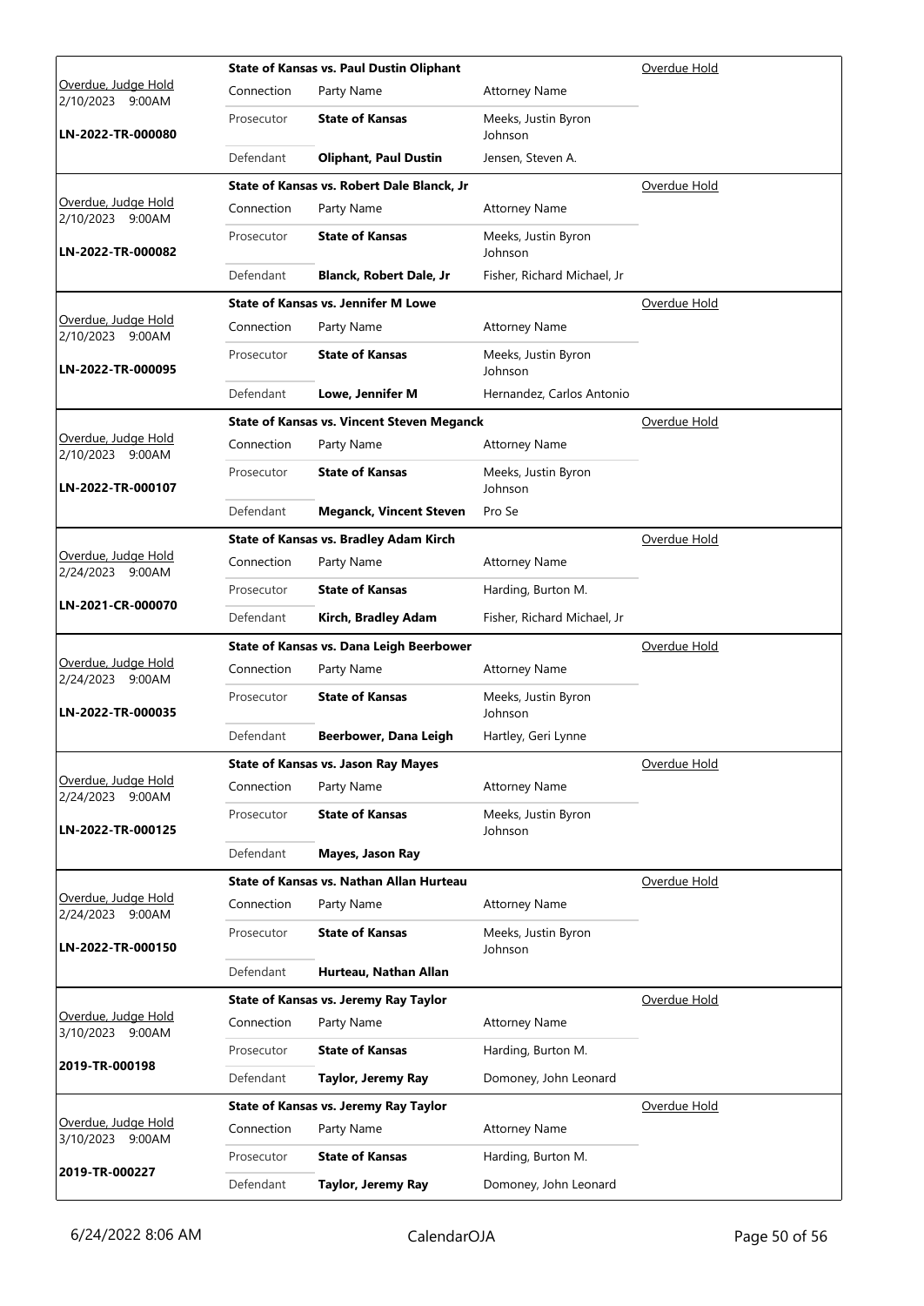| Hearing | Case | Connection | Party Name | Attorney Name | Status |
|---|---|---|---|---|---|
| Overdue, Judge Hold 2/10/2023 9:00AM | **State of Kansas vs. Paul Dustin Oliphant** | | | | Overdue Hold |
| **LN-2022-TR-000080** | | Prosecutor | **State of Kansas** | Meeks, Justin Byron Johnson | |
| | | Defendant | **Oliphant, Paul Dustin** | Jensen, Steven A. | |
| Overdue, Judge Hold 2/10/2023 9:00AM | **State of Kansas vs. Robert Dale Blanck, Jr** | | | | Overdue Hold |
| **LN-2022-TR-000082** | | Prosecutor | **State of Kansas** | Meeks, Justin Byron Johnson | |
| | | Defendant | **Blanck, Robert Dale, Jr** | Fisher, Richard Michael, Jr | |
| Overdue, Judge Hold 2/10/2023 9:00AM | **State of Kansas vs. Jennifer M Lowe** | | | | Overdue Hold |
| **LN-2022-TR-000095** | | Prosecutor | **State of Kansas** | Meeks, Justin Byron Johnson | |
| | | Defendant | **Lowe, Jennifer M** | Hernandez, Carlos Antonio | |
| Overdue, Judge Hold 2/10/2023 9:00AM | **State of Kansas vs. Vincent Steven Meganck** | | | | Overdue Hold |
| **LN-2022-TR-000107** | | Prosecutor | **State of Kansas** | Meeks, Justin Byron Johnson | |
| | | Defendant | **Meganck, Vincent Steven** | Pro Se | |
| Overdue, Judge Hold 2/24/2023 9:00AM | **State of Kansas vs. Bradley Adam Kirch** | | | | Overdue Hold |
| **LN-2021-CR-000070** | | Prosecutor | **State of Kansas** | Harding, Burton M. | |
| | | Defendant | **Kirch, Bradley Adam** | Fisher, Richard Michael, Jr | |
| Overdue, Judge Hold 2/24/2023 9:00AM | **State of Kansas vs. Dana Leigh Beerbower** | | | | Overdue Hold |
| **LN-2022-TR-000035** | | Prosecutor | **State of Kansas** | Meeks, Justin Byron Johnson | |
| | | Defendant | **Beerbower, Dana Leigh** | Hartley, Geri Lynne | |
| Overdue, Judge Hold 2/24/2023 9:00AM | **State of Kansas vs. Jason Ray Mayes** | | | | Overdue Hold |
| **LN-2022-TR-000125** | | Prosecutor | **State of Kansas** | Meeks, Justin Byron Johnson | |
| | | Defendant | **Mayes, Jason Ray** | | |
| Overdue, Judge Hold 2/24/2023 9:00AM | **State of Kansas vs. Nathan Allan Hurteau** | | | | Overdue Hold |
| **LN-2022-TR-000150** | | Prosecutor | **State of Kansas** | Meeks, Justin Byron Johnson | |
| | | Defendant | **Hurteau, Nathan Allan** | | |
| Overdue, Judge Hold 3/10/2023 9:00AM | **State of Kansas vs. Jeremy Ray Taylor** | | | | Overdue Hold |
| **2019-TR-000198** | | Prosecutor | **State of Kansas** | Harding, Burton M. | |
| | | Defendant | **Taylor, Jeremy Ray** | Domoney, John Leonard | |
| Overdue, Judge Hold 3/10/2023 9:00AM | **State of Kansas vs. Jeremy Ray Taylor** | | | | Overdue Hold |
| **2019-TR-000227** | | Prosecutor | **State of Kansas** | Harding, Burton M. | |
| | | Defendant | **Taylor, Jeremy Ray** | Domoney, John Leonard | |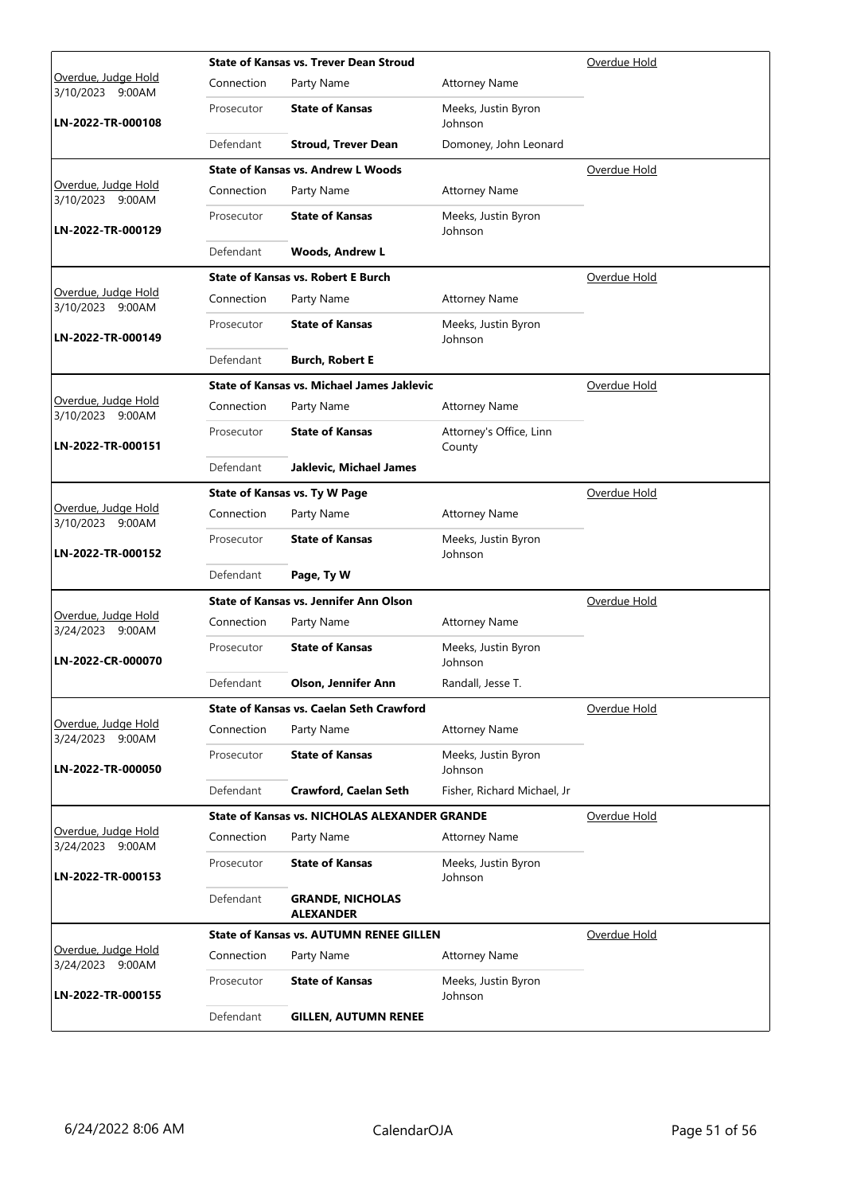| Hearing | Connection | Party Name | Attorney Name | Status |
|---|---|---|---|---|
| Overdue, Judge Hold 3/10/2023 9:00AM **LN-2022-TR-000108** | **State of Kansas vs. Trever Dean Stroud** | | | Overdue Hold |
| | Prosecutor | **State of Kansas** | Meeks, Justin Byron Johnson | |
| | Defendant | **Stroud, Trever Dean** | Domoney, John Leonard | |
| Overdue, Judge Hold 3/10/2023 9:00AM **LN-2022-TR-000129** | **State of Kansas vs. Andrew L Woods** | | | Overdue Hold |
| | Prosecutor | **State of Kansas** | Meeks, Justin Byron Johnson | |
| | Defendant | **Woods, Andrew L** | | |
| Overdue, Judge Hold 3/10/2023 9:00AM **LN-2022-TR-000149** | **State of Kansas vs. Robert E Burch** | | | Overdue Hold |
| | Prosecutor | **State of Kansas** | Meeks, Justin Byron Johnson | |
| | Defendant | **Burch, Robert E** | | |
| Overdue, Judge Hold 3/10/2023 9:00AM **LN-2022-TR-000151** | **State of Kansas vs. Michael James Jaklevic** | | | Overdue Hold |
| | Prosecutor | **State of Kansas** | Attorney's Office, Linn County | |
| | Defendant | **Jaklevic, Michael James** | | |
| Overdue, Judge Hold 3/10/2023 9:00AM **LN-2022-TR-000152** | **State of Kansas vs. Ty W Page** | | | Overdue Hold |
| | Prosecutor | **State of Kansas** | Meeks, Justin Byron Johnson | |
| | Defendant | **Page, Ty W** | | |
| Overdue, Judge Hold 3/24/2023 9:00AM **LN-2022-CR-000070** | **State of Kansas vs. Jennifer Ann Olson** | | | Overdue Hold |
| | Prosecutor | **State of Kansas** | Meeks, Justin Byron Johnson | |
| | Defendant | **Olson, Jennifer Ann** | Randall, Jesse T. | |
| Overdue, Judge Hold 3/24/2023 9:00AM **LN-2022-TR-000050** | **State of Kansas vs. Caelan Seth Crawford** | | | Overdue Hold |
| | Prosecutor | **State of Kansas** | Meeks, Justin Byron Johnson | |
| | Defendant | **Crawford, Caelan Seth** | Fisher, Richard Michael, Jr | |
| Overdue, Judge Hold 3/24/2023 9:00AM **LN-2022-TR-000153** | **State of Kansas vs. NICHOLAS ALEXANDER GRANDE** | | | Overdue Hold |
| | Prosecutor | **State of Kansas** | Meeks, Justin Byron Johnson | |
| | Defendant | **GRANDE, NICHOLAS ALEXANDER** | | |
| Overdue, Judge Hold 3/24/2023 9:00AM **LN-2022-TR-000155** | **State of Kansas vs. AUTUMN RENEE GILLEN** | | | Overdue Hold |
| | Prosecutor | **State of Kansas** | Meeks, Justin Byron Johnson | |
| | Defendant | **GILLEN, AUTUMN RENEE** | | |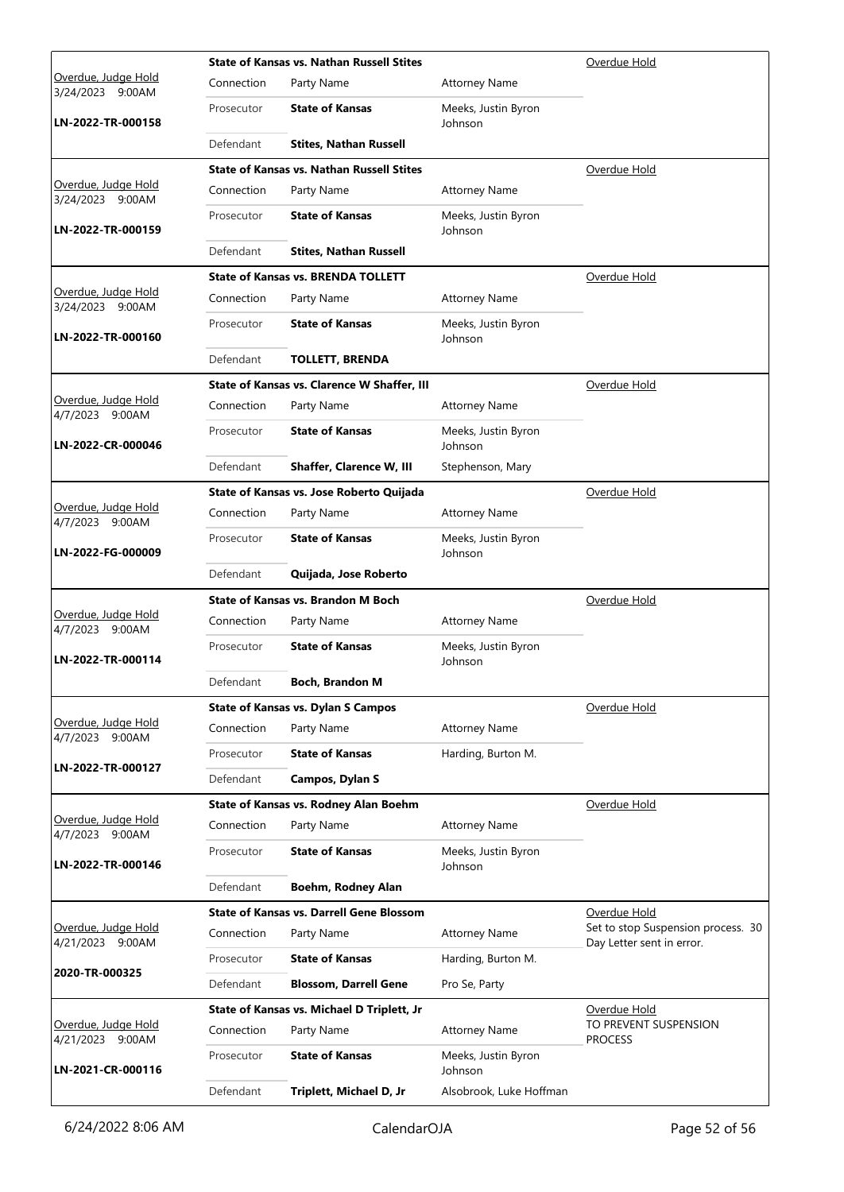| Hearing / Case | Case Title / Connection | Party Name | Attorney Name | Notes |
|---|---|---|---|---|
| Overdue, Judge Hold 3/24/2023 9:00AM | **State of Kansas vs. Nathan Russell Stites** | | | Overdue Hold |
| | Connection | Party Name | Attorney Name | |
| **LN-2022-TR-000158** | Prosecutor | **State of Kansas** | Meeks, Justin Byron Johnson | |
| | Defendant | **Stites, Nathan Russell** | | |
| Overdue, Judge Hold 3/24/2023 9:00AM | **State of Kansas vs. Nathan Russell Stites** | | | Overdue Hold |
| | Connection | Party Name | Attorney Name | |
| **LN-2022-TR-000159** | Prosecutor | **State of Kansas** | Meeks, Justin Byron Johnson | |
| | Defendant | **Stites, Nathan Russell** | | |
| Overdue, Judge Hold 3/24/2023 9:00AM | **State of Kansas vs. BRENDA TOLLETT** | | | Overdue Hold |
| | Connection | Party Name | Attorney Name | |
| **LN-2022-TR-000160** | Prosecutor | **State of Kansas** | Meeks, Justin Byron Johnson | |
| | Defendant | **TOLLETT, BRENDA** | | |
| Overdue, Judge Hold 4/7/2023 9:00AM | **State of Kansas vs. Clarence W Shaffer, III** | | | Overdue Hold |
| | Connection | Party Name | Attorney Name | |
| **LN-2022-CR-000046** | Prosecutor | **State of Kansas** | Meeks, Justin Byron Johnson | |
| | Defendant | **Shaffer, Clarence W, III** | Stephenson, Mary | |
| Overdue, Judge Hold 4/7/2023 9:00AM | **State of Kansas vs. Jose Roberto Quijada** | | | Overdue Hold |
| | Connection | Party Name | Attorney Name | |
| **LN-2022-FG-000009** | Prosecutor | **State of Kansas** | Meeks, Justin Byron Johnson | |
| | Defendant | **Quijada, Jose Roberto** | | |
| Overdue, Judge Hold 4/7/2023 9:00AM | **State of Kansas vs. Brandon M Boch** | | | Overdue Hold |
| | Connection | Party Name | Attorney Name | |
| **LN-2022-TR-000114** | Prosecutor | **State of Kansas** | Meeks, Justin Byron Johnson | |
| | Defendant | **Boch, Brandon M** | | |
| Overdue, Judge Hold 4/7/2023 9:00AM | **State of Kansas vs. Dylan S Campos** | | | Overdue Hold |
| | Connection | Party Name | Attorney Name | |
| **LN-2022-TR-000127** | Prosecutor | **State of Kansas** | Harding, Burton M. | |
| | Defendant | **Campos, Dylan S** | | |
| Overdue, Judge Hold 4/7/2023 9:00AM | **State of Kansas vs. Rodney Alan Boehm** | | | Overdue Hold |
| | Connection | Party Name | Attorney Name | |
| **LN-2022-TR-000146** | Prosecutor | **State of Kansas** | Meeks, Justin Byron Johnson | |
| | Defendant | **Boehm, Rodney Alan** | | |
| Overdue, Judge Hold 4/21/2023 9:00AM | **State of Kansas vs. Darrell Gene Blossom** | | | Overdue Hold Set to stop Suspension process. 30 Day Letter sent in error. |
| | Connection | Party Name | Attorney Name | |
| **2020-TR-000325** | Prosecutor | **State of Kansas** | Harding, Burton M. | |
| | Defendant | **Blossom, Darrell Gene** | Pro Se, Party | |
| Overdue, Judge Hold 4/21/2023 9:00AM | **State of Kansas vs. Michael D Triplett, Jr** | | | Overdue Hold TO PREVENT SUSPENSION PROCESS |
| | Connection | Party Name | Attorney Name | |
| **LN-2021-CR-000116** | Prosecutor | **State of Kansas** | Meeks, Justin Byron Johnson | |
| | Defendant | **Triplett, Michael D, Jr** | Alsobrook, Luke Hoffman | |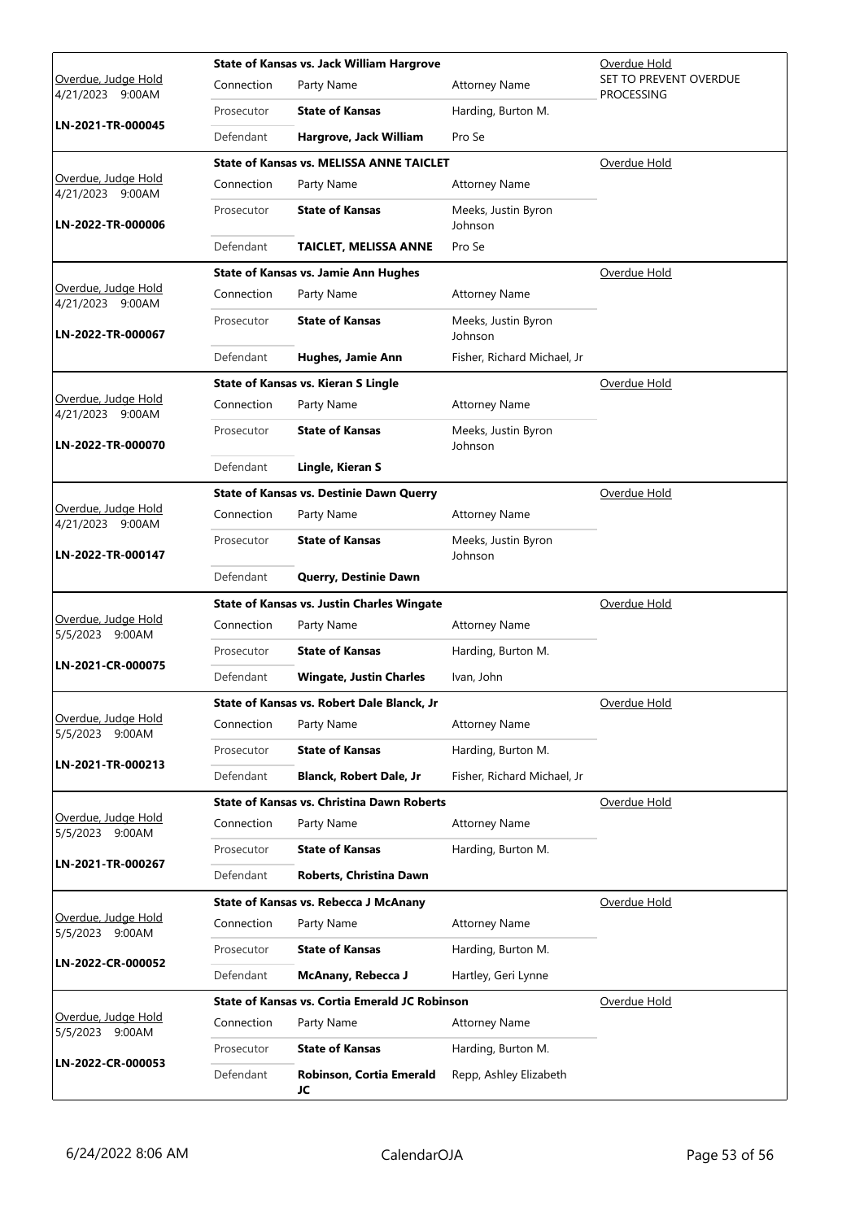| Hearing | Case | Connection | Party Name | Attorney Name | Notes |
|---|---|---|---|---|---|
| Overdue, Judge Hold 4/21/2023 9:00AM | **State of Kansas vs. Jack William Hargrove** | | | | Overdue Hold SET TO PREVENT OVERDUE PROCESSING |
| **LN-2021-TR-000045** | | Prosecutor | **State of Kansas** | Harding, Burton M. | |
| | | Defendant | **Hargrove, Jack William** | Pro Se | |
| Overdue, Judge Hold 4/21/2023 9:00AM | **State of Kansas vs. MELISSA ANNE TAICLET** | | | | Overdue Hold |
| **LN-2022-TR-000006** | | Prosecutor | **State of Kansas** | Meeks, Justin Byron Johnson | |
| | | Defendant | **TAICLET, MELISSA ANNE** | Pro Se | |
| Overdue, Judge Hold 4/21/2023 9:00AM | **State of Kansas vs. Jamie Ann Hughes** | | | | Overdue Hold |
| **LN-2022-TR-000067** | | Prosecutor | **State of Kansas** | Meeks, Justin Byron Johnson | |
| | | Defendant | **Hughes, Jamie Ann** | Fisher, Richard Michael, Jr | |
| Overdue, Judge Hold 4/21/2023 9:00AM | **State of Kansas vs. Kieran S Lingle** | | | | Overdue Hold |
| **LN-2022-TR-000070** | | Prosecutor | **State of Kansas** | Meeks, Justin Byron Johnson | |
| | | Defendant | **Lingle, Kieran S** | | |
| Overdue, Judge Hold 4/21/2023 9:00AM | **State of Kansas vs. Destinie Dawn Querry** | | | | Overdue Hold |
| **LN-2022-TR-000147** | | Prosecutor | **State of Kansas** | Meeks, Justin Byron Johnson | |
| | | Defendant | **Querry, Destinie Dawn** | | |
| Overdue, Judge Hold 5/5/2023 9:00AM | **State of Kansas vs. Justin Charles Wingate** | | | | Overdue Hold |
| **LN-2021-CR-000075** | | Prosecutor | **State of Kansas** | Harding, Burton M. | |
| | | Defendant | **Wingate, Justin Charles** | Ivan, John | |
| Overdue, Judge Hold 5/5/2023 9:00AM | **State of Kansas vs. Robert Dale Blanck, Jr** | | | | Overdue Hold |
| **LN-2021-TR-000213** | | Prosecutor | **State of Kansas** | Harding, Burton M. | |
| | | Defendant | **Blanck, Robert Dale, Jr** | Fisher, Richard Michael, Jr | |
| Overdue, Judge Hold 5/5/2023 9:00AM | **State of Kansas vs. Christina Dawn Roberts** | | | | Overdue Hold |
| **LN-2021-TR-000267** | | Prosecutor | **State of Kansas** | Harding, Burton M. | |
| | | Defendant | **Roberts, Christina Dawn** | | |
| Overdue, Judge Hold 5/5/2023 9:00AM | **State of Kansas vs. Rebecca J McAnany** | | | | Overdue Hold |
| **LN-2022-CR-000052** | | Prosecutor | **State of Kansas** | Harding, Burton M. | |
| | | Defendant | **McAnany, Rebecca J** | Hartley, Geri Lynne | |
| Overdue, Judge Hold 5/5/2023 9:00AM | **State of Kansas vs. Cortia Emerald JC Robinson** | | | | Overdue Hold |
| **LN-2022-CR-000053** | | Prosecutor | **State of Kansas** | Harding, Burton M. | |
| | | Defendant | **Robinson, Cortia Emerald JC** | Repp, Ashley Elizabeth | |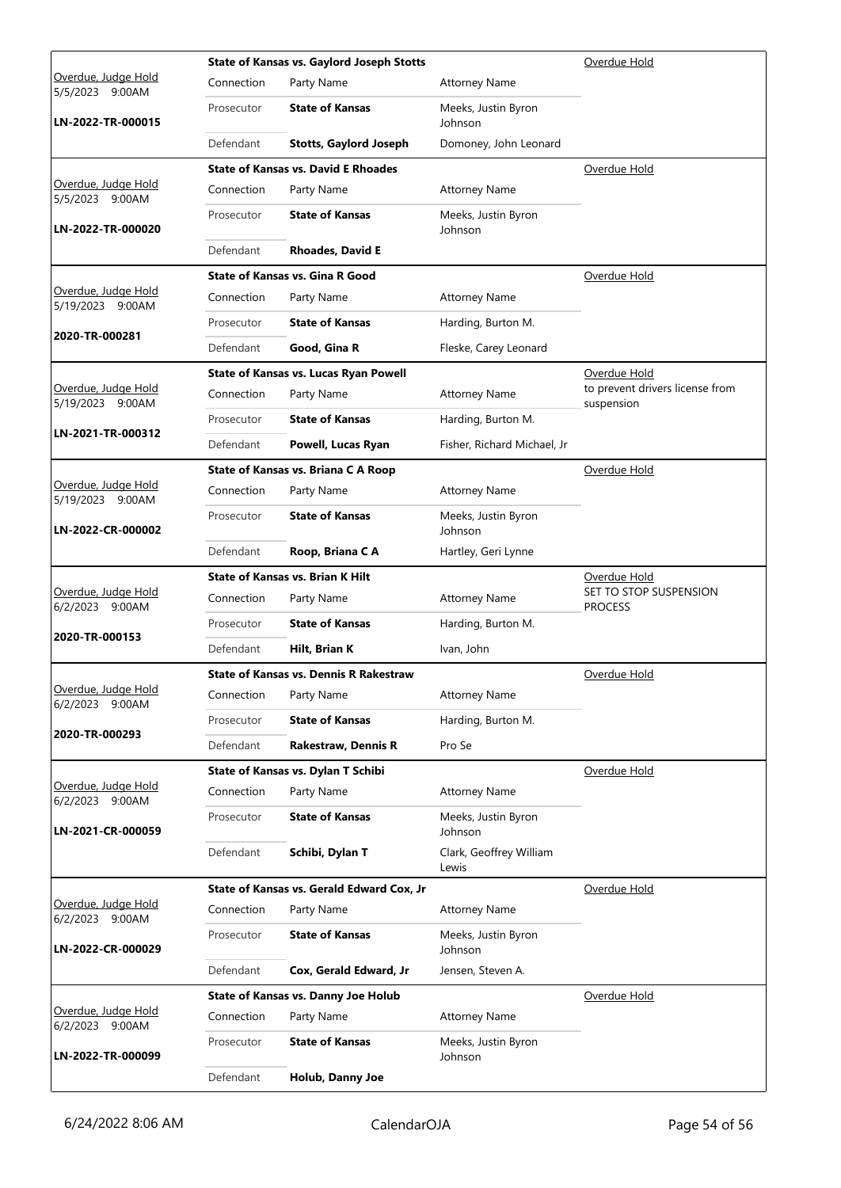| Hearing | Case | Connection | Party Name | Attorney Name | Notes |
|---|---|---|---|---|---|
| Overdue, Judge Hold 5/5/2023 9:00AM | **State of Kansas vs. Gaylord Joseph Stotts** | | | | Overdue Hold |
| **LN-2022-TR-000015** | | Prosecutor | **State of Kansas** | Meeks, Justin Byron Johnson | |
| | | Defendant | **Stotts, Gaylord Joseph** | Domoney, John Leonard | |
| Overdue, Judge Hold 5/5/2023 9:00AM | **State of Kansas vs. David E Rhoades** | | | | Overdue Hold |
| **LN-2022-TR-000020** | | Prosecutor | **State of Kansas** | Meeks, Justin Byron Johnson | |
| | | Defendant | **Rhoades, David E** | | |
| Overdue, Judge Hold 5/19/2023 9:00AM | **State of Kansas vs. Gina R Good** | | | | Overdue Hold |
| **2020-TR-000281** | | Prosecutor | **State of Kansas** | Harding, Burton M. | |
| | | Defendant | **Good, Gina R** | Fleske, Carey Leonard | |
| Overdue, Judge Hold 5/19/2023 9:00AM | **State of Kansas vs. Lucas Ryan Powell** | | | | Overdue Hold to prevent drivers license from suspension |
| **LN-2021-TR-000312** | | Prosecutor | **State of Kansas** | Harding, Burton M. | |
| | | Defendant | **Powell, Lucas Ryan** | Fisher, Richard Michael, Jr | |
| Overdue, Judge Hold 5/19/2023 9:00AM | **State of Kansas vs. Briana C A Roop** | | | | Overdue Hold |
| **LN-2022-CR-000002** | | Prosecutor | **State of Kansas** | Meeks, Justin Byron Johnson | |
| | | Defendant | **Roop, Briana C A** | Hartley, Geri Lynne | |
| Overdue, Judge Hold 6/2/2023 9:00AM | **State of Kansas vs. Brian K Hilt** | | | | Overdue Hold SET TO STOP SUSPENSION PROCESS |
| **2020-TR-000153** | | Prosecutor | **State of Kansas** | Harding, Burton M. | |
| | | Defendant | **Hilt, Brian K** | Ivan, John | |
| Overdue, Judge Hold 6/2/2023 9:00AM | **State of Kansas vs. Dennis R Rakestraw** | | | | Overdue Hold |
| **2020-TR-000293** | | Prosecutor | **State of Kansas** | Harding, Burton M. | |
| | | Defendant | **Rakestraw, Dennis R** | Pro Se | |
| Overdue, Judge Hold 6/2/2023 9:00AM | **State of Kansas vs. Dylan T Schibi** | | | | Overdue Hold |
| **LN-2021-CR-000059** | | Prosecutor | **State of Kansas** | Meeks, Justin Byron Johnson | |
| | | Defendant | **Schibi, Dylan T** | Clark, Geoffrey William Lewis | |
| Overdue, Judge Hold 6/2/2023 9:00AM | **State of Kansas vs. Gerald Edward Cox, Jr** | | | | Overdue Hold |
| **LN-2022-CR-000029** | | Prosecutor | **State of Kansas** | Meeks, Justin Byron Johnson | |
| | | Defendant | **Cox, Gerald Edward, Jr** | Jensen, Steven A. | |
| Overdue, Judge Hold 6/2/2023 9:00AM | **State of Kansas vs. Danny Joe Holub** | | | | Overdue Hold |
| **LN-2022-TR-000099** | | Prosecutor | **State of Kansas** | Meeks, Justin Byron Johnson | |
| | | Defendant | **Holub, Danny Joe** | | |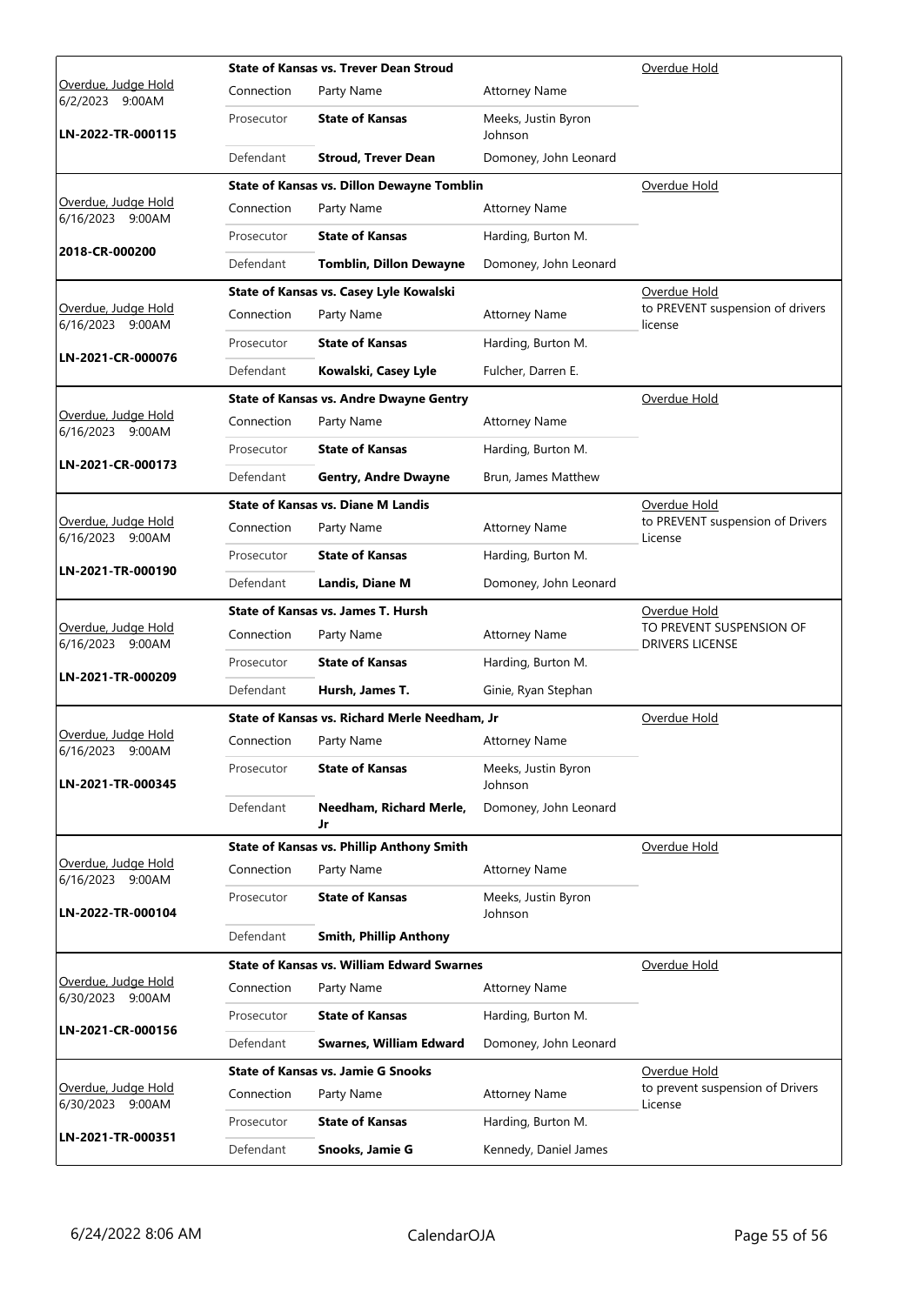| | | | | |
|---|---|---|---|---|
| Overdue, Judge Hold 6/2/2023 9:00AM LN-2022-TR-000115 | **State of Kansas vs. Trever Dean Stroud** | | | Overdue Hold |
| | Connection | Party Name | Attorney Name | |
| | Prosecutor | **State of Kansas** | Meeks, Justin Byron Johnson | |
| | Defendant | **Stroud, Trever Dean** | Domoney, John Leonard | |
| Overdue, Judge Hold 6/16/2023 9:00AM 2018-CR-000200 | **State of Kansas vs. Dillon Dewayne Tomblin** | | | Overdue Hold |
| | Connection | Party Name | Attorney Name | |
| | Prosecutor | **State of Kansas** | Harding, Burton M. | |
| | Defendant | **Tomblin, Dillon Dewayne** | Domoney, John Leonard | |
| Overdue, Judge Hold 6/16/2023 9:00AM LN-2021-CR-000076 | **State of Kansas vs. Casey Lyle Kowalski** | | | Overdue Hold to PREVENT suspension of drivers license |
| | Connection | Party Name | Attorney Name | |
| | Prosecutor | **State of Kansas** | Harding, Burton M. | |
| | Defendant | **Kowalski, Casey Lyle** | Fulcher, Darren E. | |
| Overdue, Judge Hold 6/16/2023 9:00AM LN-2021-CR-000173 | **State of Kansas vs. Andre Dwayne Gentry** | | | Overdue Hold |
| | Connection | Party Name | Attorney Name | |
| | Prosecutor | **State of Kansas** | Harding, Burton M. | |
| | Defendant | **Gentry, Andre Dwayne** | Brun, James Matthew | |
| Overdue, Judge Hold 6/16/2023 9:00AM LN-2021-TR-000190 | **State of Kansas vs. Diane M Landis** | | | Overdue Hold to PREVENT suspension of Drivers License |
| | Connection | Party Name | Attorney Name | |
| | Prosecutor | **State of Kansas** | Harding, Burton M. | |
| | Defendant | **Landis, Diane M** | Domoney, John Leonard | |
| Overdue, Judge Hold 6/16/2023 9:00AM LN-2021-TR-000209 | **State of Kansas vs. James T. Hursh** | | | Overdue Hold TO PREVENT SUSPENSION OF DRIVERS LICENSE |
| | Connection | Party Name | Attorney Name | |
| | Prosecutor | **State of Kansas** | Harding, Burton M. | |
| | Defendant | **Hursh, James T.** | Ginie, Ryan Stephan | |
| Overdue, Judge Hold 6/16/2023 9:00AM LN-2021-TR-000345 | **State of Kansas vs. Richard Merle Needham, Jr** | | | Overdue Hold |
| | Connection | Party Name | Attorney Name | |
| | Prosecutor | **State of Kansas** | Meeks, Justin Byron Johnson | |
| | Defendant | **Needham, Richard Merle, Jr** | Domoney, John Leonard | |
| Overdue, Judge Hold 6/16/2023 9:00AM LN-2022-TR-000104 | **State of Kansas vs. Phillip Anthony Smith** | | | Overdue Hold |
| | Connection | Party Name | Attorney Name | |
| | Prosecutor | **State of Kansas** | Meeks, Justin Byron Johnson | |
| | Defendant | **Smith, Phillip Anthony** | | |
| Overdue, Judge Hold 6/30/2023 9:00AM LN-2021-CR-000156 | **State of Kansas vs. William Edward Swarnes** | | | Overdue Hold |
| | Connection | Party Name | Attorney Name | |
| | Prosecutor | **State of Kansas** | Harding, Burton M. | |
| | Defendant | **Swarnes, William Edward** | Domoney, John Leonard | |
| Overdue, Judge Hold 6/30/2023 9:00AM LN-2021-TR-000351 | **State of Kansas vs. Jamie G Snooks** | | | Overdue Hold to prevent suspension of Drivers License |
| | Connection | Party Name | Attorney Name | |
| | Prosecutor | **State of Kansas** | Harding, Burton M. | |
| | Defendant | **Snooks, Jamie G** | Kennedy, Daniel James | |

6/24/2022 8:06 AM CalendarOJA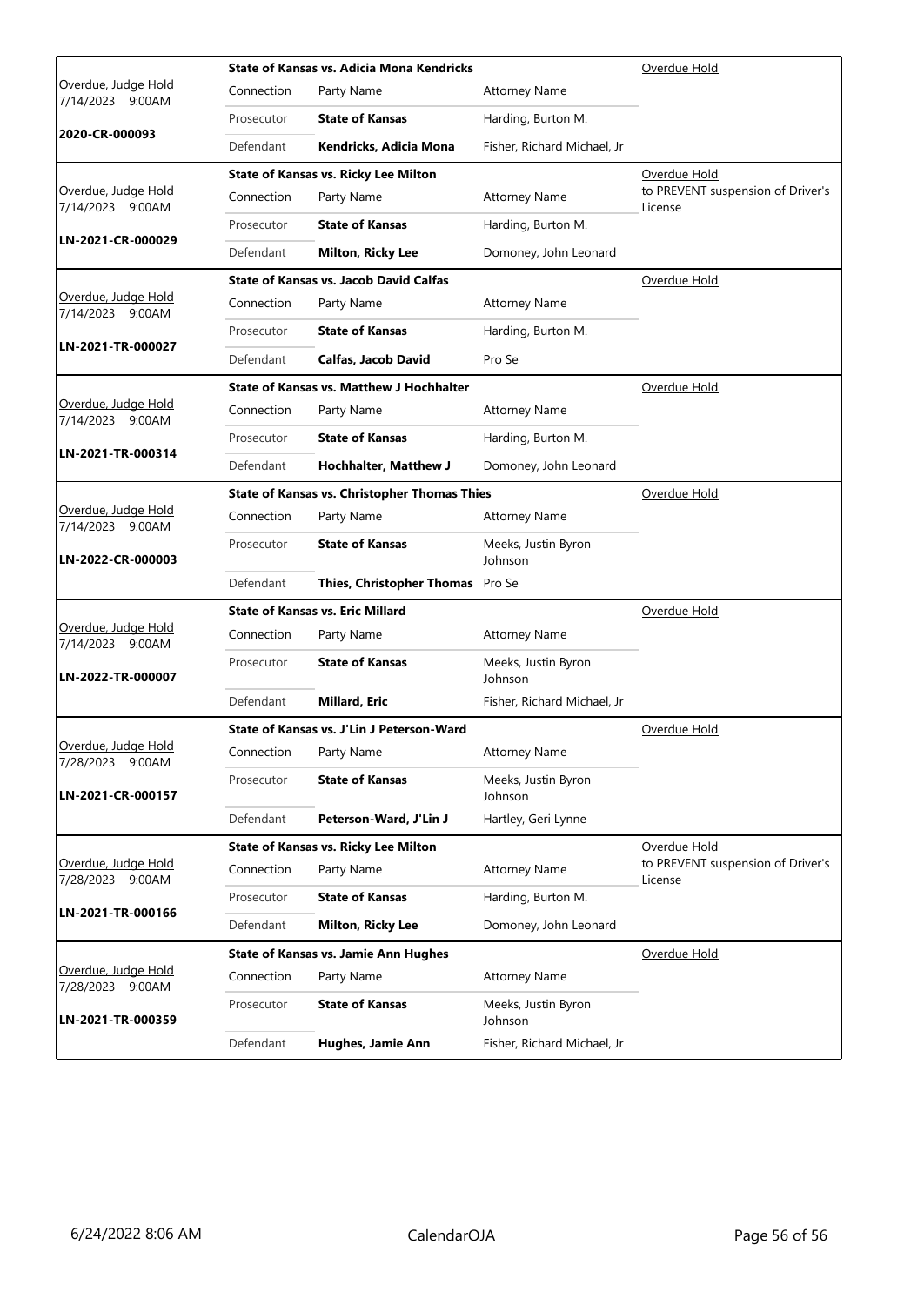| Hearing / Case | Case Title / Connection | Party Name | Attorney Name | Notes |
|---|---|---|---|---|
| Overdue, Judge Hold 7/14/2023 9:00AM | **State of Kansas vs. Adicia Mona Kendricks** | | | Overdue Hold |
| **2020-CR-000093** | Connection | Party Name | Attorney Name | |
| | Prosecutor | **State of Kansas** | Harding, Burton M. | |
| | Defendant | **Kendricks, Adicia Mona** | Fisher, Richard Michael, Jr | |
| Overdue, Judge Hold 7/14/2023 9:00AM | **State of Kansas vs. Ricky Lee Milton** | | | Overdue Hold to PREVENT suspension of Driver's License |
| **LN-2021-CR-000029** | Connection | Party Name | Attorney Name | |
| | Prosecutor | **State of Kansas** | Harding, Burton M. | |
| | Defendant | **Milton, Ricky Lee** | Domoney, John Leonard | |
| Overdue, Judge Hold 7/14/2023 9:00AM | **State of Kansas vs. Jacob David Calfas** | | | Overdue Hold |
| **LN-2021-TR-000027** | Connection | Party Name | Attorney Name | |
| | Prosecutor | **State of Kansas** | Harding, Burton M. | |
| | Defendant | **Calfas, Jacob David** | Pro Se | |
| Overdue, Judge Hold 7/14/2023 9:00AM | **State of Kansas vs. Matthew J Hochhalter** | | | Overdue Hold |
| **LN-2021-TR-000314** | Connection | Party Name | Attorney Name | |
| | Prosecutor | **State of Kansas** | Harding, Burton M. | |
| | Defendant | **Hochhalter, Matthew J** | Domoney, John Leonard | |
| Overdue, Judge Hold 7/14/2023 9:00AM | **State of Kansas vs. Christopher Thomas Thies** | | | Overdue Hold |
| **LN-2022-CR-000003** | Connection | Party Name | Attorney Name | |
| | Prosecutor | **State of Kansas** | Meeks, Justin Byron Johnson | |
| | Defendant | **Thies, Christopher Thomas** | Pro Se | |
| Overdue, Judge Hold 7/14/2023 9:00AM | **State of Kansas vs. Eric Millard** | | | Overdue Hold |
| **LN-2022-TR-000007** | Connection | Party Name | Attorney Name | |
| | Prosecutor | **State of Kansas** | Meeks, Justin Byron Johnson | |
| | Defendant | **Millard, Eric** | Fisher, Richard Michael, Jr | |
| Overdue, Judge Hold 7/28/2023 9:00AM | **State of Kansas vs. J'Lin J Peterson-Ward** | | | Overdue Hold |
| **LN-2021-CR-000157** | Connection | Party Name | Attorney Name | |
| | Prosecutor | **State of Kansas** | Meeks, Justin Byron Johnson | |
| | Defendant | **Peterson-Ward, J'Lin J** | Hartley, Geri Lynne | |
| Overdue, Judge Hold 7/28/2023 9:00AM | **State of Kansas vs. Ricky Lee Milton** | | | Overdue Hold to PREVENT suspension of Driver's License |
| **LN-2021-TR-000166** | Connection | Party Name | Attorney Name | |
| | Prosecutor | **State of Kansas** | Harding, Burton M. | |
| | Defendant | **Milton, Ricky Lee** | Domoney, John Leonard | |
| Overdue, Judge Hold 7/28/2023 9:00AM | **State of Kansas vs. Jamie Ann Hughes** | | | Overdue Hold |
| **LN-2021-TR-000359** | Connection | Party Name | Attorney Name | |
| | Prosecutor | **State of Kansas** | Meeks, Justin Byron Johnson | |
| | Defendant | **Hughes, Jamie Ann** | Fisher, Richard Michael, Jr | |